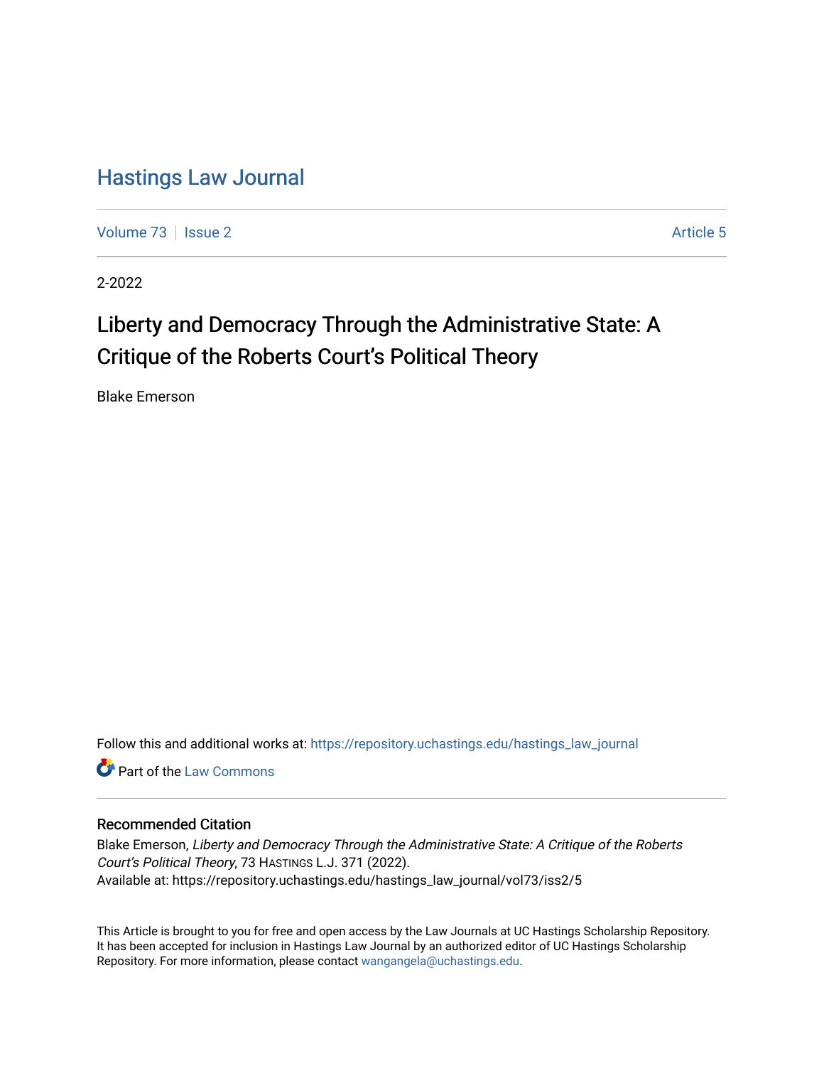# Hastings Law Journal

Volume 73 | Issue 2 | Article 5

2-2022

## Liberty and Democracy Through the Administrative State: A Critique of the Roberts Court's Political Theory

Blake Emerson

Follow this and additional works at: https://repository.uchastings.edu/hastings_law_journal

Part of the Law Commons

### Recommended Citation

Blake Emerson, *Liberty and Democracy Through the Administrative State: A Critique of the Roberts Court's Political Theory*, 73 Hastings L.J. 371 (2022).
Available at: https://repository.uchastings.edu/hastings_law_journal/vol73/iss2/5

This Article is brought to you for free and open access by the Law Journals at UC Hastings Scholarship Repository. It has been accepted for inclusion in Hastings Law Journal by an authorized editor of UC Hastings Scholarship Repository. For more information, please contact wangangela@uchastings.edu.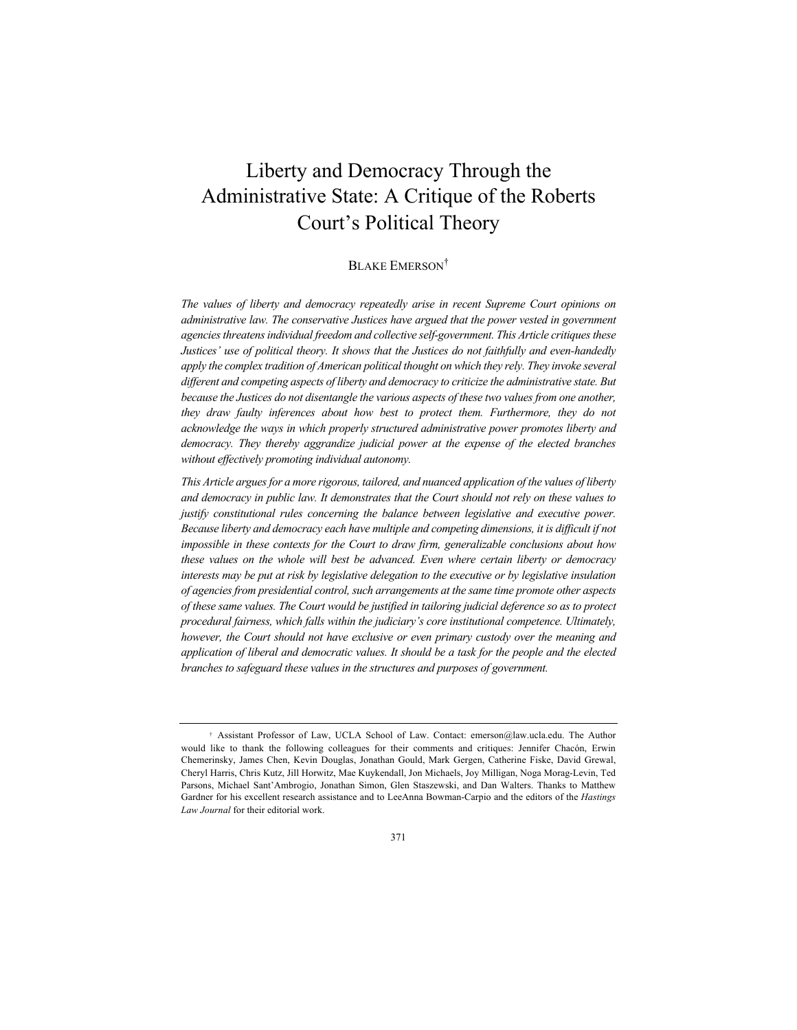# Liberty and Democracy Through the Administrative State: A Critique of the Roberts Court's Political Theory

BLAKE EMERSON[†]

*The values of liberty and democracy repeatedly arise in recent Supreme Court opinions on administrative law. The conservative Justices have argued that the power vested in government agencies threatens individual freedom and collective self-government. This Article critiques these Justices' use of political theory. It shows that the Justices do not faithfully and even-handedly apply the complex tradition of American political thought on which they rely. They invoke several different and competing aspects of liberty and democracy to criticize the administrative state. But because the Justices do not disentangle the various aspects of these two values from one another, they draw faulty inferences about how best to protect them. Furthermore, they do not acknowledge the ways in which properly structured administrative power promotes liberty and democracy. They thereby aggrandize judicial power at the expense of the elected branches without effectively promoting individual autonomy.*

*This Article argues for a more rigorous, tailored, and nuanced application of the values of liberty and democracy in public law. It demonstrates that the Court should not rely on these values to justify constitutional rules concerning the balance between legislative and executive power. Because liberty and democracy each have multiple and competing dimensions, it is difficult if not impossible in these contexts for the Court to draw firm, generalizable conclusions about how these values on the whole will best be advanced. Even where certain liberty or democracy interests may be put at risk by legislative delegation to the executive or by legislative insulation of agencies from presidential control, such arrangements at the same time promote other aspects of these same values. The Court would be justified in tailoring judicial deference so as to protect procedural fairness, which falls within the judiciary's core institutional competence. Ultimately, however, the Court should not have exclusive or even primary custody over the meaning and application of liberal and democratic values. It should be a task for the people and the elected branches to safeguard these values in the structures and purposes of government.*

---

[†] Assistant Professor of Law, UCLA School of Law. Contact: emerson@law.ucla.edu. The Author would like to thank the following colleagues for their comments and critiques: Jennifer Chacón, Erwin Chemerinsky, James Chen, Kevin Douglas, Jonathan Gould, Mark Gergen, Catherine Fiske, David Grewal, Cheryl Harris, Chris Kutz, Jill Horwitz, Mae Kuykendall, Jon Michaels, Joy Milligan, Noga Morag-Levin, Ted Parsons, Michael Sant'Ambrogio, Jonathan Simon, Glen Staszewski, and Dan Walters. Thanks to Matthew Gardner for his excellent research assistance and to LeeAnna Bowman-Carpio and the editors of the *Hastings Law Journal* for their editorial work.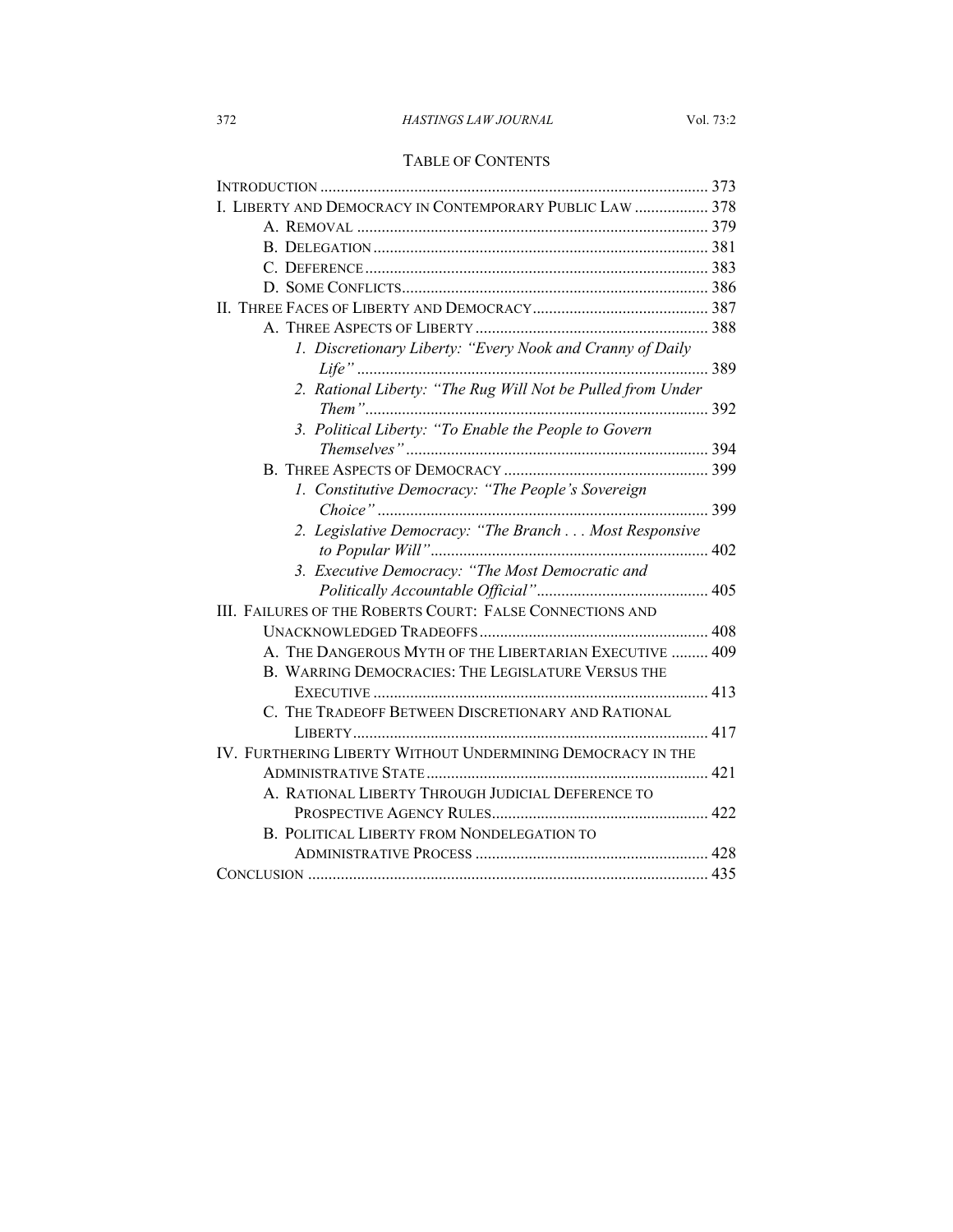## TABLE OF CONTENTS

- INTRODUCTION ............................................................................................ 373
- I. LIBERTY AND DEMOCRACY IN CONTEMPORARY PUBLIC LAW ................. 378
  - A. REMOVAL ..................................................................................... 379
  - B. DELEGATION ................................................................................. 381
  - C. DEFERENCE ................................................................................... 383
  - D. SOME CONFLICTS .......................................................................... 386
- II. THREE FACES OF LIBERTY AND DEMOCRACY .......................................... 387
  - A. THREE ASPECTS OF LIBERTY ......................................................... 388
    - *1. Discretionary Liberty: "Every Nook and Cranny of Daily Life"* ..................................................................................... 389
    - *2. Rational Liberty: "The Rug Will Not be Pulled from Under Them"* .................................................................................... 392
    - *3. Political Liberty: "To Enable the People to Govern Themselves"* ......................................................................... 394
  - B. THREE ASPECTS OF DEMOCRACY .................................................. 399
    - *1. Constitutive Democracy: "The People's Sovereign Choice"* ................................................................................. 399
    - *2. Legislative Democracy: "The Branch . . . Most Responsive to Popular Will"* .................................................................... 402
    - *3. Executive Democracy: "The Most Democratic and Politically Accountable Official"* .......................................... 405
- III. FAILURES OF THE ROBERTS COURT: FALSE CONNECTIONS AND UNACKNOWLEDGED TRADEOFFS ........................................................ 408
  - A. THE DANGEROUS MYTH OF THE LIBERTARIAN EXECUTIVE ......... 409
  - B. WARRING DEMOCRACIES: THE LEGISLATURE VERSUS THE EXECUTIVE .................................................................................. 413
  - C. THE TRADEOFF BETWEEN DISCRETIONARY AND RATIONAL LIBERTY ....................................................................................... 417
- IV. FURTHERING LIBERTY WITHOUT UNDERMINING DEMOCRACY IN THE ADMINISTRATIVE STATE .................................................................... 421
  - A. RATIONAL LIBERTY THROUGH JUDICIAL DEFERENCE TO PROSPECTIVE AGENCY RULES ..................................................... 422
  - B. POLITICAL LIBERTY FROM NONDELEGATION TO ADMINISTRATIVE PROCESS ......................................................... 428
- CONCLUSION ................................................................................................. 435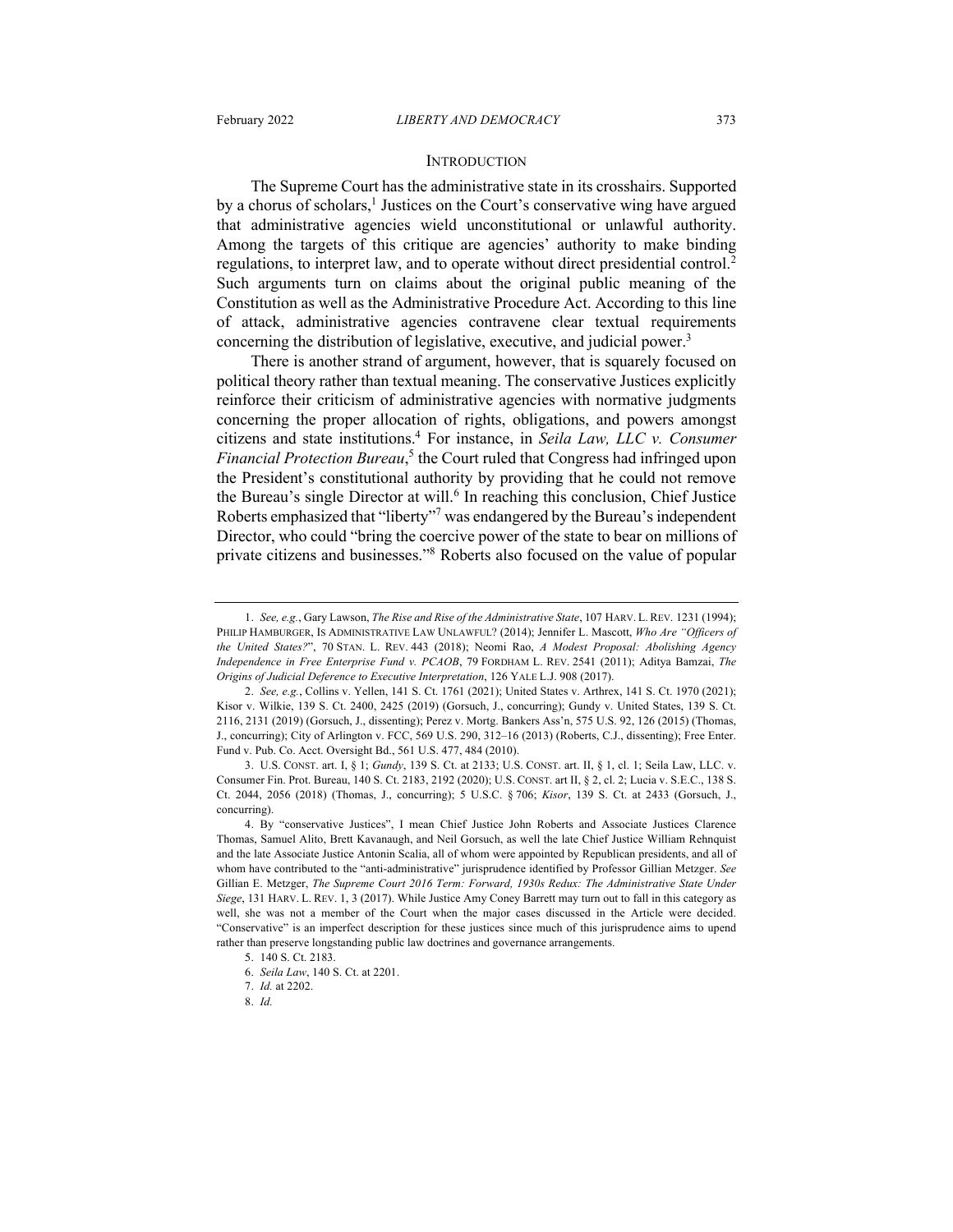## INTRODUCTION

The Supreme Court has the administrative state in its crosshairs. Supported by a chorus of scholars,[1] Justices on the Court's conservative wing have argued that administrative agencies wield unconstitutional or unlawful authority. Among the targets of this critique are agencies' authority to make binding regulations, to interpret law, and to operate without direct presidential control.[2] Such arguments turn on claims about the original public meaning of the Constitution as well as the Administrative Procedure Act. According to this line of attack, administrative agencies contravene clear textual requirements concerning the distribution of legislative, executive, and judicial power.[3]

There is another strand of argument, however, that is squarely focused on political theory rather than textual meaning. The conservative Justices explicitly reinforce their criticism of administrative agencies with normative judgments concerning the proper allocation of rights, obligations, and powers amongst citizens and state institutions.[4] For instance, in *Seila Law, LLC v. Consumer Financial Protection Bureau*,[5] the Court ruled that Congress had infringed upon the President's constitutional authority by providing that he could not remove the Bureau's single Director at will.[6] In reaching this conclusion, Chief Justice Roberts emphasized that "liberty"[7] was endangered by the Bureau's independent Director, who could "bring the coercive power of the state to bear on millions of private citizens and businesses."[8] Roberts also focused on the value of popular

---

1. *See, e.g.*, Gary Lawson, *The Rise and Rise of the Administrative State*, 107 HARV. L. REV. 1231 (1994); PHILIP HAMBURGER, IS ADMINISTRATIVE LAW UNLAWFUL? (2014); Jennifer L. Mascott, *Who Are "Officers of the United States?"*, 70 STAN. L. REV. 443 (2018); Neomi Rao, *A Modest Proposal: Abolishing Agency Independence in Free Enterprise Fund v. PCAOB*, 79 FORDHAM L. REV. 2541 (2011); Aditya Bamzai, *The Origins of Judicial Deference to Executive Interpretation*, 126 YALE L.J. 908 (2017).

2. *See, e.g.*, Collins v. Yellen, 141 S. Ct. 1761 (2021); United States v. Arthrex, 141 S. Ct. 1970 (2021); Kisor v. Wilkie, 139 S. Ct. 2400, 2425 (2019) (Gorsuch, J., concurring); Gundy v. United States, 139 S. Ct. 2116, 2131 (2019) (Gorsuch, J., dissenting); Perez v. Mortg. Bankers Ass'n, 575 U.S. 92, 126 (2015) (Thomas, J., concurring); City of Arlington v. FCC, 569 U.S. 290, 312–16 (2013) (Roberts, C.J., dissenting); Free Enter. Fund v. Pub. Co. Acct. Oversight Bd., 561 U.S. 477, 484 (2010).

3. U.S. CONST. art. I, § 1; *Gundy*, 139 S. Ct. at 2133; U.S. CONST. art. II, § 1, cl. 1; Seila Law, LLC. v. Consumer Fin. Prot. Bureau, 140 S. Ct. 2183, 2192 (2020); U.S. CONST. art II, § 2, cl. 2; Lucia v. S.E.C., 138 S. Ct. 2044, 2056 (2018) (Thomas, J., concurring); 5 U.S.C. § 706; *Kisor*, 139 S. Ct. at 2433 (Gorsuch, J., concurring).

4. By "conservative Justices", I mean Chief Justice John Roberts and Associate Justices Clarence Thomas, Samuel Alito, Brett Kavanaugh, and Neil Gorsuch, as well the late Chief Justice William Rehnquist and the late Associate Justice Antonin Scalia, all of whom were appointed by Republican presidents, and all of whom have contributed to the "anti-administrative" jurisprudence identified by Professor Gillian Metzger. *See* Gillian E. Metzger, *The Supreme Court 2016 Term: Forward, 1930s Redux: The Administrative State Under Siege*, 131 HARV. L. REV. 1, 3 (2017). While Justice Amy Coney Barrett may turn out to fall in this category as well, she was not a member of the Court when the major cases discussed in the Article were decided. "Conservative" is an imperfect description for these justices since much of this jurisprudence aims to upend rather than preserve longstanding public law doctrines and governance arrangements.

5. 140 S. Ct. 2183.

6. *Seila Law*, 140 S. Ct. at 2201.

7. *Id.* at 2202.

8. *Id.*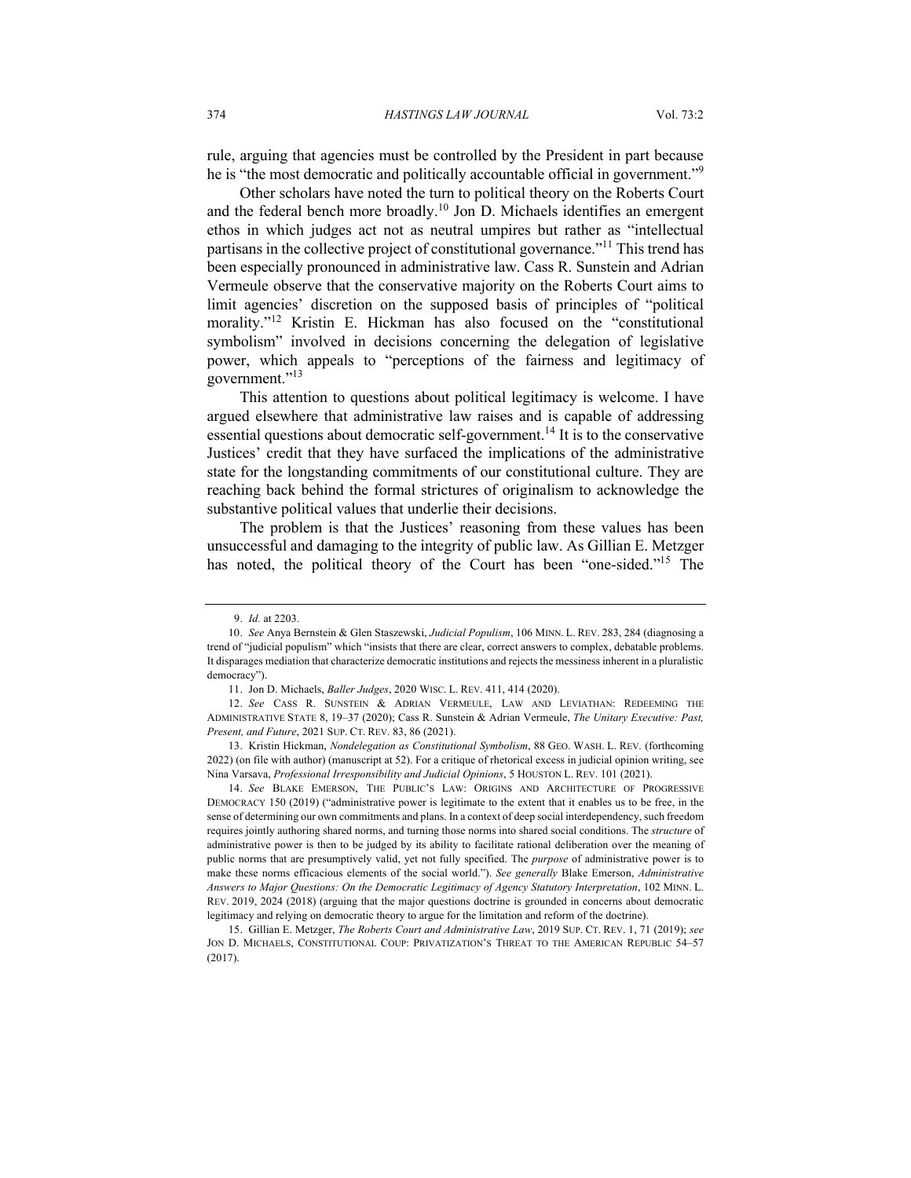rule, arguing that agencies must be controlled by the President in part because he is "the most democratic and politically accountable official in government."[9]

Other scholars have noted the turn to political theory on the Roberts Court and the federal bench more broadly.[10] Jon D. Michaels identifies an emergent ethos in which judges act not as neutral umpires but rather as "intellectual partisans in the collective project of constitutional governance."[11] This trend has been especially pronounced in administrative law. Cass R. Sunstein and Adrian Vermeule observe that the conservative majority on the Roberts Court aims to limit agencies' discretion on the supposed basis of principles of "political morality."[12] Kristin E. Hickman has also focused on the "constitutional symbolism" involved in decisions concerning the delegation of legislative power, which appeals to "perceptions of the fairness and legitimacy of government."[13]

This attention to questions about political legitimacy is welcome. I have argued elsewhere that administrative law raises and is capable of addressing essential questions about democratic self-government.[14] It is to the conservative Justices' credit that they have surfaced the implications of the administrative state for the longstanding commitments of our constitutional culture. They are reaching back behind the formal strictures of originalism to acknowledge the substantive political values that underlie their decisions.

The problem is that the Justices' reasoning from these values has been unsuccessful and damaging to the integrity of public law. As Gillian E. Metzger has noted, the political theory of the Court has been "one-sided."[15] The

---

9. *Id.* at 2203.

10. *See* Anya Bernstein & Glen Staszewski, *Judicial Populism*, 106 MINN. L. REV. 283, 284 (diagnosing a trend of "judicial populism" which "insists that there are clear, correct answers to complex, debatable problems. It disparages mediation that characterize democratic institutions and rejects the messiness inherent in a pluralistic democracy").

11. Jon D. Michaels, *Baller Judges*, 2020 WISC. L. REV. 411, 414 (2020).

12. *See* CASS R. SUNSTEIN & ADRIAN VERMEULE, LAW AND LEVIATHAN: REDEEMING THE ADMINISTRATIVE STATE 8, 19–37 (2020); Cass R. Sunstein & Adrian Vermeule, *The Unitary Executive: Past, Present, and Future*, 2021 SUP. CT. REV. 83, 86 (2021).

13. Kristin Hickman, *Nondelegation as Constitutional Symbolism*, 88 GEO. WASH. L. REV. (forthcoming 2022) (on file with author) (manuscript at 52). For a critique of rhetorical excess in judicial opinion writing, see Nina Varsava, *Professional Irresponsibility and Judicial Opinions*, 5 HOUSTON L. REV. 101 (2021).

14. *See* BLAKE EMERSON, THE PUBLIC'S LAW: ORIGINS AND ARCHITECTURE OF PROGRESSIVE DEMOCRACY 150 (2019) ("administrative power is legitimate to the extent that it enables us to be free, in the sense of determining our own commitments and plans. In a context of deep social interdependency, such freedom requires jointly authoring shared norms, and turning those norms into shared social conditions. The *structure* of administrative power is then to be judged by its ability to facilitate rational deliberation over the meaning of public norms that are presumptively valid, yet not fully specified. The *purpose* of administrative power is to make these norms efficacious elements of the social world."). *See generally* Blake Emerson, *Administrative Answers to Major Questions: On the Democratic Legitimacy of Agency Statutory Interpretation*, 102 MINN. L. REV. 2019, 2024 (2018) (arguing that the major questions doctrine is grounded in concerns about democratic legitimacy and relying on democratic theory to argue for the limitation and reform of the doctrine).

15. Gillian E. Metzger, *The Roberts Court and Administrative Law*, 2019 SUP. CT. REV. 1, 71 (2019); *see* JON D. MICHAELS, CONSTITUTIONAL COUP: PRIVATIZATION'S THREAT TO THE AMERICAN REPUBLIC 54–57 (2017).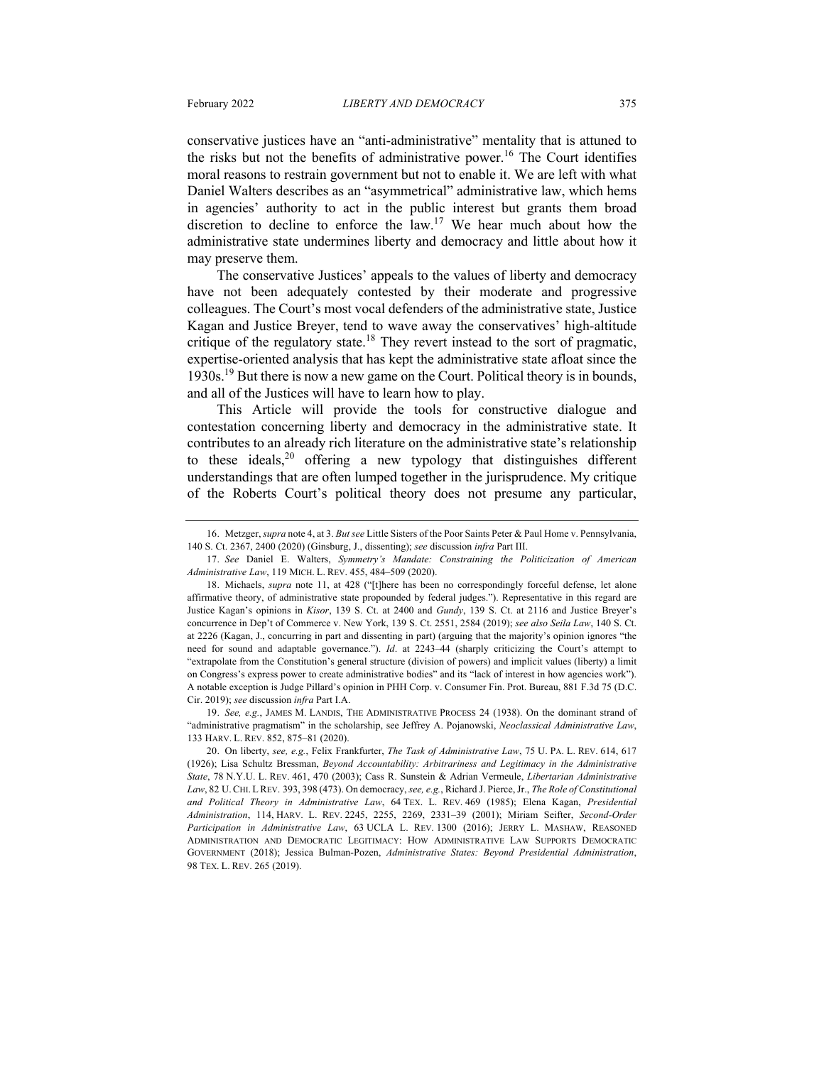conservative justices have an "anti-administrative" mentality that is attuned to the risks but not the benefits of administrative power.[16] The Court identifies moral reasons to restrain government but not to enable it. We are left with what Daniel Walters describes as an "asymmetrical" administrative law, which hems in agencies' authority to act in the public interest but grants them broad discretion to decline to enforce the law.[17] We hear much about how the administrative state undermines liberty and democracy and little about how it may preserve them.

The conservative Justices' appeals to the values of liberty and democracy have not been adequately contested by their moderate and progressive colleagues. The Court's most vocal defenders of the administrative state, Justice Kagan and Justice Breyer, tend to wave away the conservatives' high-altitude critique of the regulatory state.[18] They revert instead to the sort of pragmatic, expertise-oriented analysis that has kept the administrative state afloat since the 1930s.[19] But there is now a new game on the Court. Political theory is in bounds, and all of the Justices will have to learn how to play.

This Article will provide the tools for constructive dialogue and contestation concerning liberty and democracy in the administrative state. It contributes to an already rich literature on the administrative state's relationship to these ideals,[20] offering a new typology that distinguishes different understandings that are often lumped together in the jurisprudence. My critique of the Roberts Court's political theory does not presume any particular,

---

16. Metzger, *supra* note 4, at 3. *But see* Little Sisters of the Poor Saints Peter & Paul Home v. Pennsylvania, 140 S. Ct. 2367, 2400 (2020) (Ginsburg, J., dissenting); *see* discussion *infra* Part III.

17. *See* Daniel E. Walters, *Symmetry's Mandate: Constraining the Politicization of American Administrative Law*, 119 MICH. L. REV. 455, 484–509 (2020).

18. Michaels, *supra* note 11, at 428 ("[t]here has been no correspondingly forceful defense, let alone affirmative theory, of administrative state propounded by federal judges."). Representative in this regard are Justice Kagan's opinions in *Kisor*, 139 S. Ct. at 2400 and *Gundy*, 139 S. Ct. at 2116 and Justice Breyer's concurrence in Dep't of Commerce v. New York, 139 S. Ct. 2551, 2584 (2019); *see also Seila Law*, 140 S. Ct. at 2226 (Kagan, J., concurring in part and dissenting in part) (arguing that the majority's opinion ignores "the need for sound and adaptable governance."). *Id*. at 2243–44 (sharply criticizing the Court's attempt to "extrapolate from the Constitution's general structure (division of powers) and implicit values (liberty) a limit on Congress's express power to create administrative bodies" and its "lack of interest in how agencies work"). A notable exception is Judge Pillard's opinion in PHH Corp. v. Consumer Fin. Prot. Bureau, 881 F.3d 75 (D.C. Cir. 2019); *see* discussion *infra* Part I.A.

19. *See, e.g.*, JAMES M. LANDIS, THE ADMINISTRATIVE PROCESS 24 (1938). On the dominant strand of "administrative pragmatism" in the scholarship, see Jeffrey A. Pojanowski, *Neoclassical Administrative Law*, 133 HARV. L. REV. 852, 875–81 (2020).

20. On liberty, *see, e.g.*, Felix Frankfurter, *The Task of Administrative Law*, 75 U. PA. L. REV. 614, 617 (1926); Lisa Schultz Bressman, *Beyond Accountability: Arbitrariness and Legitimacy in the Administrative State*, 78 N.Y.U. L. REV. 461, 470 (2003); Cass R. Sunstein & Adrian Vermeule, *Libertarian Administrative Law*, 82 U. CHI. L REV. 393, 398 (473). On democracy, *see, e.g.*, Richard J. Pierce, Jr., *The Role of Constitutional and Political Theory in Administrative Law*, 64 TEX. L. REV. 469 (1985); Elena Kagan, *Presidential Administration*, 114, HARV. L. REV. 2245, 2255, 2269, 2331–39 (2001); Miriam Seifter, *Second-Order Participation in Administrative Law*, 63 UCLA L. REV. 1300 (2016); JERRY L. MASHAW, REASONED ADMINISTRATION AND DEMOCRATIC LEGITIMACY: HOW ADMINISTRATIVE LAW SUPPORTS DEMOCRATIC GOVERNMENT (2018); Jessica Bulman-Pozen, *Administrative States: Beyond Presidential Administration*, 98 TEX. L. REV. 265 (2019).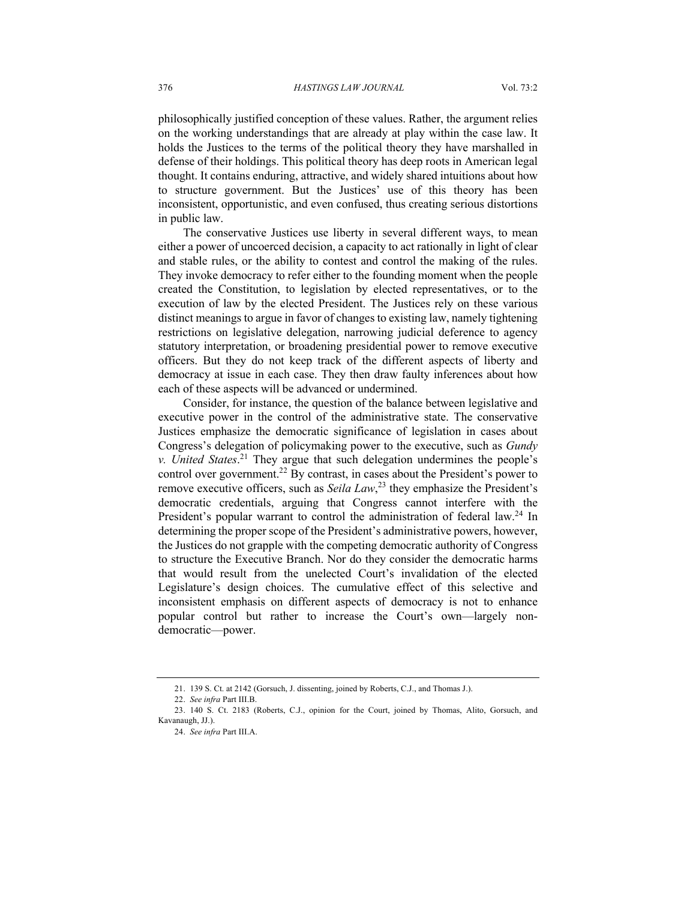philosophically justified conception of these values. Rather, the argument relies on the working understandings that are already at play within the case law. It holds the Justices to the terms of the political theory they have marshalled in defense of their holdings. This political theory has deep roots in American legal thought. It contains enduring, attractive, and widely shared intuitions about how to structure government. But the Justices' use of this theory has been inconsistent, opportunistic, and even confused, thus creating serious distortions in public law.

The conservative Justices use liberty in several different ways, to mean either a power of uncoerced decision, a capacity to act rationally in light of clear and stable rules, or the ability to contest and control the making of the rules. They invoke democracy to refer either to the founding moment when the people created the Constitution, to legislation by elected representatives, or to the execution of law by the elected President. The Justices rely on these various distinct meanings to argue in favor of changes to existing law, namely tightening restrictions on legislative delegation, narrowing judicial deference to agency statutory interpretation, or broadening presidential power to remove executive officers. But they do not keep track of the different aspects of liberty and democracy at issue in each case. They then draw faulty inferences about how each of these aspects will be advanced or undermined.

Consider, for instance, the question of the balance between legislative and executive power in the control of the administrative state. The conservative Justices emphasize the democratic significance of legislation in cases about Congress's delegation of policymaking power to the executive, such as *Gundy v. United States*.[21] They argue that such delegation undermines the people's control over government.[22] By contrast, in cases about the President's power to remove executive officers, such as *Seila Law*,[23] they emphasize the President's democratic credentials, arguing that Congress cannot interfere with the President's popular warrant to control the administration of federal law.[24] In determining the proper scope of the President's administrative powers, however, the Justices do not grapple with the competing democratic authority of Congress to structure the Executive Branch. Nor do they consider the democratic harms that would result from the unelected Court's invalidation of the elected Legislature's design choices. The cumulative effect of this selective and inconsistent emphasis on different aspects of democracy is not to enhance popular control but rather to increase the Court's own—largely non-democratic—power.

21. 139 S. Ct. at 2142 (Gorsuch, J. dissenting, joined by Roberts, C.J., and Thomas J.).

22. *See infra* Part III.B.

23. 140 S. Ct. 2183 (Roberts, C.J., opinion for the Court, joined by Thomas, Alito, Gorsuch, and Kavanaugh, JJ.).

24. *See infra* Part III.A.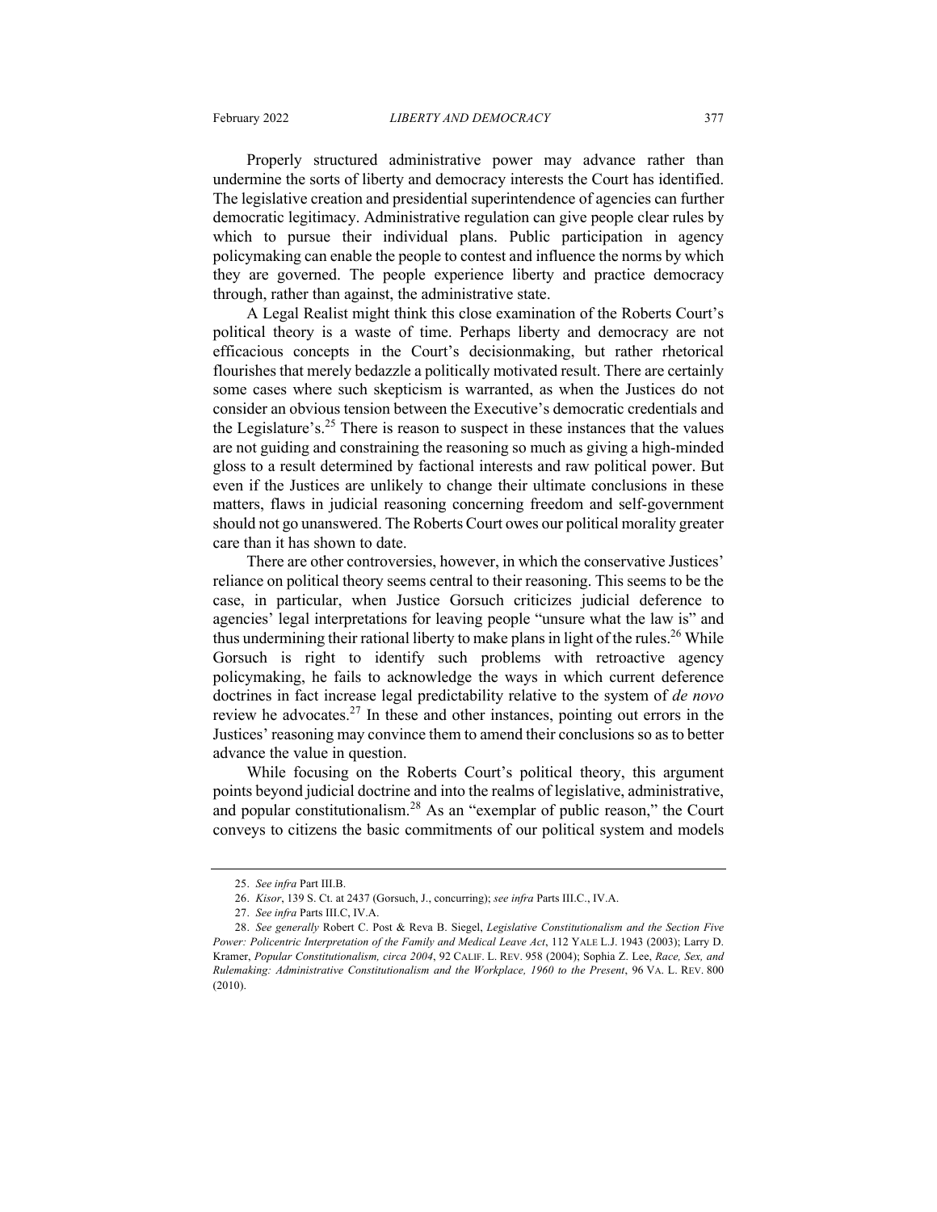Properly structured administrative power may advance rather than undermine the sorts of liberty and democracy interests the Court has identified. The legislative creation and presidential superintendence of agencies can further democratic legitimacy. Administrative regulation can give people clear rules by which to pursue their individual plans. Public participation in agency policymaking can enable the people to contest and influence the norms by which they are governed. The people experience liberty and practice democracy through, rather than against, the administrative state.

A Legal Realist might think this close examination of the Roberts Court's political theory is a waste of time. Perhaps liberty and democracy are not efficacious concepts in the Court's decisionmaking, but rather rhetorical flourishes that merely bedazzle a politically motivated result. There are certainly some cases where such skepticism is warranted, as when the Justices do not consider an obvious tension between the Executive's democratic credentials and the Legislature's.[25] There is reason to suspect in these instances that the values are not guiding and constraining the reasoning so much as giving a high-minded gloss to a result determined by factional interests and raw political power. But even if the Justices are unlikely to change their ultimate conclusions in these matters, flaws in judicial reasoning concerning freedom and self-government should not go unanswered. The Roberts Court owes our political morality greater care than it has shown to date.

There are other controversies, however, in which the conservative Justices' reliance on political theory seems central to their reasoning. This seems to be the case, in particular, when Justice Gorsuch criticizes judicial deference to agencies' legal interpretations for leaving people "unsure what the law is" and thus undermining their rational liberty to make plans in light of the rules.[26] While Gorsuch is right to identify such problems with retroactive agency policymaking, he fails to acknowledge the ways in which current deference doctrines in fact increase legal predictability relative to the system of *de novo* review he advocates.[27] In these and other instances, pointing out errors in the Justices' reasoning may convince them to amend their conclusions so as to better advance the value in question.

While focusing on the Roberts Court's political theory, this argument points beyond judicial doctrine and into the realms of legislative, administrative, and popular constitutionalism.[28] As an "exemplar of public reason," the Court conveys to citizens the basic commitments of our political system and models

---

25. *See infra* Part III.B.

26. *Kisor*, 139 S. Ct. at 2437 (Gorsuch, J., concurring); *see infra* Parts III.C., IV.A.

27. *See infra* Parts III.C, IV.A.

28. *See generally* Robert C. Post & Reva B. Siegel, *Legislative Constitutionalism and the Section Five Power: Policentric Interpretation of the Family and Medical Leave Act*, 112 YALE L.J. 1943 (2003); Larry D. Kramer, *Popular Constitutionalism, circa 2004*, 92 CALIF. L. REV. 958 (2004); Sophia Z. Lee, *Race, Sex, and Rulemaking: Administrative Constitutionalism and the Workplace, 1960 to the Present*, 96 VA. L. REV. 800 (2010).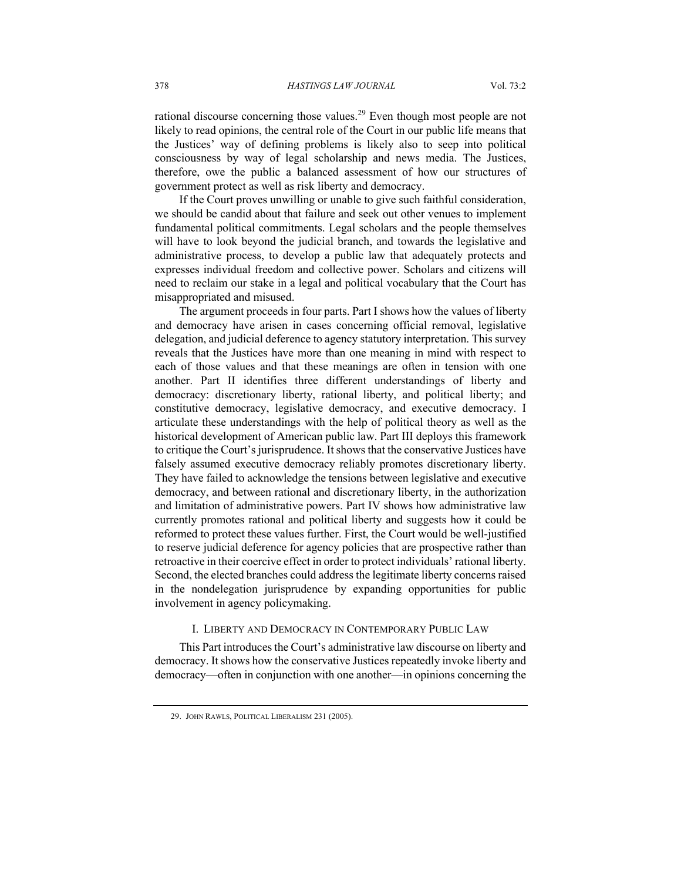rational discourse concerning those values.[29] Even though most people are not likely to read opinions, the central role of the Court in our public life means that the Justices' way of defining problems is likely also to seep into political consciousness by way of legal scholarship and news media. The Justices, therefore, owe the public a balanced assessment of how our structures of government protect as well as risk liberty and democracy.

If the Court proves unwilling or unable to give such faithful consideration, we should be candid about that failure and seek out other venues to implement fundamental political commitments. Legal scholars and the people themselves will have to look beyond the judicial branch, and towards the legislative and administrative process, to develop a public law that adequately protects and expresses individual freedom and collective power. Scholars and citizens will need to reclaim our stake in a legal and political vocabulary that the Court has misappropriated and misused.

The argument proceeds in four parts. Part I shows how the values of liberty and democracy have arisen in cases concerning official removal, legislative delegation, and judicial deference to agency statutory interpretation. This survey reveals that the Justices have more than one meaning in mind with respect to each of those values and that these meanings are often in tension with one another. Part II identifies three different understandings of liberty and democracy: discretionary liberty, rational liberty, and political liberty; and constitutive democracy, legislative democracy, and executive democracy. I articulate these understandings with the help of political theory as well as the historical development of American public law. Part III deploys this framework to critique the Court's jurisprudence. It shows that the conservative Justices have falsely assumed executive democracy reliably promotes discretionary liberty. They have failed to acknowledge the tensions between legislative and executive democracy, and between rational and discretionary liberty, in the authorization and limitation of administrative powers. Part IV shows how administrative law currently promotes rational and political liberty and suggests how it could be reformed to protect these values further. First, the Court would be well-justified to reserve judicial deference for agency policies that are prospective rather than retroactive in their coercive effect in order to protect individuals' rational liberty. Second, the elected branches could address the legitimate liberty concerns raised in the nondelegation jurisprudence by expanding opportunities for public involvement in agency policymaking.

## I. Liberty and Democracy in Contemporary Public Law

This Part introduces the Court's administrative law discourse on liberty and democracy. It shows how the conservative Justices repeatedly invoke liberty and democracy—often in conjunction with one another—in opinions concerning the

---

29. John Rawls, Political Liberalism 231 (2005).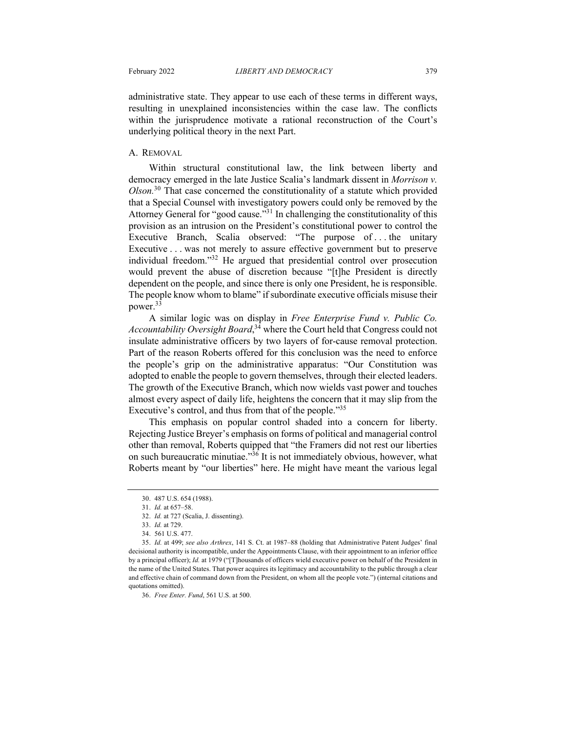administrative state. They appear to use each of these terms in different ways, resulting in unexplained inconsistencies within the case law. The conflicts within the jurisprudence motivate a rational reconstruction of the Court's underlying political theory in the next Part.

## A. Removal

Within structural constitutional law, the link between liberty and democracy emerged in the late Justice Scalia's landmark dissent in *Morrison v. Olson.*[30] That case concerned the constitutionality of a statute which provided that a Special Counsel with investigatory powers could only be removed by the Attorney General for "good cause."[31] In challenging the constitutionality of this provision as an intrusion on the President's constitutional power to control the Executive Branch, Scalia observed: "The purpose of . . . the unitary Executive . . . was not merely to assure effective government but to preserve individual freedom."[32] He argued that presidential control over prosecution would prevent the abuse of discretion because "[t]he President is directly dependent on the people, and since there is only one President, he is responsible. The people know whom to blame" if subordinate executive officials misuse their power.[33]

A similar logic was on display in *Free Enterprise Fund v. Public Co. Accountability Oversight Board*,[34] where the Court held that Congress could not insulate administrative officers by two layers of for-cause removal protection. Part of the reason Roberts offered for this conclusion was the need to enforce the people's grip on the administrative apparatus: "Our Constitution was adopted to enable the people to govern themselves, through their elected leaders. The growth of the Executive Branch, which now wields vast power and touches almost every aspect of daily life, heightens the concern that it may slip from the Executive's control, and thus from that of the people."[35]

This emphasis on popular control shaded into a concern for liberty. Rejecting Justice Breyer's emphasis on forms of political and managerial control other than removal, Roberts quipped that "the Framers did not rest our liberties on such bureaucratic minutiae."[36] It is not immediately obvious, however, what Roberts meant by "our liberties" here. He might have meant the various legal

---

30. 487 U.S. 654 (1988).

31. *Id.* at 657–58.

32. *Id.* at 727 (Scalia, J. dissenting).

33. *Id.* at 729.

34. 561 U.S. 477.

35. *Id.* at 499; *see also Arthrex*, 141 S. Ct. at 1987–88 (holding that Administrative Patent Judges' final decisional authority is incompatible, under the Appointments Clause, with their appointment to an inferior office by a principal officer); *Id.* at 1979 ("[T]housands of officers wield executive power on behalf of the President in the name of the United States. That power acquires its legitimacy and accountability to the public through a clear and effective chain of command down from the President, on whom all the people vote.") (internal citations and quotations omitted).

36. *Free Enter. Fund*, 561 U.S. at 500.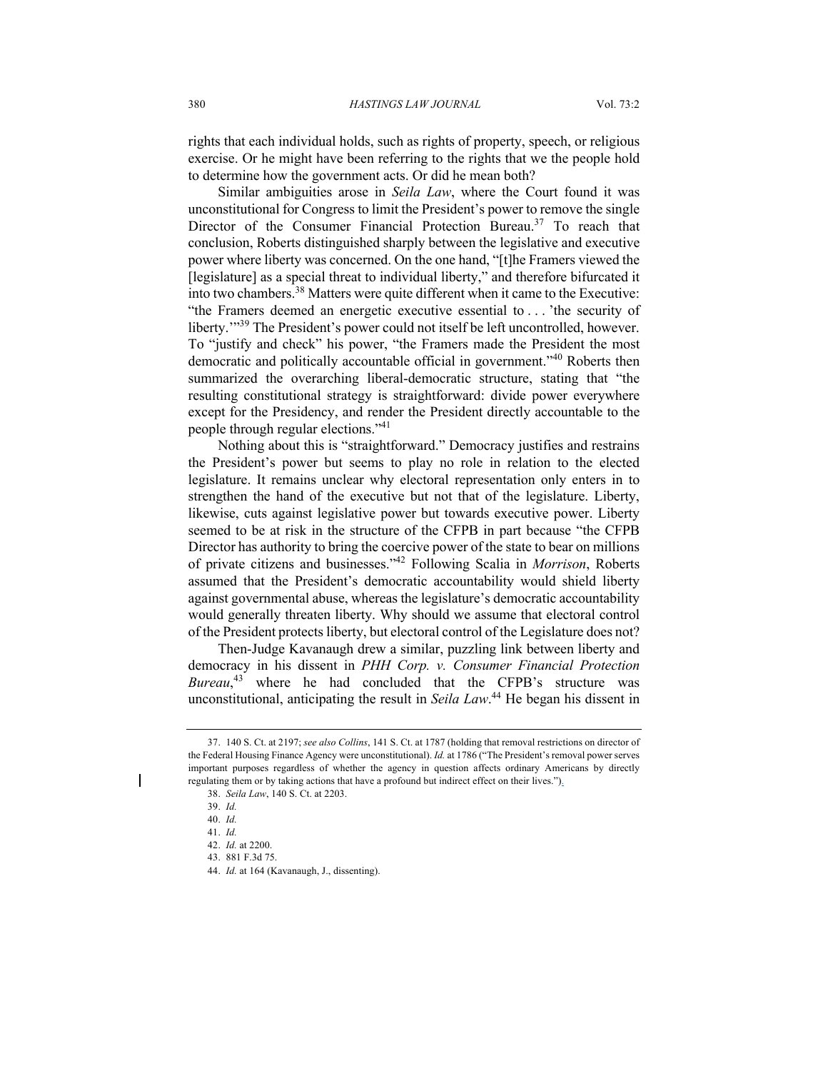rights that each individual holds, such as rights of property, speech, or religious exercise. Or he might have been referring to the rights that we the people hold to determine how the government acts. Or did he mean both?

Similar ambiguities arose in *Seila Law*, where the Court found it was unconstitutional for Congress to limit the President's power to remove the single Director of the Consumer Financial Protection Bureau.[37] To reach that conclusion, Roberts distinguished sharply between the legislative and executive power where liberty was concerned. On the one hand, "[t]he Framers viewed the [legislature] as a special threat to individual liberty," and therefore bifurcated it into two chambers.[38] Matters were quite different when it came to the Executive: "the Framers deemed an energetic executive essential to . . . 'the security of liberty.'"[39] The President's power could not itself be left uncontrolled, however. To "justify and check" his power, "the Framers made the President the most democratic and politically accountable official in government."[40] Roberts then summarized the overarching liberal-democratic structure, stating that "the resulting constitutional strategy is straightforward: divide power everywhere except for the Presidency, and render the President directly accountable to the people through regular elections."[41]

Nothing about this is "straightforward." Democracy justifies and restrains the President's power but seems to play no role in relation to the elected legislature. It remains unclear why electoral representation only enters in to strengthen the hand of the executive but not that of the legislature. Liberty, likewise, cuts against legislative power but towards executive power. Liberty seemed to be at risk in the structure of the CFPB in part because "the CFPB Director has authority to bring the coercive power of the state to bear on millions of private citizens and businesses."[42] Following Scalia in *Morrison*, Roberts assumed that the President's democratic accountability would shield liberty against governmental abuse, whereas the legislature's democratic accountability would generally threaten liberty. Why should we assume that electoral control of the President protects liberty, but electoral control of the Legislature does not?

Then-Judge Kavanaugh drew a similar, puzzling link between liberty and democracy in his dissent in *PHH Corp. v. Consumer Financial Protection Bureau*,[43] where he had concluded that the CFPB's structure was unconstitutional, anticipating the result in *Seila Law*.[44] He began his dissent in

---

37. 140 S. Ct. at 2197; *see also Collins*, 141 S. Ct. at 1787 (holding that removal restrictions on director of the Federal Housing Finance Agency were unconstitutional). *Id.* at 1786 ("The President's removal power serves important purposes regardless of whether the agency in question affects ordinary Americans by directly regulating them or by taking actions that have a profound but indirect effect on their lives.").

38. *Seila Law*, 140 S. Ct. at 2203.

39. *Id.*

40. *Id.*

41. *Id.*

42. *Id.* at 2200.

43. 881 F.3d 75.

44. *Id.* at 164 (Kavanaugh, J., dissenting).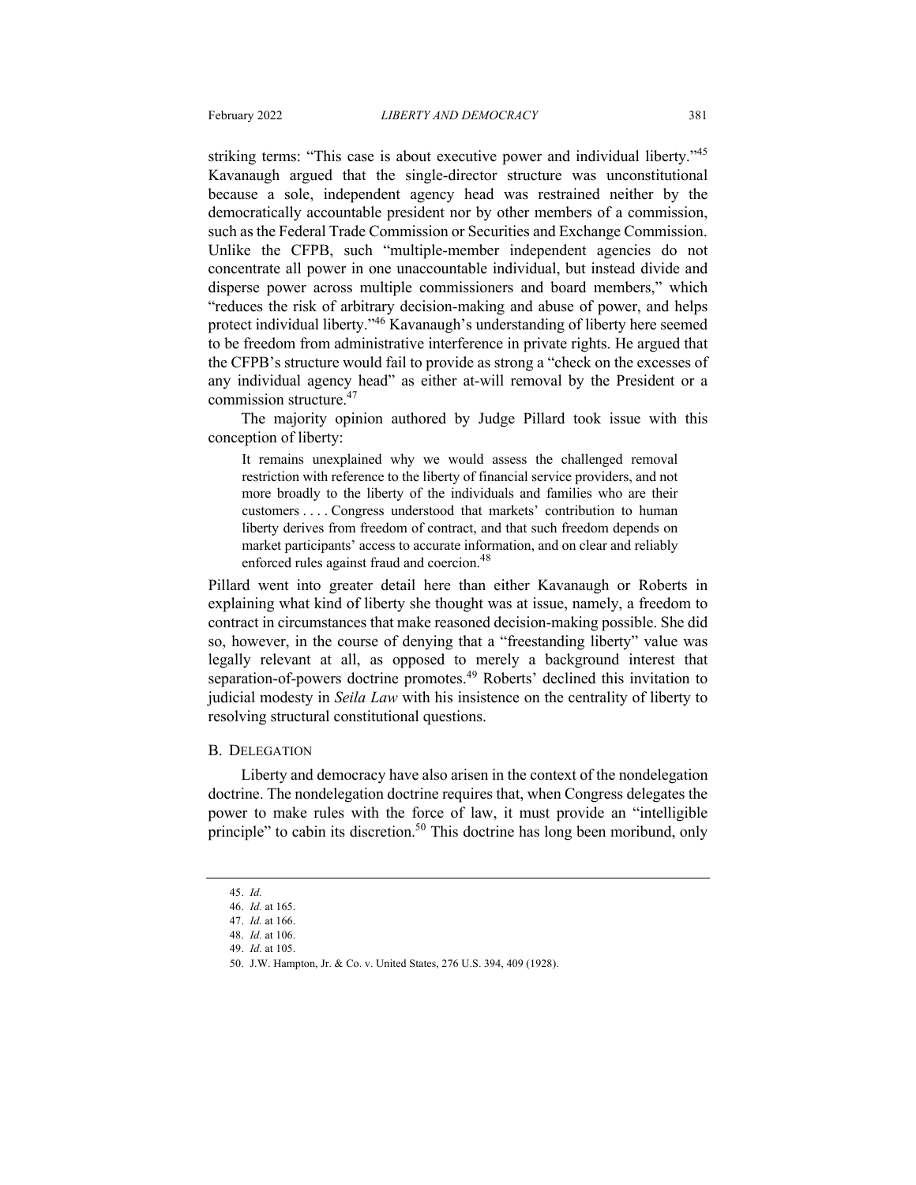striking terms: "This case is about executive power and individual liberty."[45] Kavanaugh argued that the single-director structure was unconstitutional because a sole, independent agency head was restrained neither by the democratically accountable president nor by other members of a commission, such as the Federal Trade Commission or Securities and Exchange Commission. Unlike the CFPB, such "multiple-member independent agencies do not concentrate all power in one unaccountable individual, but instead divide and disperse power across multiple commissioners and board members," which "reduces the risk of arbitrary decision-making and abuse of power, and helps protect individual liberty."[46] Kavanaugh's understanding of liberty here seemed to be freedom from administrative interference in private rights. He argued that the CFPB's structure would fail to provide as strong a "check on the excesses of any individual agency head" as either at-will removal by the President or a commission structure.[47]

The majority opinion authored by Judge Pillard took issue with this conception of liberty:

> It remains unexplained why we would assess the challenged removal restriction with reference to the liberty of financial service providers, and not more broadly to the liberty of the individuals and families who are their customers . . . . Congress understood that markets' contribution to human liberty derives from freedom of contract, and that such freedom depends on market participants' access to accurate information, and on clear and reliably enforced rules against fraud and coercion.[48]

Pillard went into greater detail here than either Kavanaugh or Roberts in explaining what kind of liberty she thought was at issue, namely, a freedom to contract in circumstances that make reasoned decision-making possible. She did so, however, in the course of denying that a "freestanding liberty" value was legally relevant at all, as opposed to merely a background interest that separation-of-powers doctrine promotes.[49] Roberts' declined this invitation to judicial modesty in *Seila Law* with his insistence on the centrality of liberty to resolving structural constitutional questions.

## B. Delegation

Liberty and democracy have also arisen in the context of the nondelegation doctrine. The nondelegation doctrine requires that, when Congress delegates the power to make rules with the force of law, it must provide an "intelligible principle" to cabin its discretion.[50] This doctrine has long been moribund, only

---

45. *Id.*
46. *Id.* at 165.
47. *Id.* at 166.
48. *Id.* at 106.
49. *Id.* at 105.
50. J.W. Hampton, Jr. & Co. v. United States, 276 U.S. 394, 409 (1928).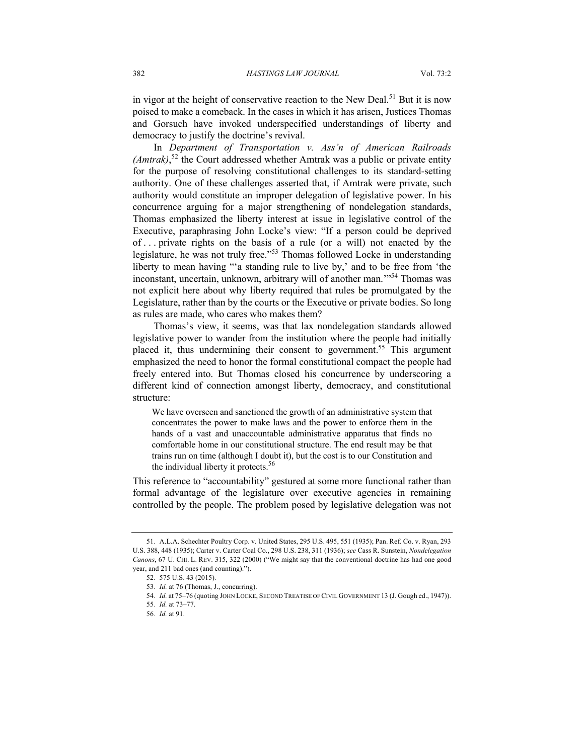in vigor at the height of conservative reaction to the New Deal.[51] But it is now poised to make a comeback. In the cases in which it has arisen, Justices Thomas and Gorsuch have invoked underspecified understandings of liberty and democracy to justify the doctrine's revival.

In *Department of Transportation v. Ass'n of American Railroads (Amtrak)*,[52] the Court addressed whether Amtrak was a public or private entity for the purpose of resolving constitutional challenges to its standard-setting authority. One of these challenges asserted that, if Amtrak were private, such authority would constitute an improper delegation of legislative power. In his concurrence arguing for a major strengthening of nondelegation standards, Thomas emphasized the liberty interest at issue in legislative control of the Executive, paraphrasing John Locke's view: "If a person could be deprived of . . . private rights on the basis of a rule (or a will) not enacted by the legislature, he was not truly free."[53] Thomas followed Locke in understanding liberty to mean having "'a standing rule to live by,' and to be free from 'the inconstant, uncertain, unknown, arbitrary will of another man.'"[54] Thomas was not explicit here about why liberty required that rules be promulgated by the Legislature, rather than by the courts or the Executive or private bodies. So long as rules are made, who cares who makes them?

Thomas's view, it seems, was that lax nondelegation standards allowed legislative power to wander from the institution where the people had initially placed it, thus undermining their consent to government.[55] This argument emphasized the need to honor the formal constitutional compact the people had freely entered into. But Thomas closed his concurrence by underscoring a different kind of connection amongst liberty, democracy, and constitutional structure:

> We have overseen and sanctioned the growth of an administrative system that concentrates the power to make laws and the power to enforce them in the hands of a vast and unaccountable administrative apparatus that finds no comfortable home in our constitutional structure. The end result may be that trains run on time (although I doubt it), but the cost is to our Constitution and the individual liberty it protects.[56]

This reference to "accountability" gestured at some more functional rather than formal advantage of the legislature over executive agencies in remaining controlled by the people. The problem posed by legislative delegation was not

---

51. A.L.A. Schechter Poultry Corp. v. United States, 295 U.S. 495, 551 (1935); Pan. Ref. Co. v. Ryan, 293 U.S. 388, 448 (1935); Carter v. Carter Coal Co., 298 U.S. 238, 311 (1936); *see* Cass R. Sunstein, *Nondelegation Canons*, 67 U. CHI. L. REV. 315, 322 (2000) ("We might say that the conventional doctrine has had one good year, and 211 bad ones (and counting).").

52. 575 U.S. 43 (2015).

53. *Id.* at 76 (Thomas, J., concurring).

54. *Id.* at 75–76 (quoting JOHN LOCKE, SECOND TREATISE OF CIVIL GOVERNMENT 13 (J. Gough ed., 1947)).

55. *Id.* at 73–77.

56. *Id.* at 91.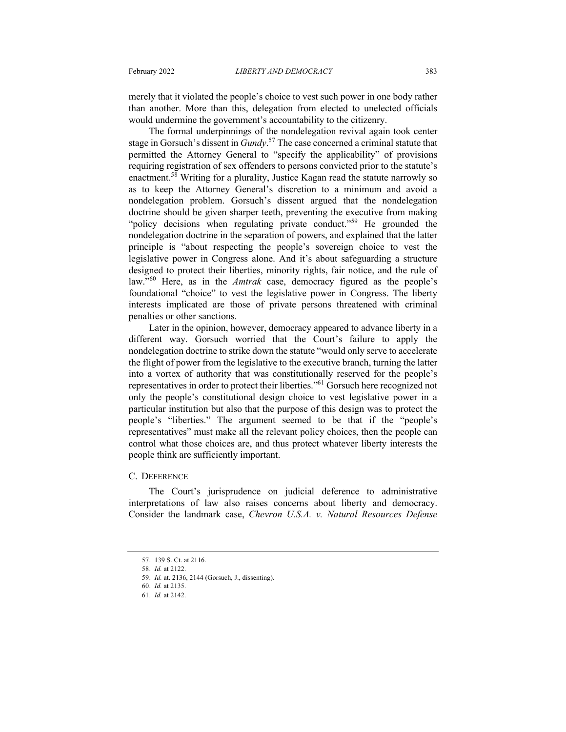merely that it violated the people's choice to vest such power in one body rather than another. More than this, delegation from elected to unelected officials would undermine the government's accountability to the citizenry.

The formal underpinnings of the nondelegation revival again took center stage in Gorsuch's dissent in *Gundy*.[57] The case concerned a criminal statute that permitted the Attorney General to "specify the applicability" of provisions requiring registration of sex offenders to persons convicted prior to the statute's enactment.[58] Writing for a plurality, Justice Kagan read the statute narrowly so as to keep the Attorney General's discretion to a minimum and avoid a nondelegation problem. Gorsuch's dissent argued that the nondelegation doctrine should be given sharper teeth, preventing the executive from making "policy decisions when regulating private conduct."[59] He grounded the nondelegation doctrine in the separation of powers, and explained that the latter principle is "about respecting the people's sovereign choice to vest the legislative power in Congress alone. And it's about safeguarding a structure designed to protect their liberties, minority rights, fair notice, and the rule of law."[60] Here, as in the *Amtrak* case, democracy figured as the people's foundational "choice" to vest the legislative power in Congress. The liberty interests implicated are those of private persons threatened with criminal penalties or other sanctions.

Later in the opinion, however, democracy appeared to advance liberty in a different way. Gorsuch worried that the Court's failure to apply the nondelegation doctrine to strike down the statute "would only serve to accelerate the flight of power from the legislative to the executive branch, turning the latter into a vortex of authority that was constitutionally reserved for the people's representatives in order to protect their liberties."[61] Gorsuch here recognized not only the people's constitutional design choice to vest legislative power in a particular institution but also that the purpose of this design was to protect the people's "liberties." The argument seemed to be that if the "people's representatives" must make all the relevant policy choices, then the people can control what those choices are, and thus protect whatever liberty interests the people think are sufficiently important.

### C. Deference

The Court's jurisprudence on judicial deference to administrative interpretations of law also raises concerns about liberty and democracy. Consider the landmark case, *Chevron U.S.A. v. Natural Resources Defense*

---

57. 139 S. Ct. at 2116.

58. *Id.* at 2122.

59. *Id.* at. 2136, 2144 (Gorsuch, J., dissenting).

60. *Id.* at 2135.

61. *Id.* at 2142.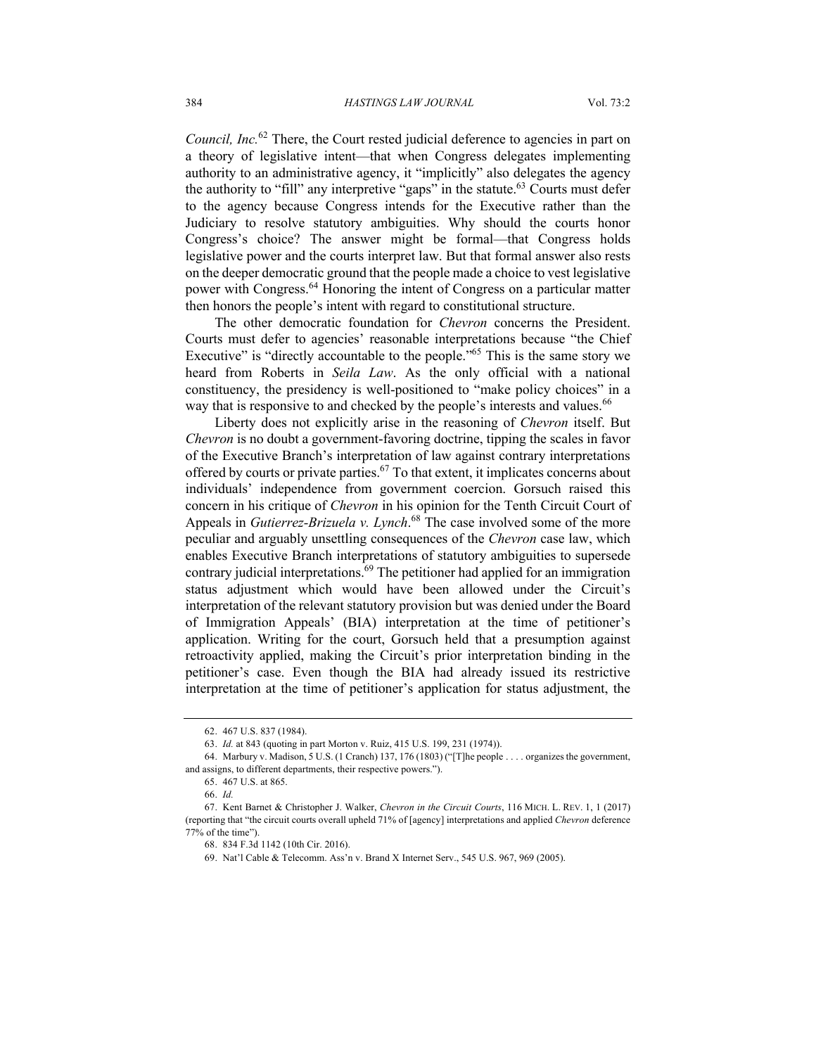*Council, Inc.*[62] There, the Court rested judicial deference to agencies in part on a theory of legislative intent—that when Congress delegates implementing authority to an administrative agency, it "implicitly" also delegates the agency the authority to "fill" any interpretive "gaps" in the statute.[63] Courts must defer to the agency because Congress intends for the Executive rather than the Judiciary to resolve statutory ambiguities. Why should the courts honor Congress's choice? The answer might be formal—that Congress holds legislative power and the courts interpret law. But that formal answer also rests on the deeper democratic ground that the people made a choice to vest legislative power with Congress.[64] Honoring the intent of Congress on a particular matter then honors the people's intent with regard to constitutional structure.

The other democratic foundation for *Chevron* concerns the President. Courts must defer to agencies' reasonable interpretations because "the Chief Executive" is "directly accountable to the people."[65] This is the same story we heard from Roberts in *Seila Law*. As the only official with a national constituency, the presidency is well-positioned to "make policy choices" in a way that is responsive to and checked by the people's interests and values.[66]

Liberty does not explicitly arise in the reasoning of *Chevron* itself. But *Chevron* is no doubt a government-favoring doctrine, tipping the scales in favor of the Executive Branch's interpretation of law against contrary interpretations offered by courts or private parties.[67] To that extent, it implicates concerns about individuals' independence from government coercion. Gorsuch raised this concern in his critique of *Chevron* in his opinion for the Tenth Circuit Court of Appeals in *Gutierrez-Brizuela v. Lynch*.[68] The case involved some of the more peculiar and arguably unsettling consequences of the *Chevron* case law, which enables Executive Branch interpretations of statutory ambiguities to supersede contrary judicial interpretations.[69] The petitioner had applied for an immigration status adjustment which would have been allowed under the Circuit's interpretation of the relevant statutory provision but was denied under the Board of Immigration Appeals' (BIA) interpretation at the time of petitioner's application. Writing for the court, Gorsuch held that a presumption against retroactivity applied, making the Circuit's prior interpretation binding in the petitioner's case. Even though the BIA had already issued its restrictive interpretation at the time of petitioner's application for status adjustment, the

---

62. 467 U.S. 837 (1984).

63. *Id.* at 843 (quoting in part Morton v. Ruiz, 415 U.S. 199, 231 (1974)).

64. Marbury v. Madison, 5 U.S. (1 Cranch) 137, 176 (1803) ("[T]he people . . . . organizes the government, and assigns, to different departments, their respective powers.").

65. 467 U.S. at 865.

66. *Id.*

67. Kent Barnet & Christopher J. Walker, *Chevron in the Circuit Courts*, 116 MICH. L. REV. 1, 1 (2017) (reporting that "the circuit courts overall upheld 71% of [agency] interpretations and applied *Chevron* deference 77% of the time").

68. 834 F.3d 1142 (10th Cir. 2016).

69. Nat'l Cable & Telecomm. Ass'n v. Brand X Internet Serv., 545 U.S. 967, 969 (2005).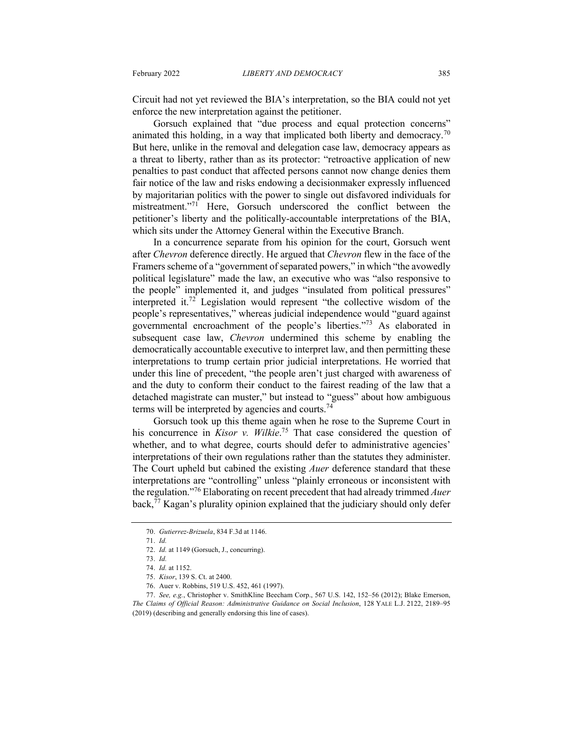Circuit had not yet reviewed the BIA's interpretation, so the BIA could not yet enforce the new interpretation against the petitioner.

Gorsuch explained that "due process and equal protection concerns" animated this holding, in a way that implicated both liberty and democracy.[70] But here, unlike in the removal and delegation case law, democracy appears as a threat to liberty, rather than as its protector: "retroactive application of new penalties to past conduct that affected persons cannot now change denies them fair notice of the law and risks endowing a decisionmaker expressly influenced by majoritarian politics with the power to single out disfavored individuals for mistreatment."[71] Here, Gorsuch underscored the conflict between the petitioner's liberty and the politically-accountable interpretations of the BIA, which sits under the Attorney General within the Executive Branch.

In a concurrence separate from his opinion for the court, Gorsuch went after *Chevron* deference directly. He argued that *Chevron* flew in the face of the Framers scheme of a "government of separated powers," in which "the avowedly political legislature" made the law, an executive who was "also responsive to the people" implemented it, and judges "insulated from political pressures" interpreted it.[72] Legislation would represent "the collective wisdom of the people's representatives," whereas judicial independence would "guard against governmental encroachment of the people's liberties."[73] As elaborated in subsequent case law, *Chevron* undermined this scheme by enabling the democratically accountable executive to interpret law, and then permitting these interpretations to trump certain prior judicial interpretations. He worried that under this line of precedent, "the people aren't just charged with awareness of and the duty to conform their conduct to the fairest reading of the law that a detached magistrate can muster," but instead to "guess" about how ambiguous terms will be interpreted by agencies and courts.[74]

Gorsuch took up this theme again when he rose to the Supreme Court in his concurrence in *Kisor v. Wilkie*.[75] That case considered the question of whether, and to what degree, courts should defer to administrative agencies' interpretations of their own regulations rather than the statutes they administer. The Court upheld but cabined the existing *Auer* deference standard that these interpretations are "controlling" unless "plainly erroneous or inconsistent with the regulation."[76] Elaborating on recent precedent that had already trimmed *Auer* back,[77] Kagan's plurality opinion explained that the judiciary should only defer

---

70. *Gutierrez-Brizuela*, 834 F.3d at 1146.

71. *Id.*

72. *Id.* at 1149 (Gorsuch, J., concurring).

73. *Id.*

74. *Id.* at 1152.

75. *Kisor*, 139 S. Ct. at 2400.

76. Auer v. Robbins, 519 U.S. 452, 461 (1997).

77. *See, e.g.*, Christopher v. SmithKline Beecham Corp., 567 U.S. 142, 152–56 (2012); Blake Emerson, *The Claims of Official Reason: Administrative Guidance on Social Inclusion*, 128 YALE L.J. 2122, 2189–95 (2019) (describing and generally endorsing this line of cases).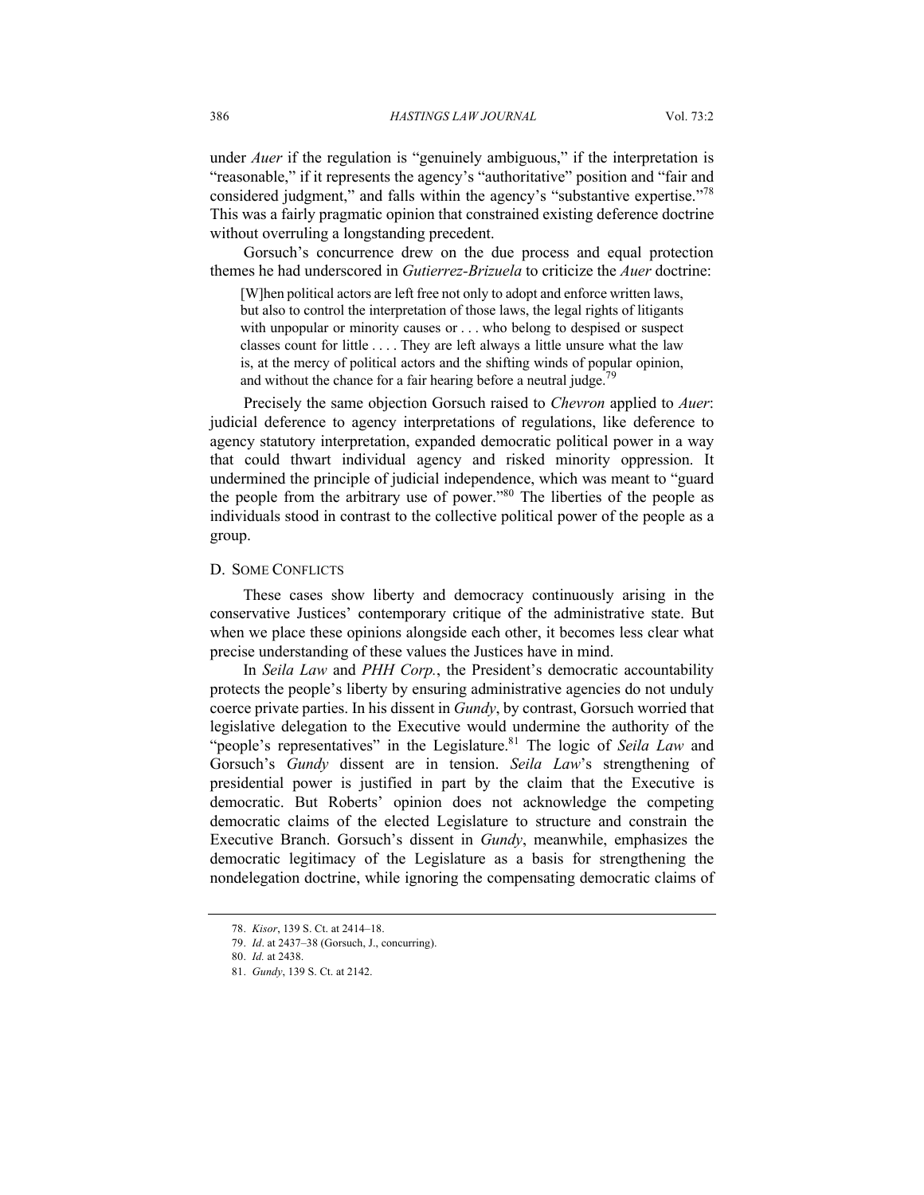under *Auer* if the regulation is "genuinely ambiguous," if the interpretation is "reasonable," if it represents the agency's "authoritative" position and "fair and considered judgment," and falls within the agency's "substantive expertise."[78] This was a fairly pragmatic opinion that constrained existing deference doctrine without overruling a longstanding precedent.

Gorsuch's concurrence drew on the due process and equal protection themes he had underscored in *Gutierrez-Brizuela* to criticize the *Auer* doctrine:

> [W]hen political actors are left free not only to adopt and enforce written laws, but also to control the interpretation of those laws, the legal rights of litigants with unpopular or minority causes or . . . who belong to despised or suspect classes count for little . . . . They are left always a little unsure what the law is, at the mercy of political actors and the shifting winds of popular opinion, and without the chance for a fair hearing before a neutral judge.[79]

Precisely the same objection Gorsuch raised to *Chevron* applied to *Auer*: judicial deference to agency interpretations of regulations, like deference to agency statutory interpretation, expanded democratic political power in a way that could thwart individual agency and risked minority oppression. It undermined the principle of judicial independence, which was meant to "guard the people from the arbitrary use of power."[80] The liberties of the people as individuals stood in contrast to the collective political power of the people as a group.

### D. Some Conflicts

These cases show liberty and democracy continuously arising in the conservative Justices' contemporary critique of the administrative state. But when we place these opinions alongside each other, it becomes less clear what precise understanding of these values the Justices have in mind.

In *Seila Law* and *PHH Corp.*, the President's democratic accountability protects the people's liberty by ensuring administrative agencies do not unduly coerce private parties. In his dissent in *Gundy*, by contrast, Gorsuch worried that legislative delegation to the Executive would undermine the authority of the "people's representatives" in the Legislature.[81] The logic of *Seila Law* and Gorsuch's *Gundy* dissent are in tension. *Seila Law*'s strengthening of presidential power is justified in part by the claim that the Executive is democratic. But Roberts' opinion does not acknowledge the competing democratic claims of the elected Legislature to structure and constrain the Executive Branch. Gorsuch's dissent in *Gundy*, meanwhile, emphasizes the democratic legitimacy of the Legislature as a basis for strengthening the nondelegation doctrine, while ignoring the compensating democratic claims of

---

78. *Kisor*, 139 S. Ct. at 2414–18.

79. *Id*. at 2437–38 (Gorsuch, J., concurring).

80. *Id.* at 2438.

81. *Gundy*, 139 S. Ct. at 2142.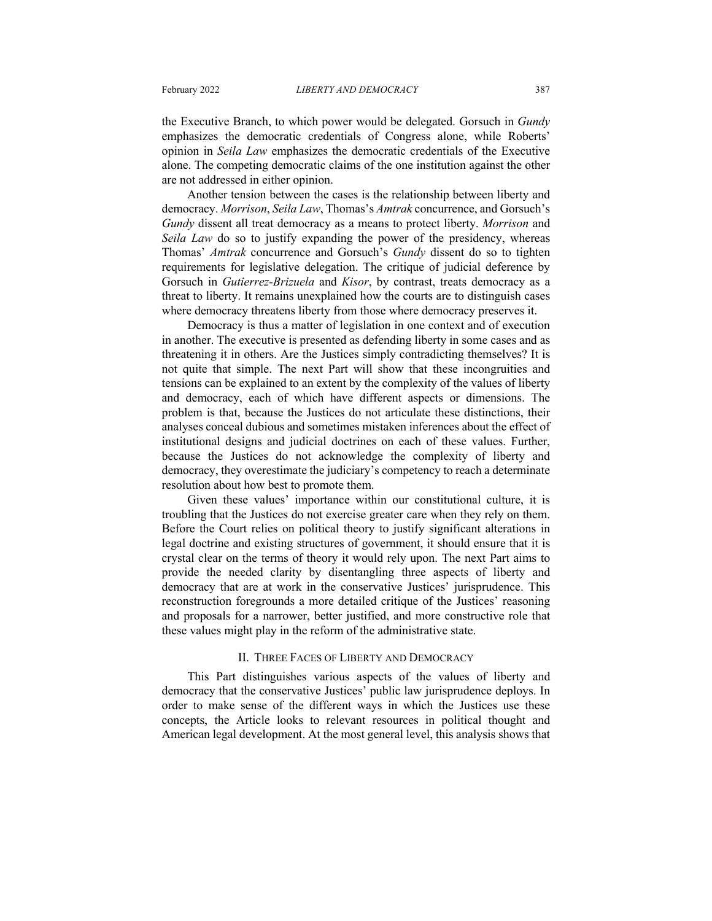the Executive Branch, to which power would be delegated. Gorsuch in *Gundy* emphasizes the democratic credentials of Congress alone, while Roberts' opinion in *Seila Law* emphasizes the democratic credentials of the Executive alone. The competing democratic claims of the one institution against the other are not addressed in either opinion.

Another tension between the cases is the relationship between liberty and democracy. *Morrison*, *Seila Law*, Thomas's *Amtrak* concurrence, and Gorsuch's *Gundy* dissent all treat democracy as a means to protect liberty. *Morrison* and *Seila Law* do so to justify expanding the power of the presidency, whereas Thomas' *Amtrak* concurrence and Gorsuch's *Gundy* dissent do so to tighten requirements for legislative delegation. The critique of judicial deference by Gorsuch in *Gutierrez-Brizuela* and *Kisor*, by contrast, treats democracy as a threat to liberty. It remains unexplained how the courts are to distinguish cases where democracy threatens liberty from those where democracy preserves it.

Democracy is thus a matter of legislation in one context and of execution in another. The executive is presented as defending liberty in some cases and as threatening it in others. Are the Justices simply contradicting themselves? It is not quite that simple. The next Part will show that these incongruities and tensions can be explained to an extent by the complexity of the values of liberty and democracy, each of which have different aspects or dimensions. The problem is that, because the Justices do not articulate these distinctions, their analyses conceal dubious and sometimes mistaken inferences about the effect of institutional designs and judicial doctrines on each of these values. Further, because the Justices do not acknowledge the complexity of liberty and democracy, they overestimate the judiciary's competency to reach a determinate resolution about how best to promote them.

Given these values' importance within our constitutional culture, it is troubling that the Justices do not exercise greater care when they rely on them. Before the Court relies on political theory to justify significant alterations in legal doctrine and existing structures of government, it should ensure that it is crystal clear on the terms of theory it would rely upon. The next Part aims to provide the needed clarity by disentangling three aspects of liberty and democracy that are at work in the conservative Justices' jurisprudence. This reconstruction foregrounds a more detailed critique of the Justices' reasoning and proposals for a narrower, better justified, and more constructive role that these values might play in the reform of the administrative state.

## II. Three Faces of Liberty and Democracy

This Part distinguishes various aspects of the values of liberty and democracy that the conservative Justices' public law jurisprudence deploys. In order to make sense of the different ways in which the Justices use these concepts, the Article looks to relevant resources in political thought and American legal development. At the most general level, this analysis shows that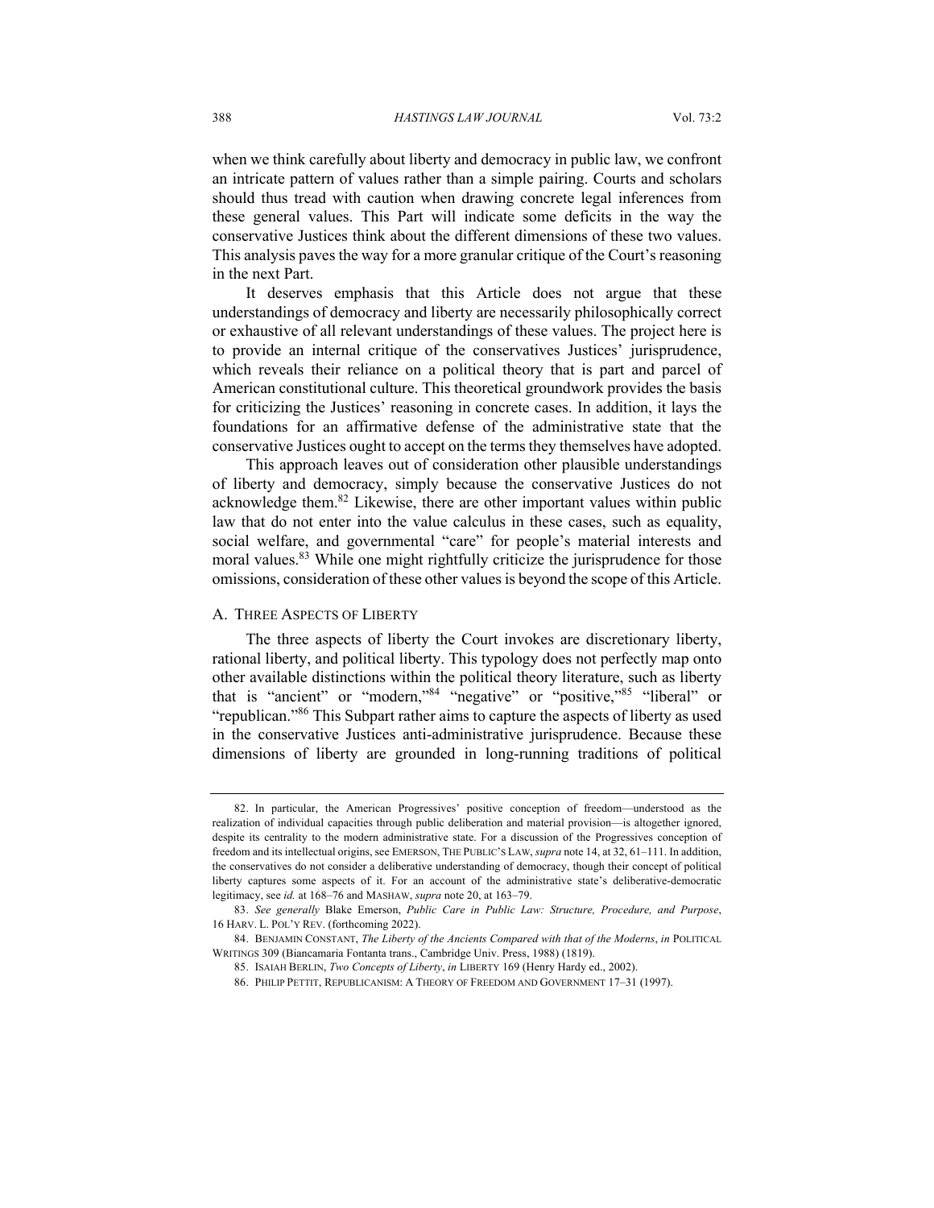when we think carefully about liberty and democracy in public law, we confront an intricate pattern of values rather than a simple pairing. Courts and scholars should thus tread with caution when drawing concrete legal inferences from these general values. This Part will indicate some deficits in the way the conservative Justices think about the different dimensions of these two values. This analysis paves the way for a more granular critique of the Court's reasoning in the next Part.

It deserves emphasis that this Article does not argue that these understandings of democracy and liberty are necessarily philosophically correct or exhaustive of all relevant understandings of these values. The project here is to provide an internal critique of the conservatives Justices' jurisprudence, which reveals their reliance on a political theory that is part and parcel of American constitutional culture. This theoretical groundwork provides the basis for criticizing the Justices' reasoning in concrete cases. In addition, it lays the foundations for an affirmative defense of the administrative state that the conservative Justices ought to accept on the terms they themselves have adopted.

This approach leaves out of consideration other plausible understandings of liberty and democracy, simply because the conservative Justices do not acknowledge them.[82] Likewise, there are other important values within public law that do not enter into the value calculus in these cases, such as equality, social welfare, and governmental "care" for people's material interests and moral values.[83] While one might rightfully criticize the jurisprudence for those omissions, consideration of these other values is beyond the scope of this Article.

### A. Three Aspects of Liberty

The three aspects of liberty the Court invokes are discretionary liberty, rational liberty, and political liberty. This typology does not perfectly map onto other available distinctions within the political theory literature, such as liberty that is "ancient" or "modern,"[84] "negative" or "positive,"[85] "liberal" or "republican."[86] This Subpart rather aims to capture the aspects of liberty as used in the conservative Justices anti-administrative jurisprudence. Because these dimensions of liberty are grounded in long-running traditions of political

---

82. In particular, the American Progressives' positive conception of freedom—understood as the realization of individual capacities through public deliberation and material provision—is altogether ignored, despite its centrality to the modern administrative state. For a discussion of the Progressives conception of freedom and its intellectual origins, see Emerson, The Public's Law, *supra* note 14, at 32, 61–111. In addition, the conservatives do not consider a deliberative understanding of democracy, though their concept of political liberty captures some aspects of it. For an account of the administrative state's deliberative-democratic legitimacy, see *id.* at 168–76 and Mashaw, *supra* note 20, at 163–79.

83. *See generally* Blake Emerson, *Public Care in Public Law: Structure, Procedure, and Purpose*, 16 Harv. L. Pol'y Rev. (forthcoming 2022).

84. Benjamin Constant, *The Liberty of the Ancients Compared with that of the Moderns*, *in* Political Writings 309 (Biancamaria Fontanta trans., Cambridge Univ. Press, 1988) (1819).

85. Isaiah Berlin, *Two Concepts of Liberty*, *in* Liberty 169 (Henry Hardy ed., 2002).

86. Philip Pettit, Republicanism: A Theory of Freedom and Government 17–31 (1997).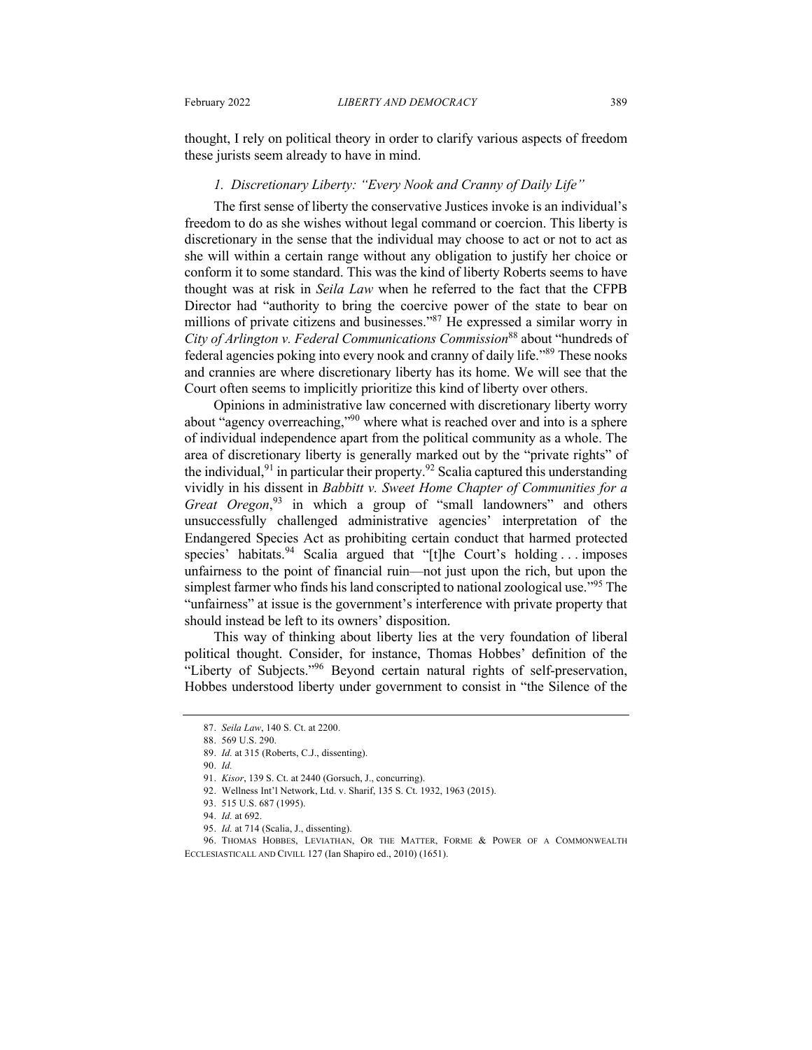thought, I rely on political theory in order to clarify various aspects of freedom these jurists seem already to have in mind.

### *1. Discretionary Liberty: "Every Nook and Cranny of Daily Life"*

The first sense of liberty the conservative Justices invoke is an individual's freedom to do as she wishes without legal command or coercion. This liberty is discretionary in the sense that the individual may choose to act or not to act as she will within a certain range without any obligation to justify her choice or conform it to some standard. This was the kind of liberty Roberts seems to have thought was at risk in *Seila Law* when he referred to the fact that the CFPB Director had "authority to bring the coercive power of the state to bear on millions of private citizens and businesses."[87] He expressed a similar worry in *City of Arlington v. Federal Communications Commission*[88] about "hundreds of federal agencies poking into every nook and cranny of daily life."[89] These nooks and crannies are where discretionary liberty has its home. We will see that the Court often seems to implicitly prioritize this kind of liberty over others.

Opinions in administrative law concerned with discretionary liberty worry about "agency overreaching,"[90] where what is reached over and into is a sphere of individual independence apart from the political community as a whole. The area of discretionary liberty is generally marked out by the "private rights" of the individual,[91] in particular their property.[92] Scalia captured this understanding vividly in his dissent in *Babbitt v. Sweet Home Chapter of Communities for a Great Oregon*,[93] in which a group of "small landowners" and others unsuccessfully challenged administrative agencies' interpretation of the Endangered Species Act as prohibiting certain conduct that harmed protected species' habitats.[94] Scalia argued that "[t]he Court's holding . . . imposes unfairness to the point of financial ruin—not just upon the rich, but upon the simplest farmer who finds his land conscripted to national zoological use."[95] The "unfairness" at issue is the government's interference with private property that should instead be left to its owners' disposition.

This way of thinking about liberty lies at the very foundation of liberal political thought. Consider, for instance, Thomas Hobbes' definition of the "Liberty of Subjects."[96] Beyond certain natural rights of self-preservation, Hobbes understood liberty under government to consist in "the Silence of the

---

87. *Seila Law*, 140 S. Ct. at 2200.

88. 569 U.S. 290.

89. *Id.* at 315 (Roberts, C.J., dissenting).

90. *Id.*

91. *Kisor*, 139 S. Ct. at 2440 (Gorsuch, J., concurring).

92. Wellness Int'l Network, Ltd. v. Sharif, 135 S. Ct. 1932, 1963 (2015).

93. 515 U.S. 687 (1995).

94. *Id.* at 692.

95. *Id.* at 714 (Scalia, J., dissenting).

96. THOMAS HOBBES, LEVIATHAN, OR THE MATTER, FORME & POWER OF A COMMONWEALTH ECCLESIASTICALL AND CIVILL 127 (Ian Shapiro ed., 2010) (1651).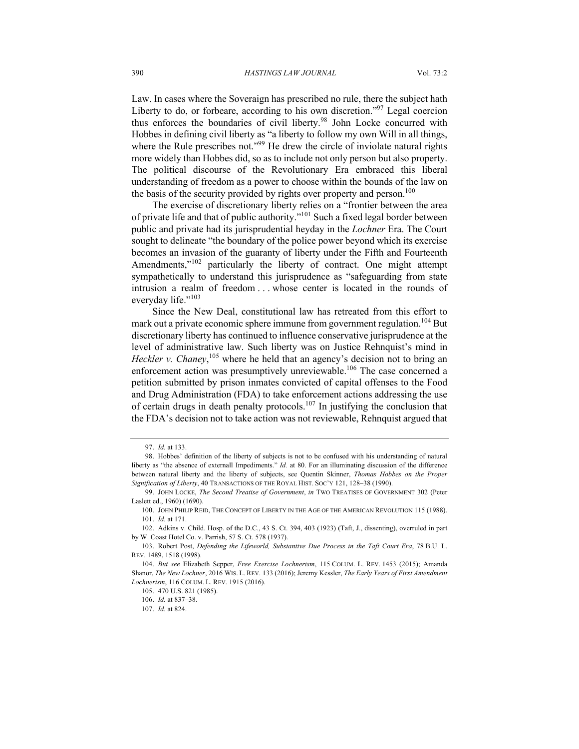Law. In cases where the Soveraign has prescribed no rule, there the subject hath Liberty to do, or forbeare, according to his own discretion."[97] Legal coercion thus enforces the boundaries of civil liberty.[98] John Locke concurred with Hobbes in defining civil liberty as "a liberty to follow my own Will in all things, where the Rule prescribes not."[99] He drew the circle of inviolate natural rights more widely than Hobbes did, so as to include not only person but also property. The political discourse of the Revolutionary Era embraced this liberal understanding of freedom as a power to choose within the bounds of the law on the basis of the security provided by rights over property and person.[100]

The exercise of discretionary liberty relies on a "frontier between the area of private life and that of public authority."[101] Such a fixed legal border between public and private had its jurisprudential heyday in the *Lochner* Era. The Court sought to delineate "the boundary of the police power beyond which its exercise becomes an invasion of the guaranty of liberty under the Fifth and Fourteenth Amendments,"[102] particularly the liberty of contract. One might attempt sympathetically to understand this jurisprudence as "safeguarding from state intrusion a realm of freedom . . . whose center is located in the rounds of everyday life."[103]

Since the New Deal, constitutional law has retreated from this effort to mark out a private economic sphere immune from government regulation.[104] But discretionary liberty has continued to influence conservative jurisprudence at the level of administrative law. Such liberty was on Justice Rehnquist's mind in *Heckler v. Chaney*,[105] where he held that an agency's decision not to bring an enforcement action was presumptively unreviewable.[106] The case concerned a petition submitted by prison inmates convicted of capital offenses to the Food and Drug Administration (FDA) to take enforcement actions addressing the use of certain drugs in death penalty protocols.[107] In justifying the conclusion that the FDA's decision not to take action was not reviewable, Rehnquist argued that

---

97. *Id.* at 133.

98. Hobbes' definition of the liberty of subjects is not to be confused with his understanding of natural liberty as "the absence of externall Impediments." *Id.* at 80. For an illuminating discussion of the difference between natural liberty and the liberty of subjects, see Quentin Skinner, *Thomas Hobbes on the Proper Signification of Liberty*, 40 TRANSACTIONS OF THE ROYAL HIST. SOC'Y 121, 128–38 (1990).

99. JOHN LOCKE, *The Second Treatise of Government*, *in* TWO TREATISES OF GOVERNMENT 302 (Peter Laslett ed., 1960) (1690).

100. JOHN PHILIP REID, THE CONCEPT OF LIBERTY IN THE AGE OF THE AMERICAN REVOLUTION 115 (1988).

101. *Id.* at 171.

102. Adkins v. Child. Hosp. of the D.C., 43 S. Ct. 394, 403 (1923) (Taft, J., dissenting), overruled in part by W. Coast Hotel Co. v. Parrish, 57 S. Ct. 578 (1937).

103. Robert Post, *Defending the Lifeworld, Substantive Due Process in the Taft Court Era*, 78 B.U. L. REV. 1489, 1518 (1998).

104. *But see* Elizabeth Sepper, *Free Exercise Lochnerism*, 115 COLUM. L. REV. 1453 (2015); Amanda Shanor, *The New Lochner*, 2016 WIS. L. REV. 133 (2016); Jeremy Kessler, *The Early Years of First Amendment Lochnerism*, 116 COLUM. L. REV. 1915 (2016).

105. 470 U.S. 821 (1985).

106. *Id.* at 837–38.

107. *Id.* at 824.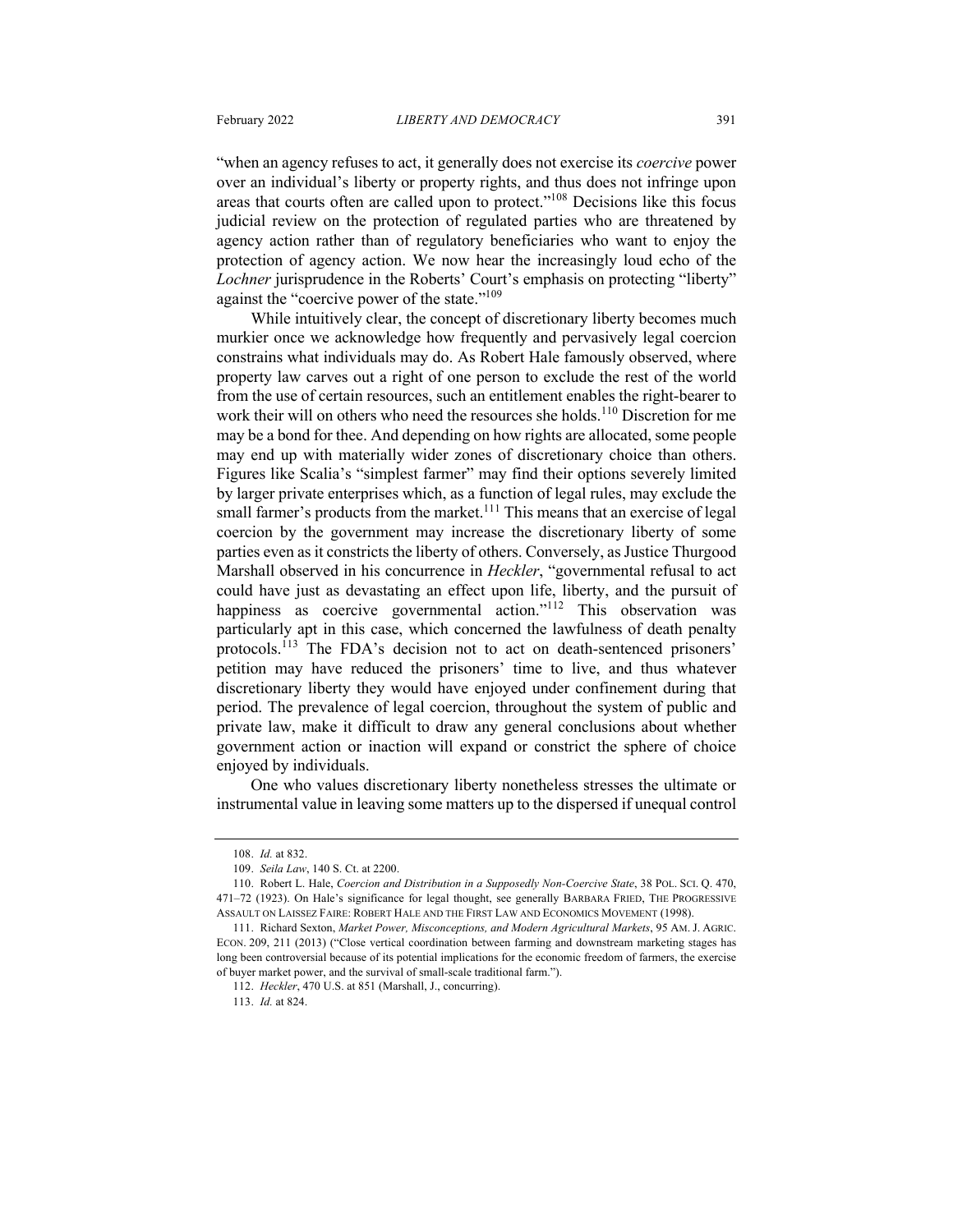"when an agency refuses to act, it generally does not exercise its *coercive* power over an individual's liberty or property rights, and thus does not infringe upon areas that courts often are called upon to protect."[108] Decisions like this focus judicial review on the protection of regulated parties who are threatened by agency action rather than of regulatory beneficiaries who want to enjoy the protection of agency action. We now hear the increasingly loud echo of the *Lochner* jurisprudence in the Roberts' Court's emphasis on protecting "liberty" against the "coercive power of the state."[109]

While intuitively clear, the concept of discretionary liberty becomes much murkier once we acknowledge how frequently and pervasively legal coercion constrains what individuals may do. As Robert Hale famously observed, where property law carves out a right of one person to exclude the rest of the world from the use of certain resources, such an entitlement enables the right-bearer to work their will on others who need the resources she holds.[110] Discretion for me may be a bond for thee. And depending on how rights are allocated, some people may end up with materially wider zones of discretionary choice than others. Figures like Scalia's "simplest farmer" may find their options severely limited by larger private enterprises which, as a function of legal rules, may exclude the small farmer's products from the market.[111] This means that an exercise of legal coercion by the government may increase the discretionary liberty of some parties even as it constricts the liberty of others. Conversely, as Justice Thurgood Marshall observed in his concurrence in *Heckler*, "governmental refusal to act could have just as devastating an effect upon life, liberty, and the pursuit of happiness as coercive governmental action."[112] This observation was particularly apt in this case, which concerned the lawfulness of death penalty protocols.[113] The FDA's decision not to act on death-sentenced prisoners' petition may have reduced the prisoners' time to live, and thus whatever discretionary liberty they would have enjoyed under confinement during that period. The prevalence of legal coercion, throughout the system of public and private law, make it difficult to draw any general conclusions about whether government action or inaction will expand or constrict the sphere of choice enjoyed by individuals.

One who values discretionary liberty nonetheless stresses the ultimate or instrumental value in leaving some matters up to the dispersed if unequal control

---

108. *Id.* at 832.

109. *Seila Law*, 140 S. Ct. at 2200.

110. Robert L. Hale, *Coercion and Distribution in a Supposedly Non-Coercive State*, 38 POL. SCI. Q. 470, 471–72 (1923). On Hale's significance for legal thought, see generally BARBARA FRIED, THE PROGRESSIVE ASSAULT ON LAISSEZ FAIRE: ROBERT HALE AND THE FIRST LAW AND ECONOMICS MOVEMENT (1998).

111. Richard Sexton, *Market Power, Misconceptions, and Modern Agricultural Markets*, 95 AM. J. AGRIC. ECON. 209, 211 (2013) ("Close vertical coordination between farming and downstream marketing stages has long been controversial because of its potential implications for the economic freedom of farmers, the exercise of buyer market power, and the survival of small-scale traditional farm.").

112. *Heckler*, 470 U.S. at 851 (Marshall, J., concurring).

113. *Id.* at 824.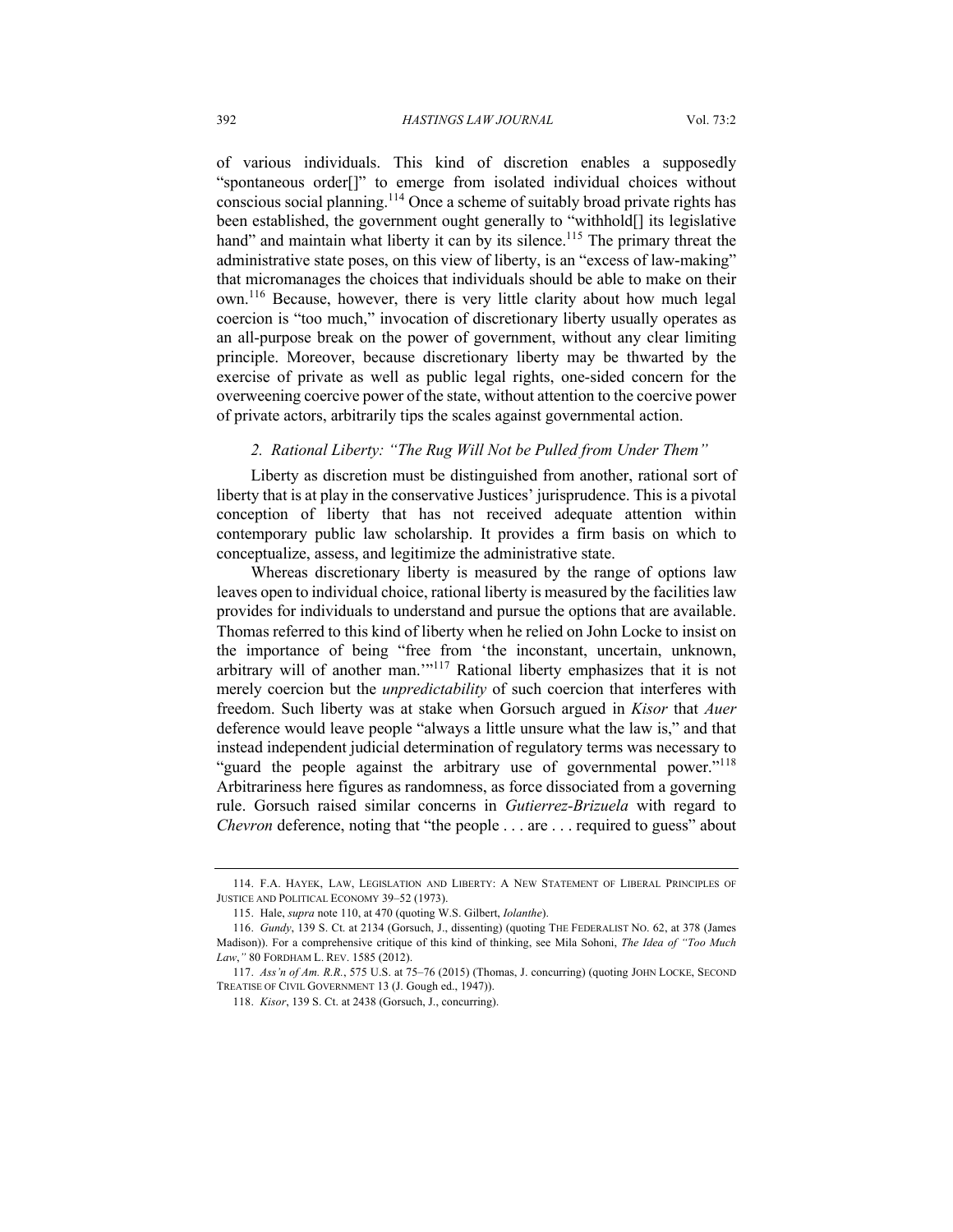of various individuals. This kind of discretion enables a supposedly "spontaneous order[]" to emerge from isolated individual choices without conscious social planning.[114] Once a scheme of suitably broad private rights has been established, the government ought generally to "withhold[] its legislative hand" and maintain what liberty it can by its silence.[115] The primary threat the administrative state poses, on this view of liberty, is an "excess of law-making" that micromanages the choices that individuals should be able to make on their own.[116] Because, however, there is very little clarity about how much legal coercion is "too much," invocation of discretionary liberty usually operates as an all-purpose break on the power of government, without any clear limiting principle. Moreover, because discretionary liberty may be thwarted by the exercise of private as well as public legal rights, one-sided concern for the overweening coercive power of the state, without attention to the coercive power of private actors, arbitrarily tips the scales against governmental action.

### *2. Rational Liberty: "The Rug Will Not be Pulled from Under Them"*

Liberty as discretion must be distinguished from another, rational sort of liberty that is at play in the conservative Justices' jurisprudence. This is a pivotal conception of liberty that has not received adequate attention within contemporary public law scholarship. It provides a firm basis on which to conceptualize, assess, and legitimize the administrative state.

Whereas discretionary liberty is measured by the range of options law leaves open to individual choice, rational liberty is measured by the facilities law provides for individuals to understand and pursue the options that are available. Thomas referred to this kind of liberty when he relied on John Locke to insist on the importance of being "free from 'the inconstant, uncertain, unknown, arbitrary will of another man.'"[117] Rational liberty emphasizes that it is not merely coercion but the *unpredictability* of such coercion that interferes with freedom. Such liberty was at stake when Gorsuch argued in *Kisor* that *Auer* deference would leave people "always a little unsure what the law is," and that instead independent judicial determination of regulatory terms was necessary to "guard the people against the arbitrary use of governmental power."[118] Arbitrariness here figures as randomness, as force dissociated from a governing rule. Gorsuch raised similar concerns in *Gutierrez-Brizuela* with regard to *Chevron* deference, noting that "the people . . . are . . . required to guess" about

---

114. F.A. HAYEK, LAW, LEGISLATION AND LIBERTY: A NEW STATEMENT OF LIBERAL PRINCIPLES OF JUSTICE AND POLITICAL ECONOMY 39–52 (1973).

115. Hale, *supra* note 110, at 470 (quoting W.S. Gilbert, *Iolanthe*).

116. *Gundy*, 139 S. Ct. at 2134 (Gorsuch, J., dissenting) (quoting THE FEDERALIST NO. 62, at 378 (James Madison)). For a comprehensive critique of this kind of thinking, see Mila Sohoni, *The Idea of "Too Much Law*,*"* 80 FORDHAM L. REV. 1585 (2012).

117. *Ass'n of Am. R.R.*, 575 U.S. at 75–76 (2015) (Thomas, J. concurring) (quoting JOHN LOCKE, SECOND TREATISE OF CIVIL GOVERNMENT 13 (J. Gough ed., 1947)).

118. *Kisor*, 139 S. Ct. at 2438 (Gorsuch, J., concurring).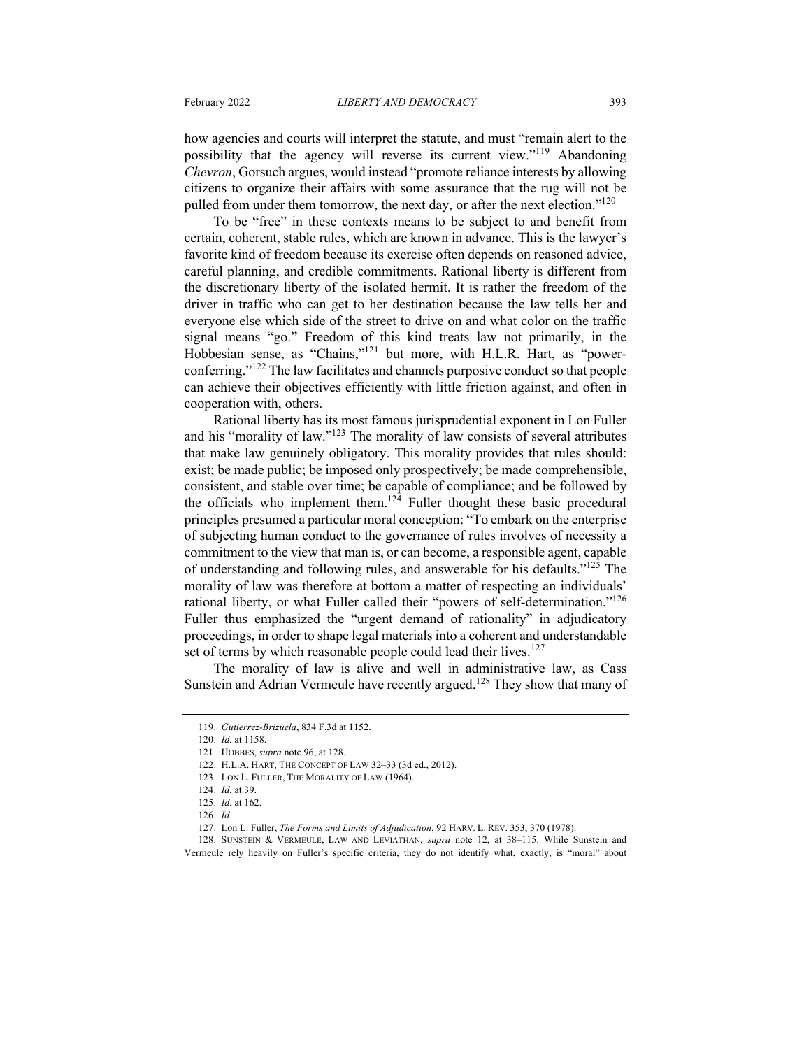how agencies and courts will interpret the statute, and must "remain alert to the possibility that the agency will reverse its current view."[119] Abandoning *Chevron*, Gorsuch argues, would instead "promote reliance interests by allowing citizens to organize their affairs with some assurance that the rug will not be pulled from under them tomorrow, the next day, or after the next election."[120]

To be "free" in these contexts means to be subject to and benefit from certain, coherent, stable rules, which are known in advance. This is the lawyer's favorite kind of freedom because its exercise often depends on reasoned advice, careful planning, and credible commitments. Rational liberty is different from the discretionary liberty of the isolated hermit. It is rather the freedom of the driver in traffic who can get to her destination because the law tells her and everyone else which side of the street to drive on and what color on the traffic signal means "go." Freedom of this kind treats law not primarily, in the Hobbesian sense, as "Chains,"[121] but more, with H.L.R. Hart, as "power-conferring."[122] The law facilitates and channels purposive conduct so that people can achieve their objectives efficiently with little friction against, and often in cooperation with, others.

Rational liberty has its most famous jurisprudential exponent in Lon Fuller and his "morality of law."[123] The morality of law consists of several attributes that make law genuinely obligatory. This morality provides that rules should: exist; be made public; be imposed only prospectively; be made comprehensible, consistent, and stable over time; be capable of compliance; and be followed by the officials who implement them.[124] Fuller thought these basic procedural principles presumed a particular moral conception: "To embark on the enterprise of subjecting human conduct to the governance of rules involves of necessity a commitment to the view that man is, or can become, a responsible agent, capable of understanding and following rules, and answerable for his defaults."[125] The morality of law was therefore at bottom a matter of respecting an individuals' rational liberty, or what Fuller called their "powers of self-determination."[126] Fuller thus emphasized the "urgent demand of rationality" in adjudicatory proceedings, in order to shape legal materials into a coherent and understandable set of terms by which reasonable people could lead their lives.[127]

The morality of law is alive and well in administrative law, as Cass Sunstein and Adrian Vermeule have recently argued.[128] They show that many of

---

119. *Gutierrez-Brizuela*, 834 F.3d at 1152.

120. *Id.* at 1158.

121. HOBBES, *supra* note 96, at 128.

122. H.L.A. HART, THE CONCEPT OF LAW 32–33 (3d ed., 2012).

123. LON L. FULLER, THE MORALITY OF LAW (1964).

124. *Id.* at 39.

125. *Id.* at 162.

126. *Id.*

127. Lon L. Fuller, *The Forms and Limits of Adjudication*, 92 HARV. L. REV. 353, 370 (1978).

128. SUNSTEIN & VERMEULE, LAW AND LEVIATHAN, *supra* note 12, at 38–115. While Sunstein and Vermeule rely heavily on Fuller's specific criteria, they do not identify what, exactly, is "moral" about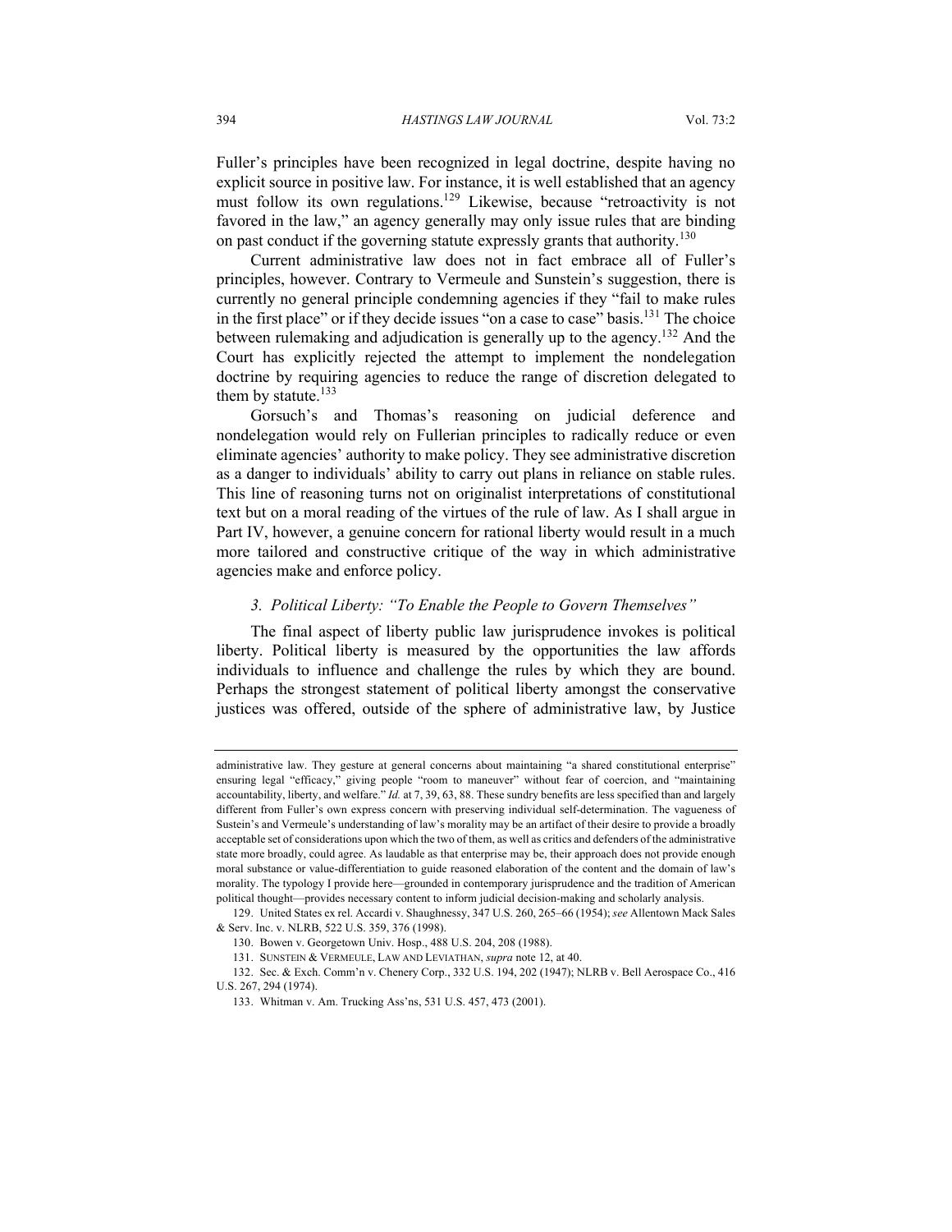Fuller's principles have been recognized in legal doctrine, despite having no explicit source in positive law. For instance, it is well established that an agency must follow its own regulations.[129] Likewise, because "retroactivity is not favored in the law," an agency generally may only issue rules that are binding on past conduct if the governing statute expressly grants that authority.[130]

Current administrative law does not in fact embrace all of Fuller's principles, however. Contrary to Vermeule and Sunstein's suggestion, there is currently no general principle condemning agencies if they "fail to make rules in the first place" or if they decide issues "on a case to case" basis.[131] The choice between rulemaking and adjudication is generally up to the agency.[132] And the Court has explicitly rejected the attempt to implement the nondelegation doctrine by requiring agencies to reduce the range of discretion delegated to them by statute.[133]

Gorsuch's and Thomas's reasoning on judicial deference and nondelegation would rely on Fullerian principles to radically reduce or even eliminate agencies' authority to make policy. They see administrative discretion as a danger to individuals' ability to carry out plans in reliance on stable rules. This line of reasoning turns not on originalist interpretations of constitutional text but on a moral reading of the virtues of the rule of law. As I shall argue in Part IV, however, a genuine concern for rational liberty would result in a much more tailored and constructive critique of the way in which administrative agencies make and enforce policy.

### *3. Political Liberty: "To Enable the People to Govern Themselves"*

The final aspect of liberty public law jurisprudence invokes is political liberty. Political liberty is measured by the opportunities the law affords individuals to influence and challenge the rules by which they are bound. Perhaps the strongest statement of political liberty amongst the conservative justices was offered, outside of the sphere of administrative law, by Justice

---

administrative law. They gesture at general concerns about maintaining "a shared constitutional enterprise" ensuring legal "efficacy," giving people "room to maneuver" without fear of coercion, and "maintaining accountability, liberty, and welfare." *Id.* at 7, 39, 63, 88. These sundry benefits are less specified than and largely different from Fuller's own express concern with preserving individual self-determination. The vagueness of Sustein's and Vermeule's understanding of law's morality may be an artifact of their desire to provide a broadly acceptable set of considerations upon which the two of them, as well as critics and defenders of the administrative state more broadly, could agree. As laudable as that enterprise may be, their approach does not provide enough moral substance or value-differentiation to guide reasoned elaboration of the content and the domain of law's morality. The typology I provide here—grounded in contemporary jurisprudence and the tradition of American political thought—provides necessary content to inform judicial decision-making and scholarly analysis.

129. United States ex rel. Accardi v. Shaughnessy, 347 U.S. 260, 265–66 (1954); *see* Allentown Mack Sales & Serv. Inc. v. NLRB, 522 U.S. 359, 376 (1998).

130. Bowen v. Georgetown Univ. Hosp., 488 U.S. 204, 208 (1988).

131. SUNSTEIN & VERMEULE, LAW AND LEVIATHAN, *supra* note 12, at 40.

132. Sec. & Exch. Comm'n v. Chenery Corp., 332 U.S. 194, 202 (1947); NLRB v. Bell Aerospace Co., 416 U.S. 267, 294 (1974).

133. Whitman v. Am. Trucking Ass'ns, 531 U.S. 457, 473 (2001).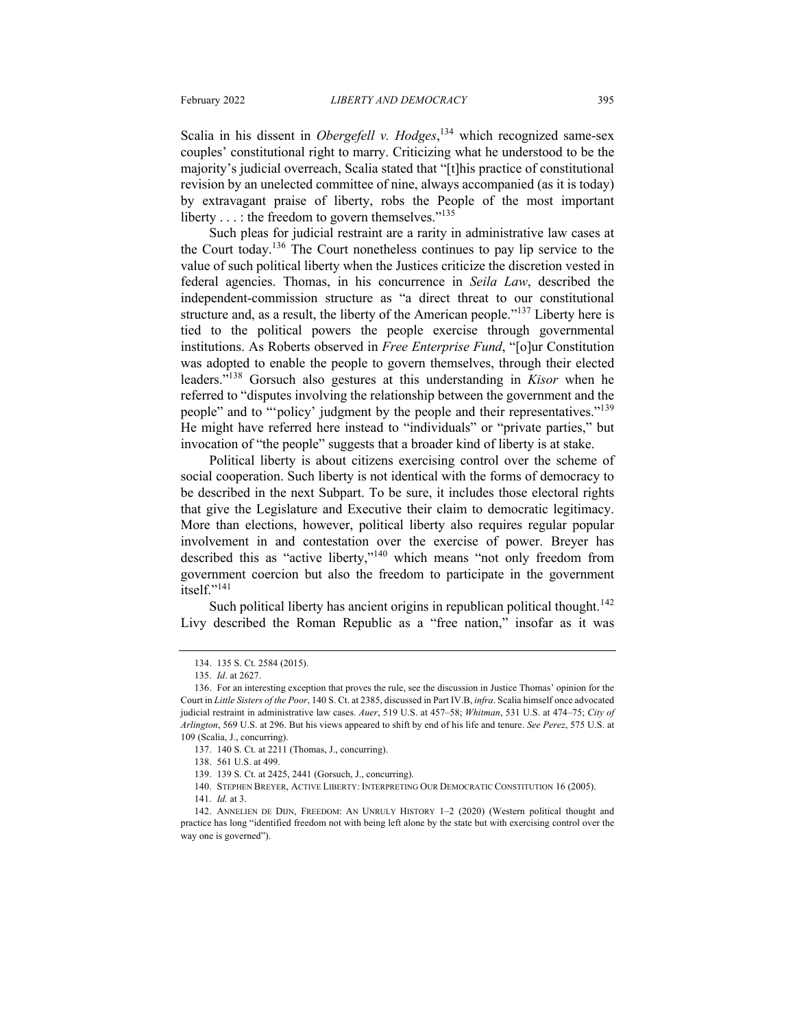Scalia in his dissent in *Obergefell v. Hodges*,[134] which recognized same-sex couples' constitutional right to marry. Criticizing what he understood to be the majority's judicial overreach, Scalia stated that "[t]his practice of constitutional revision by an unelected committee of nine, always accompanied (as it is today) by extravagant praise of liberty, robs the People of the most important liberty . . . : the freedom to govern themselves."[135]

Such pleas for judicial restraint are a rarity in administrative law cases at the Court today.[136] The Court nonetheless continues to pay lip service to the value of such political liberty when the Justices criticize the discretion vested in federal agencies. Thomas, in his concurrence in *Seila Law*, described the independent-commission structure as "a direct threat to our constitutional structure and, as a result, the liberty of the American people."[137] Liberty here is tied to the political powers the people exercise through governmental institutions. As Roberts observed in *Free Enterprise Fund*, "[o]ur Constitution was adopted to enable the people to govern themselves, through their elected leaders."[138] Gorsuch also gestures at this understanding in *Kisor* when he referred to "disputes involving the relationship between the government and the people" and to "'policy' judgment by the people and their representatives."[139] He might have referred here instead to "individuals" or "private parties," but invocation of "the people" suggests that a broader kind of liberty is at stake.

Political liberty is about citizens exercising control over the scheme of social cooperation. Such liberty is not identical with the forms of democracy to be described in the next Subpart. To be sure, it includes those electoral rights that give the Legislature and Executive their claim to democratic legitimacy. More than elections, however, political liberty also requires regular popular involvement in and contestation over the exercise of power. Breyer has described this as "active liberty,"[140] which means "not only freedom from government coercion but also the freedom to participate in the government itself."[141]

Such political liberty has ancient origins in republican political thought.[142] Livy described the Roman Republic as a "free nation," insofar as it was

---

134. 135 S. Ct. 2584 (2015).

135. *Id*. at 2627.

136. For an interesting exception that proves the rule, see the discussion in Justice Thomas' opinion for the Court in *Little Sisters of the Poor*, 140 S. Ct. at 2385, discussed in Part IV.B, *infra*. Scalia himself once advocated judicial restraint in administrative law cases. *Auer*, 519 U.S. at 457–58; *Whitman*, 531 U.S. at 474–75; *City of Arlington*, 569 U.S. at 296. But his views appeared to shift by end of his life and tenure. *See Perez*, 575 U.S. at 109 (Scalia, J., concurring).

137. 140 S. Ct. at 2211 (Thomas, J., concurring).

138. 561 U.S. at 499.

139. 139 S. Ct. at 2425, 2441 (Gorsuch, J., concurring).

140. STEPHEN BREYER, ACTIVE LIBERTY: INTERPRETING OUR DEMOCRATIC CONSTITUTION 16 (2005).

141. *Id.* at 3.

142. ANNELIEN DE DIJN, FREEDOM: AN UNRULY HISTORY 1–2 (2020) (Western political thought and practice has long "identified freedom not with being left alone by the state but with exercising control over the way one is governed").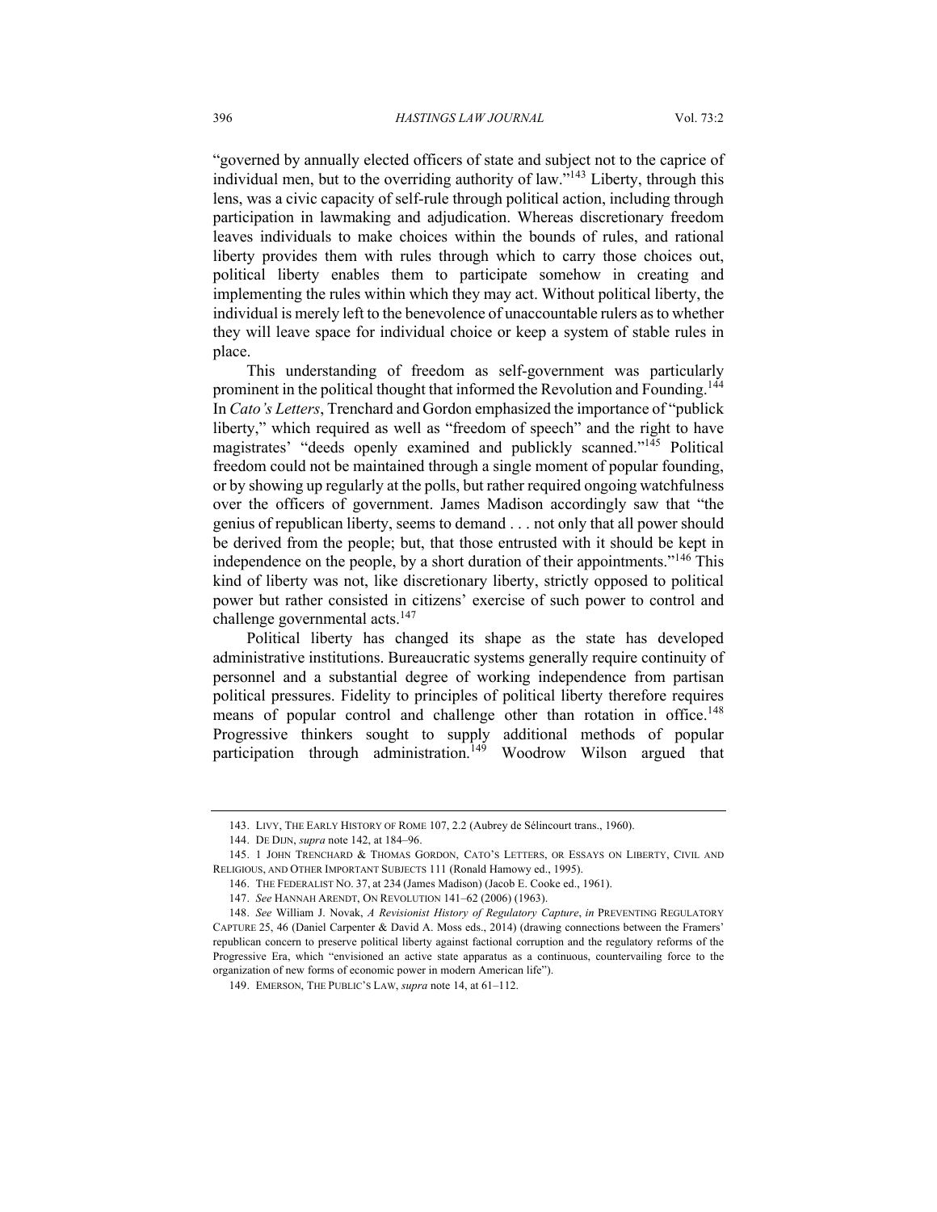"governed by annually elected officers of state and subject not to the caprice of individual men, but to the overriding authority of law."[143] Liberty, through this lens, was a civic capacity of self-rule through political action, including through participation in lawmaking and adjudication. Whereas discretionary freedom leaves individuals to make choices within the bounds of rules, and rational liberty provides them with rules through which to carry those choices out, political liberty enables them to participate somehow in creating and implementing the rules within which they may act. Without political liberty, the individual is merely left to the benevolence of unaccountable rulers as to whether they will leave space for individual choice or keep a system of stable rules in place.

This understanding of freedom as self-government was particularly prominent in the political thought that informed the Revolution and Founding.[144] In *Cato's Letters*, Trenchard and Gordon emphasized the importance of "publick liberty," which required as well as "freedom of speech" and the right to have magistrates' "deeds openly examined and publickly scanned."[145] Political freedom could not be maintained through a single moment of popular founding, or by showing up regularly at the polls, but rather required ongoing watchfulness over the officers of government. James Madison accordingly saw that "the genius of republican liberty, seems to demand . . . not only that all power should be derived from the people; but, that those entrusted with it should be kept in independence on the people, by a short duration of their appointments."[146] This kind of liberty was not, like discretionary liberty, strictly opposed to political power but rather consisted in citizens' exercise of such power to control and challenge governmental acts.[147]

Political liberty has changed its shape as the state has developed administrative institutions. Bureaucratic systems generally require continuity of personnel and a substantial degree of working independence from partisan political pressures. Fidelity to principles of political liberty therefore requires means of popular control and challenge other than rotation in office.[148] Progressive thinkers sought to supply additional methods of popular participation through administration.[149] Woodrow Wilson argued that

---

143. LIVY, THE EARLY HISTORY OF ROME 107, 2.2 (Aubrey de Sélincourt trans., 1960).

144. DE DIJN, *supra* note 142, at 184–96.

145. 1 JOHN TRENCHARD & THOMAS GORDON, CATO'S LETTERS, OR ESSAYS ON LIBERTY, CIVIL AND RELIGIOUS, AND OTHER IMPORTANT SUBJECTS 111 (Ronald Hamowy ed., 1995).

146. THE FEDERALIST NO. 37, at 234 (James Madison) (Jacob E. Cooke ed., 1961).

147. *See* HANNAH ARENDT, ON REVOLUTION 141–62 (2006) (1963).

148. *See* William J. Novak, *A Revisionist History of Regulatory Capture*, *in* PREVENTING REGULATORY CAPTURE 25, 46 (Daniel Carpenter & David A. Moss eds., 2014) (drawing connections between the Framers' republican concern to preserve political liberty against factional corruption and the regulatory reforms of the Progressive Era, which "envisioned an active state apparatus as a continuous, countervailing force to the organization of new forms of economic power in modern American life").

149. EMERSON, THE PUBLIC'S LAW, *supra* note 14, at 61–112.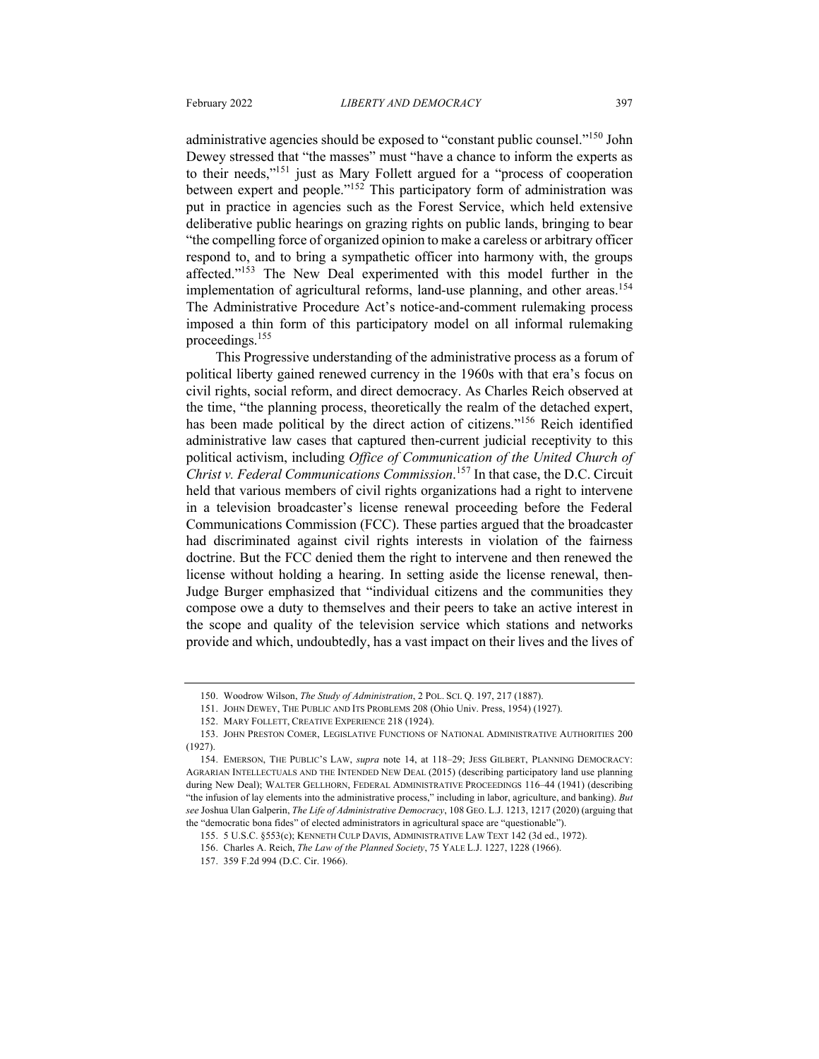administrative agencies should be exposed to "constant public counsel."[150] John Dewey stressed that "the masses" must "have a chance to inform the experts as to their needs,"[151] just as Mary Follett argued for a "process of cooperation between expert and people."[152] This participatory form of administration was put in practice in agencies such as the Forest Service, which held extensive deliberative public hearings on grazing rights on public lands, bringing to bear "the compelling force of organized opinion to make a careless or arbitrary officer respond to, and to bring a sympathetic officer into harmony with, the groups affected."[153] The New Deal experimented with this model further in the implementation of agricultural reforms, land-use planning, and other areas.[154] The Administrative Procedure Act's notice-and-comment rulemaking process imposed a thin form of this participatory model on all informal rulemaking proceedings.[155]

This Progressive understanding of the administrative process as a forum of political liberty gained renewed currency in the 1960s with that era's focus on civil rights, social reform, and direct democracy. As Charles Reich observed at the time, "the planning process, theoretically the realm of the detached expert, has been made political by the direct action of citizens."[156] Reich identified administrative law cases that captured then-current judicial receptivity to this political activism, including *Office of Communication of the United Church of Christ v. Federal Communications Commission*.[157] In that case, the D.C. Circuit held that various members of civil rights organizations had a right to intervene in a television broadcaster's license renewal proceeding before the Federal Communications Commission (FCC). These parties argued that the broadcaster had discriminated against civil rights interests in violation of the fairness doctrine. But the FCC denied them the right to intervene and then renewed the license without holding a hearing. In setting aside the license renewal, then-Judge Burger emphasized that "individual citizens and the communities they compose owe a duty to themselves and their peers to take an active interest in the scope and quality of the television service which stations and networks provide and which, undoubtedly, has a vast impact on their lives and the lives of

---

150. Woodrow Wilson, *The Study of Administration*, 2 POL. SCI. Q. 197, 217 (1887).

151. JOHN DEWEY, THE PUBLIC AND ITS PROBLEMS 208 (Ohio Univ. Press, 1954) (1927).

152. MARY FOLLETT, CREATIVE EXPERIENCE 218 (1924).

153. JOHN PRESTON COMER, LEGISLATIVE FUNCTIONS OF NATIONAL ADMINISTRATIVE AUTHORITIES 200 (1927).

154. EMERSON, THE PUBLIC'S LAW, *supra* note 14, at 118–29; JESS GILBERT, PLANNING DEMOCRACY: AGRARIAN INTELLECTUALS AND THE INTENDED NEW DEAL (2015) (describing participatory land use planning during New Deal); WALTER GELLHORN, FEDERAL ADMINISTRATIVE PROCEEDINGS 116–44 (1941) (describing "the infusion of lay elements into the administrative process," including in labor, agriculture, and banking). *But see* Joshua Ulan Galperin, *The Life of Administrative Democracy*, 108 GEO. L.J. 1213, 1217 (2020) (arguing that the "democratic bona fides" of elected administrators in agricultural space are "questionable").

155. 5 U.S.C. §553(c); KENNETH CULP DAVIS, ADMINISTRATIVE LAW TEXT 142 (3d ed., 1972).

156. Charles A. Reich, *The Law of the Planned Society*, 75 YALE L.J. 1227, 1228 (1966).

157. 359 F.2d 994 (D.C. Cir. 1966).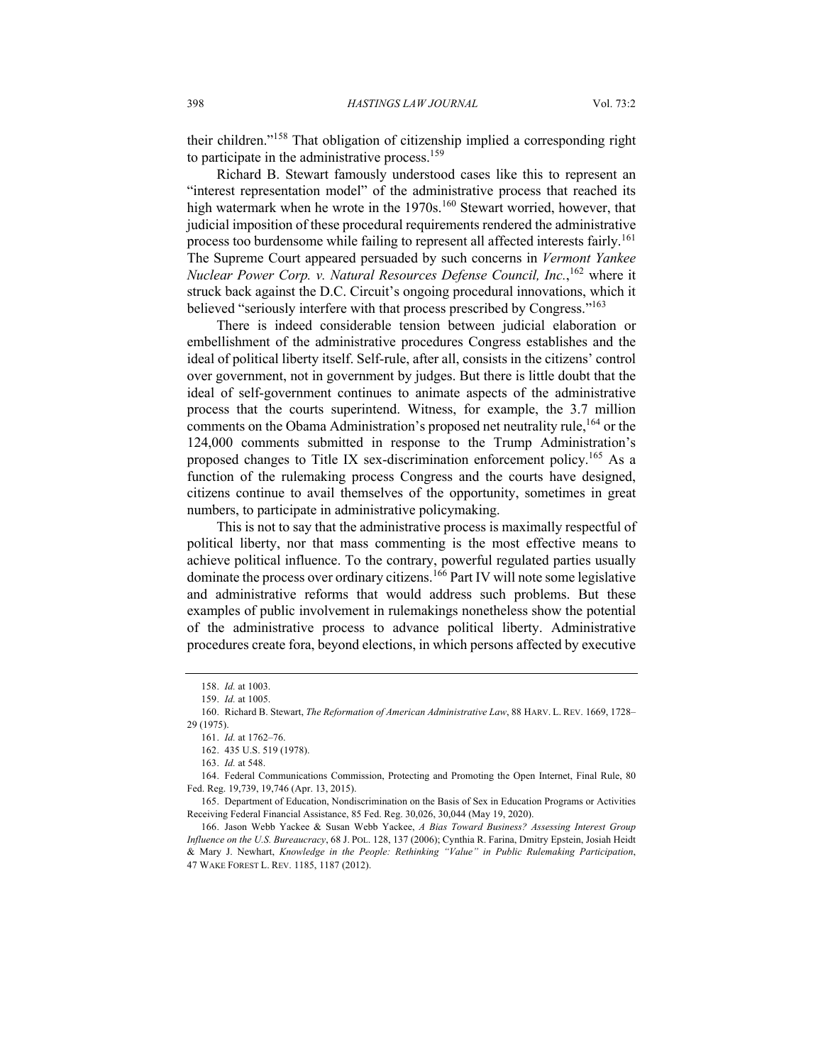their children."[158] That obligation of citizenship implied a corresponding right to participate in the administrative process.[159]

Richard B. Stewart famously understood cases like this to represent an "interest representation model" of the administrative process that reached its high watermark when he wrote in the 1970s.[160] Stewart worried, however, that judicial imposition of these procedural requirements rendered the administrative process too burdensome while failing to represent all affected interests fairly.[161] The Supreme Court appeared persuaded by such concerns in *Vermont Yankee Nuclear Power Corp. v. Natural Resources Defense Council, Inc.*,[162] where it struck back against the D.C. Circuit's ongoing procedural innovations, which it believed "seriously interfere with that process prescribed by Congress."[163]

There is indeed considerable tension between judicial elaboration or embellishment of the administrative procedures Congress establishes and the ideal of political liberty itself. Self-rule, after all, consists in the citizens' control over government, not in government by judges. But there is little doubt that the ideal of self-government continues to animate aspects of the administrative process that the courts superintend. Witness, for example, the 3.7 million comments on the Obama Administration's proposed net neutrality rule,[164] or the 124,000 comments submitted in response to the Trump Administration's proposed changes to Title IX sex-discrimination enforcement policy.[165] As a function of the rulemaking process Congress and the courts have designed, citizens continue to avail themselves of the opportunity, sometimes in great numbers, to participate in administrative policymaking.

This is not to say that the administrative process is maximally respectful of political liberty, nor that mass commenting is the most effective means to achieve political influence. To the contrary, powerful regulated parties usually dominate the process over ordinary citizens.[166] Part IV will note some legislative and administrative reforms that would address such problems. But these examples of public involvement in rulemakings nonetheless show the potential of the administrative process to advance political liberty. Administrative procedures create fora, beyond elections, in which persons affected by executive

---

158. *Id.* at 1003.

159. *Id.* at 1005.

160. Richard B. Stewart, *The Reformation of American Administrative Law*, 88 HARV. L. REV. 1669, 1728–29 (1975).

161. *Id.* at 1762–76.

162. 435 U.S. 519 (1978).

163. *Id.* at 548.

164. Federal Communications Commission, Protecting and Promoting the Open Internet, Final Rule, 80 Fed. Reg. 19,739, 19,746 (Apr. 13, 2015).

165. Department of Education, Nondiscrimination on the Basis of Sex in Education Programs or Activities Receiving Federal Financial Assistance, 85 Fed. Reg. 30,026, 30,044 (May 19, 2020).

166. Jason Webb Yackee & Susan Webb Yackee, *A Bias Toward Business? Assessing Interest Group Influence on the U.S. Bureaucracy*, 68 J. POL. 128, 137 (2006); Cynthia R. Farina, Dmitry Epstein, Josiah Heidt & Mary J. Newhart, *Knowledge in the People: Rethinking "Value" in Public Rulemaking Participation*, 47 WAKE FOREST L. REV. 1185, 1187 (2012).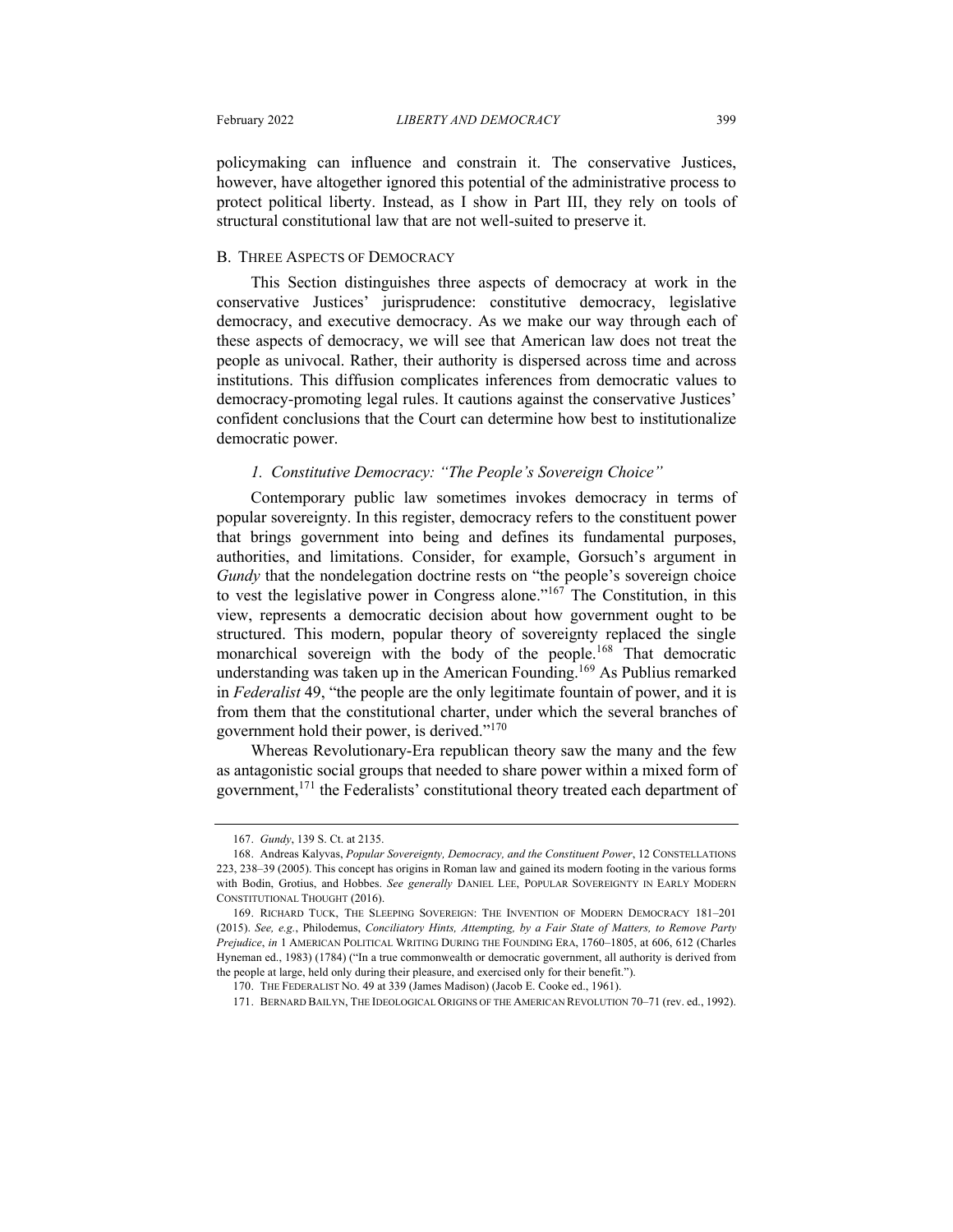policymaking can influence and constrain it. The conservative Justices, however, have altogether ignored this potential of the administrative process to protect political liberty. Instead, as I show in Part III, they rely on tools of structural constitutional law that are not well-suited to preserve it.

## B. Three Aspects of Democracy

This Section distinguishes three aspects of democracy at work in the conservative Justices' jurisprudence: constitutive democracy, legislative democracy, and executive democracy. As we make our way through each of these aspects of democracy, we will see that American law does not treat the people as univocal. Rather, their authority is dispersed across time and across institutions. This diffusion complicates inferences from democratic values to democracy-promoting legal rules. It cautions against the conservative Justices' confident conclusions that the Court can determine how best to institutionalize democratic power.

### *1. Constitutive Democracy: "The People's Sovereign Choice"*

Contemporary public law sometimes invokes democracy in terms of popular sovereignty. In this register, democracy refers to the constituent power that brings government into being and defines its fundamental purposes, authorities, and limitations. Consider, for example, Gorsuch's argument in *Gundy* that the nondelegation doctrine rests on "the people's sovereign choice to vest the legislative power in Congress alone."[167] The Constitution, in this view, represents a democratic decision about how government ought to be structured. This modern, popular theory of sovereignty replaced the single monarchical sovereign with the body of the people.[168] That democratic understanding was taken up in the American Founding.[169] As Publius remarked in *Federalist* 49, "the people are the only legitimate fountain of power, and it is from them that the constitutional charter, under which the several branches of government hold their power, is derived."[170]

Whereas Revolutionary-Era republican theory saw the many and the few as antagonistic social groups that needed to share power within a mixed form of government,[171] the Federalists' constitutional theory treated each department of

---

167. *Gundy*, 139 S. Ct. at 2135.

168. Andreas Kalyvas, *Popular Sovereignty, Democracy, and the Constituent Power*, 12 CONSTELLATIONS 223, 238–39 (2005). This concept has origins in Roman law and gained its modern footing in the various forms with Bodin, Grotius, and Hobbes. *See generally* DANIEL LEE, POPULAR SOVEREIGNTY IN EARLY MODERN CONSTITUTIONAL THOUGHT (2016).

169. RICHARD TUCK, THE SLEEPING SOVEREIGN: THE INVENTION OF MODERN DEMOCRACY 181–201 (2015). *See, e.g.*, Philodemus, *Conciliatory Hints, Attempting, by a Fair State of Matters, to Remove Party Prejudice*, *in* 1 AMERICAN POLITICAL WRITING DURING THE FOUNDING ERA, 1760–1805, at 606, 612 (Charles Hyneman ed., 1983) (1784) ("In a true commonwealth or democratic government, all authority is derived from the people at large, held only during their pleasure, and exercised only for their benefit.").

170. THE FEDERALIST NO. 49 at 339 (James Madison) (Jacob E. Cooke ed., 1961).

171. BERNARD BAILYN, THE IDEOLOGICAL ORIGINS OF THE AMERICAN REVOLUTION 70–71 (rev. ed., 1992).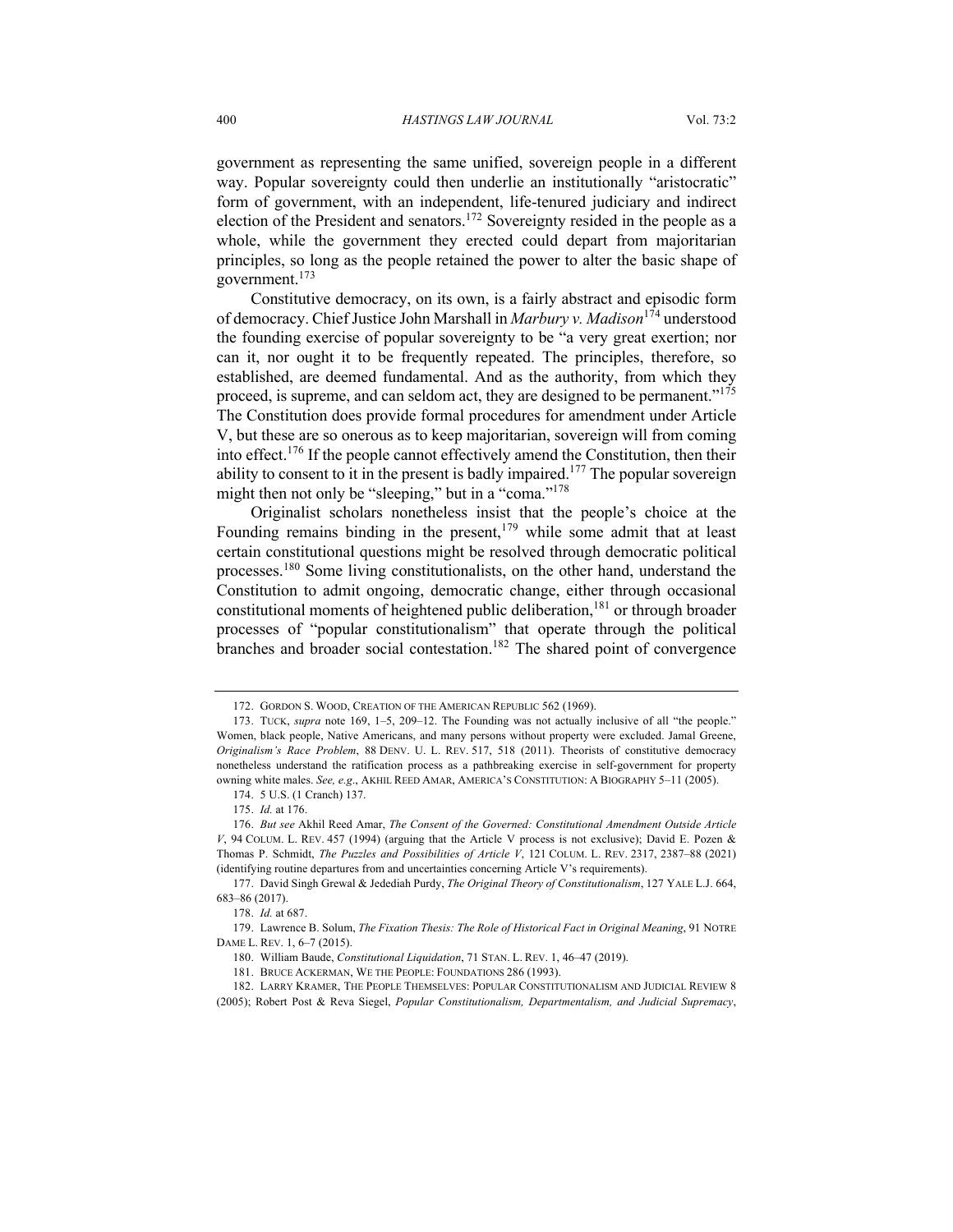government as representing the same unified, sovereign people in a different way. Popular sovereignty could then underlie an institutionally "aristocratic" form of government, with an independent, life-tenured judiciary and indirect election of the President and senators.[172] Sovereignty resided in the people as a whole, while the government they erected could depart from majoritarian principles, so long as the people retained the power to alter the basic shape of government.[173]

Constitutive democracy, on its own, is a fairly abstract and episodic form of democracy. Chief Justice John Marshall in *Marbury v. Madison*[174] understood the founding exercise of popular sovereignty to be "a very great exertion; nor can it, nor ought it to be frequently repeated. The principles, therefore, so established, are deemed fundamental. And as the authority, from which they proceed, is supreme, and can seldom act, they are designed to be permanent."[175] The Constitution does provide formal procedures for amendment under Article V, but these are so onerous as to keep majoritarian, sovereign will from coming into effect.[176] If the people cannot effectively amend the Constitution, then their ability to consent to it in the present is badly impaired.[177] The popular sovereign might then not only be "sleeping," but in a "coma."[178]

Originalist scholars nonetheless insist that the people's choice at the Founding remains binding in the present,[179] while some admit that at least certain constitutional questions might be resolved through democratic political processes.[180] Some living constitutionalists, on the other hand, understand the Constitution to admit ongoing, democratic change, either through occasional constitutional moments of heightened public deliberation,[181] or through broader processes of "popular constitutionalism" that operate through the political branches and broader social contestation.[182] The shared point of convergence

---

172. GORDON S. WOOD, CREATION OF THE AMERICAN REPUBLIC 562 (1969).

173. TUCK, *supra* note 169, 1–5, 209–12. The Founding was not actually inclusive of all "the people." Women, black people, Native Americans, and many persons without property were excluded. Jamal Greene, *Originalism's Race Problem*, 88 DENV. U. L. REV. 517, 518 (2011). Theorists of constitutive democracy nonetheless understand the ratification process as a pathbreaking exercise in self-government for property owning white males. *See, e.g.*, AKHIL REED AMAR, AMERICA'S CONSTITUTION: A BIOGRAPHY 5–11 (2005).

174. 5 U.S. (1 Cranch) 137.

175. *Id.* at 176.

176. *But see* Akhil Reed Amar, *The Consent of the Governed: Constitutional Amendment Outside Article V*, 94 COLUM. L. REV. 457 (1994) (arguing that the Article V process is not exclusive); David E. Pozen & Thomas P. Schmidt, *The Puzzles and Possibilities of Article V*, 121 COLUM. L. REV. 2317, 2387–88 (2021) (identifying routine departures from and uncertainties concerning Article V's requirements).

177. David Singh Grewal & Jedediah Purdy, *The Original Theory of Constitutionalism*, 127 YALE L.J. 664, 683–86 (2017).

178. *Id.* at 687.

179. Lawrence B. Solum, *The Fixation Thesis: The Role of Historical Fact in Original Meaning*, 91 NOTRE DAME L. REV. 1, 6–7 (2015).

180. William Baude, *Constitutional Liquidation*, 71 STAN. L. REV. 1, 46–47 (2019).

181. BRUCE ACKERMAN, WE THE PEOPLE: FOUNDATIONS 286 (1993).

182. LARRY KRAMER, THE PEOPLE THEMSELVES: POPULAR CONSTITUTIONALISM AND JUDICIAL REVIEW 8 (2005); Robert Post & Reva Siegel, *Popular Constitutionalism, Departmentalism, and Judicial Supremacy*,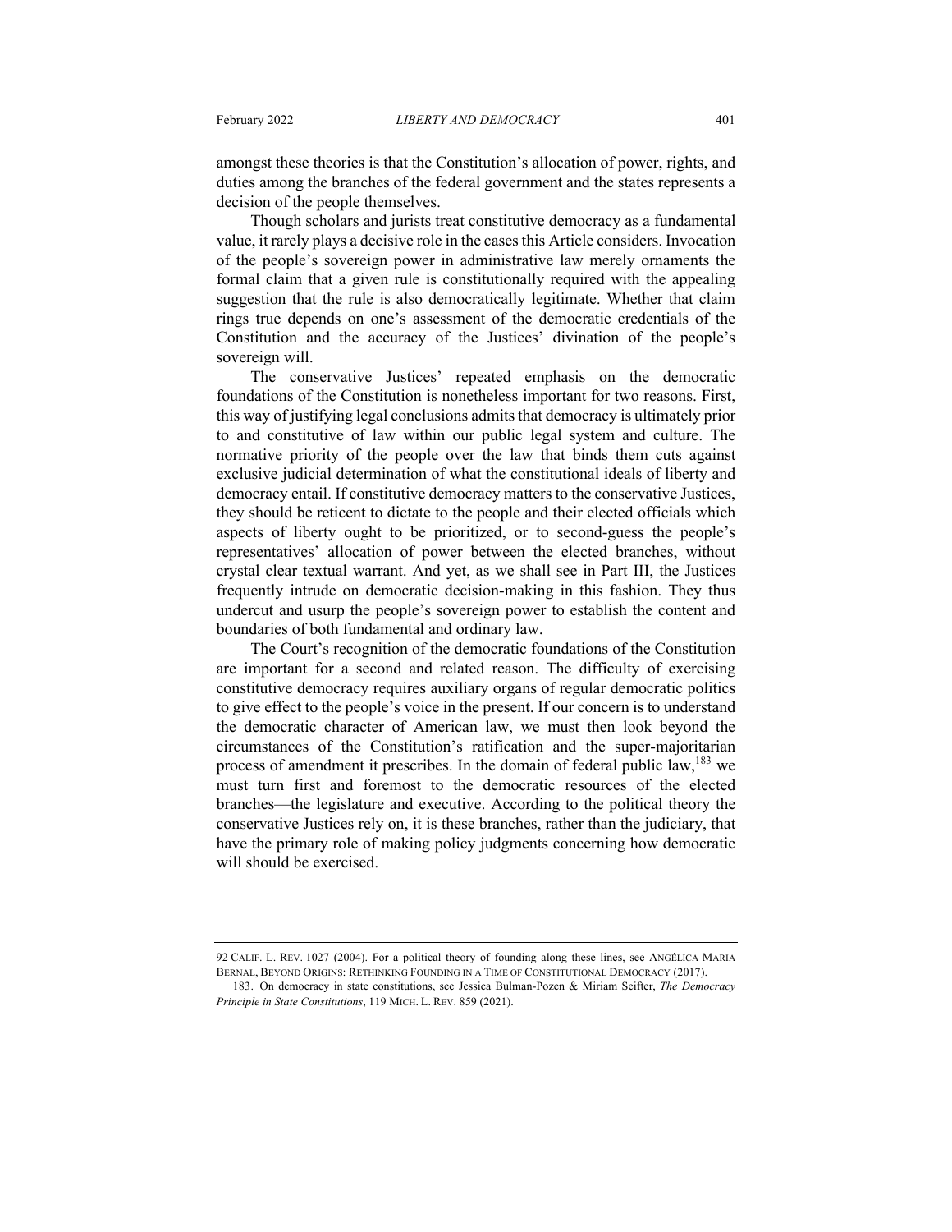amongst these theories is that the Constitution's allocation of power, rights, and duties among the branches of the federal government and the states represents a decision of the people themselves.

Though scholars and jurists treat constitutive democracy as a fundamental value, it rarely plays a decisive role in the cases this Article considers. Invocation of the people's sovereign power in administrative law merely ornaments the formal claim that a given rule is constitutionally required with the appealing suggestion that the rule is also democratically legitimate. Whether that claim rings true depends on one's assessment of the democratic credentials of the Constitution and the accuracy of the Justices' divination of the people's sovereign will.

The conservative Justices' repeated emphasis on the democratic foundations of the Constitution is nonetheless important for two reasons. First, this way of justifying legal conclusions admits that democracy is ultimately prior to and constitutive of law within our public legal system and culture. The normative priority of the people over the law that binds them cuts against exclusive judicial determination of what the constitutional ideals of liberty and democracy entail. If constitutive democracy matters to the conservative Justices, they should be reticent to dictate to the people and their elected officials which aspects of liberty ought to be prioritized, or to second-guess the people's representatives' allocation of power between the elected branches, without crystal clear textual warrant. And yet, as we shall see in Part III, the Justices frequently intrude on democratic decision-making in this fashion. They thus undercut and usurp the people's sovereign power to establish the content and boundaries of both fundamental and ordinary law.

The Court's recognition of the democratic foundations of the Constitution are important for a second and related reason. The difficulty of exercising constitutive democracy requires auxiliary organs of regular democratic politics to give effect to the people's voice in the present. If our concern is to understand the democratic character of American law, we must then look beyond the circumstances of the Constitution's ratification and the super-majoritarian process of amendment it prescribes. In the domain of federal public law,[183] we must turn first and foremost to the democratic resources of the elected branches—the legislature and executive. According to the political theory the conservative Justices rely on, it is these branches, rather than the judiciary, that have the primary role of making policy judgments concerning how democratic will should be exercised.

---

92 CALIF. L. REV. 1027 (2004). For a political theory of founding along these lines, see ANGÉLICA MARIA BERNAL, BEYOND ORIGINS: RETHINKING FOUNDING IN A TIME OF CONSTITUTIONAL DEMOCRACY (2017).

183. On democracy in state constitutions, see Jessica Bulman-Pozen & Miriam Seifter, *The Democracy Principle in State Constitutions*, 119 MICH. L. REV. 859 (2021).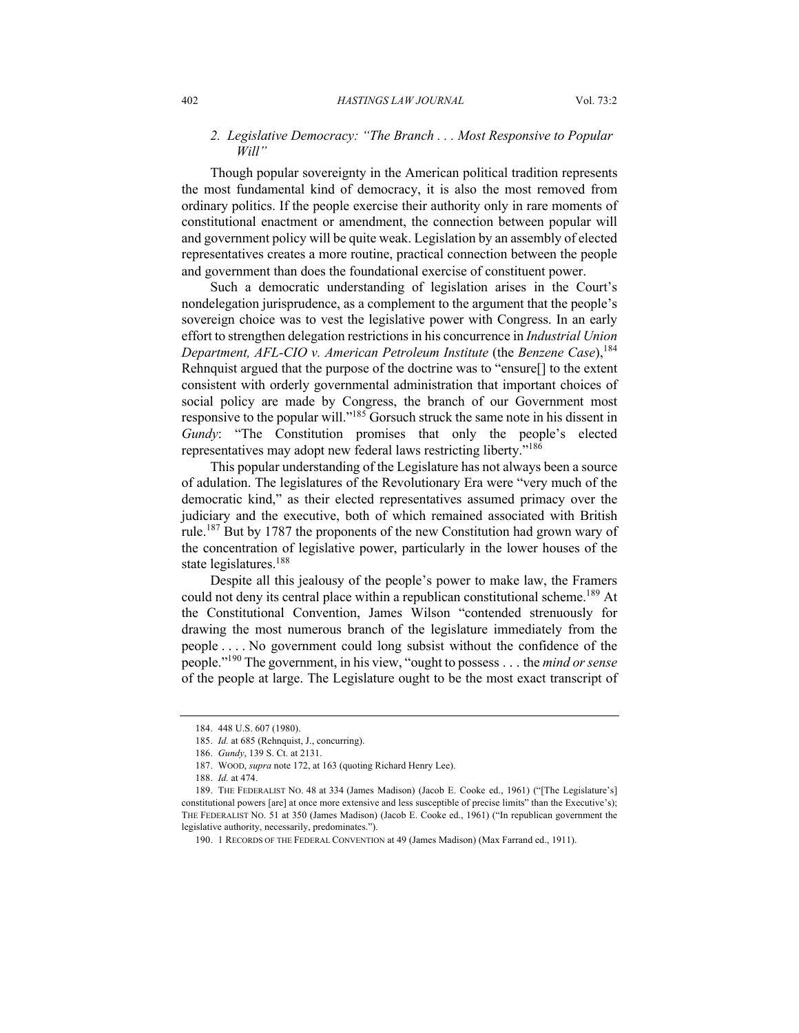### 2. *Legislative Democracy: "The Branch . . . Most Responsive to Popular Will"*

Though popular sovereignty in the American political tradition represents the most fundamental kind of democracy, it is also the most removed from ordinary politics. If the people exercise their authority only in rare moments of constitutional enactment or amendment, the connection between popular will and government policy will be quite weak. Legislation by an assembly of elected representatives creates a more routine, practical connection between the people and government than does the foundational exercise of constituent power.

Such a democratic understanding of legislation arises in the Court's nondelegation jurisprudence, as a complement to the argument that the people's sovereign choice was to vest the legislative power with Congress. In an early effort to strengthen delegation restrictions in his concurrence in *Industrial Union Department, AFL-CIO v. American Petroleum Institute* (the *Benzene Case*),[184] Rehnquist argued that the purpose of the doctrine was to "ensure[] to the extent consistent with orderly governmental administration that important choices of social policy are made by Congress, the branch of our Government most responsive to the popular will."[185] Gorsuch struck the same note in his dissent in *Gundy*: "The Constitution promises that only the people's elected representatives may adopt new federal laws restricting liberty."[186]

This popular understanding of the Legislature has not always been a source of adulation. The legislatures of the Revolutionary Era were "very much of the democratic kind," as their elected representatives assumed primacy over the judiciary and the executive, both of which remained associated with British rule.[187] But by 1787 the proponents of the new Constitution had grown wary of the concentration of legislative power, particularly in the lower houses of the state legislatures.[188]

Despite all this jealousy of the people's power to make law, the Framers could not deny its central place within a republican constitutional scheme.[189] At the Constitutional Convention, James Wilson "contended strenuously for drawing the most numerous branch of the legislature immediately from the people . . . . No government could long subsist without the confidence of the people."[190] The government, in his view, "ought to possess . . . the *mind or sense* of the people at large. The Legislature ought to be the most exact transcript of

---

184. 448 U.S. 607 (1980).

185. *Id.* at 685 (Rehnquist, J., concurring).

186. *Gundy*, 139 S. Ct. at 2131.

187. WOOD, *supra* note 172, at 163 (quoting Richard Henry Lee).

188. *Id.* at 474.

189. THE FEDERALIST NO. 48 at 334 (James Madison) (Jacob E. Cooke ed., 1961) ("[The Legislature's] constitutional powers [are] at once more extensive and less susceptible of precise limits" than the Executive's); THE FEDERALIST NO. 51 at 350 (James Madison) (Jacob E. Cooke ed., 1961) ("In republican government the legislative authority, necessarily, predominates.").

190. 1 RECORDS OF THE FEDERAL CONVENTION at 49 (James Madison) (Max Farrand ed., 1911).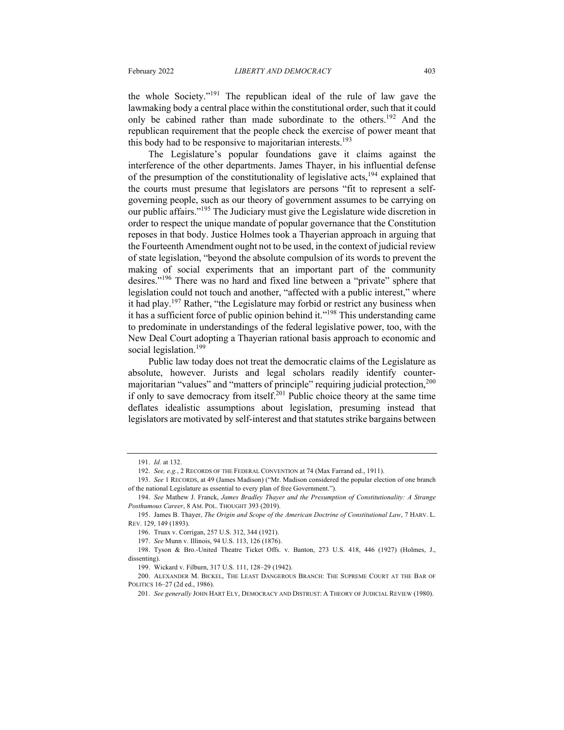the whole Society."[191] The republican ideal of the rule of law gave the lawmaking body a central place within the constitutional order, such that it could only be cabined rather than made subordinate to the others.[192] And the republican requirement that the people check the exercise of power meant that this body had to be responsive to majoritarian interests.[193]

The Legislature's popular foundations gave it claims against the interference of the other departments. James Thayer, in his influential defense of the presumption of the constitutionality of legislative acts,[194] explained that the courts must presume that legislators are persons "fit to represent a self-governing people, such as our theory of government assumes to be carrying on our public affairs."[195] The Judiciary must give the Legislature wide discretion in order to respect the unique mandate of popular governance that the Constitution reposes in that body. Justice Holmes took a Thayerian approach in arguing that the Fourteenth Amendment ought not to be used, in the context of judicial review of state legislation, "beyond the absolute compulsion of its words to prevent the making of social experiments that an important part of the community desires."[196] There was no hard and fixed line between a "private" sphere that legislation could not touch and another, "affected with a public interest," where it had play.[197] Rather, "the Legislature may forbid or restrict any business when it has a sufficient force of public opinion behind it."[198] This understanding came to predominate in understandings of the federal legislative power, too, with the New Deal Court adopting a Thayerian rational basis approach to economic and social legislation.[199]

Public law today does not treat the democratic claims of the Legislature as absolute, however. Jurists and legal scholars readily identify counter-majoritarian "values" and "matters of principle" requiring judicial protection,[200] if only to save democracy from itself.[201] Public choice theory at the same time deflates idealistic assumptions about legislation, presuming instead that legislators are motivated by self-interest and that statutes strike bargains between

---

191. *Id.* at 132.

192. *See, e.g.*, 2 RECORDS OF THE FEDERAL CONVENTION at 74 (Max Farrand ed., 1911).

193. *See* 1 RECORDS, at 49 (James Madison) ("Mr. Madison considered the popular election of one branch of the national Legislature as essential to every plan of free Government.").

194. *See* Mathew J. Franck, *James Bradley Thayer and the Presumption of Constitutionality: A Strange Posthumous Career*, 8 AM. POL. THOUGHT 393 (2019).

195. James B. Thayer, *The Origin and Scope of the American Doctrine of Constitutional Law*, 7 HARV. L. REV. 129, 149 (1893).

196. Truax v. Corrigan, 257 U.S. 312, 344 (1921).

197. *See* Munn v. Illinois, 94 U.S. 113, 126 (1876).

198. Tyson & Bro.-United Theatre Ticket Offs. v. Banton, 273 U.S. 418, 446 (1927) (Holmes, J., dissenting).

199. Wickard v. Filburn, 317 U.S. 111, 128–29 (1942).

200. ALEXANDER M. BICKEL, THE LEAST DANGEROUS BRANCH: THE SUPREME COURT AT THE BAR OF POLITICS 16–27 (2d ed., 1986).

201. *See generally* JOHN HART ELY, DEMOCRACY AND DISTRUST: A THEORY OF JUDICIAL REVIEW (1980).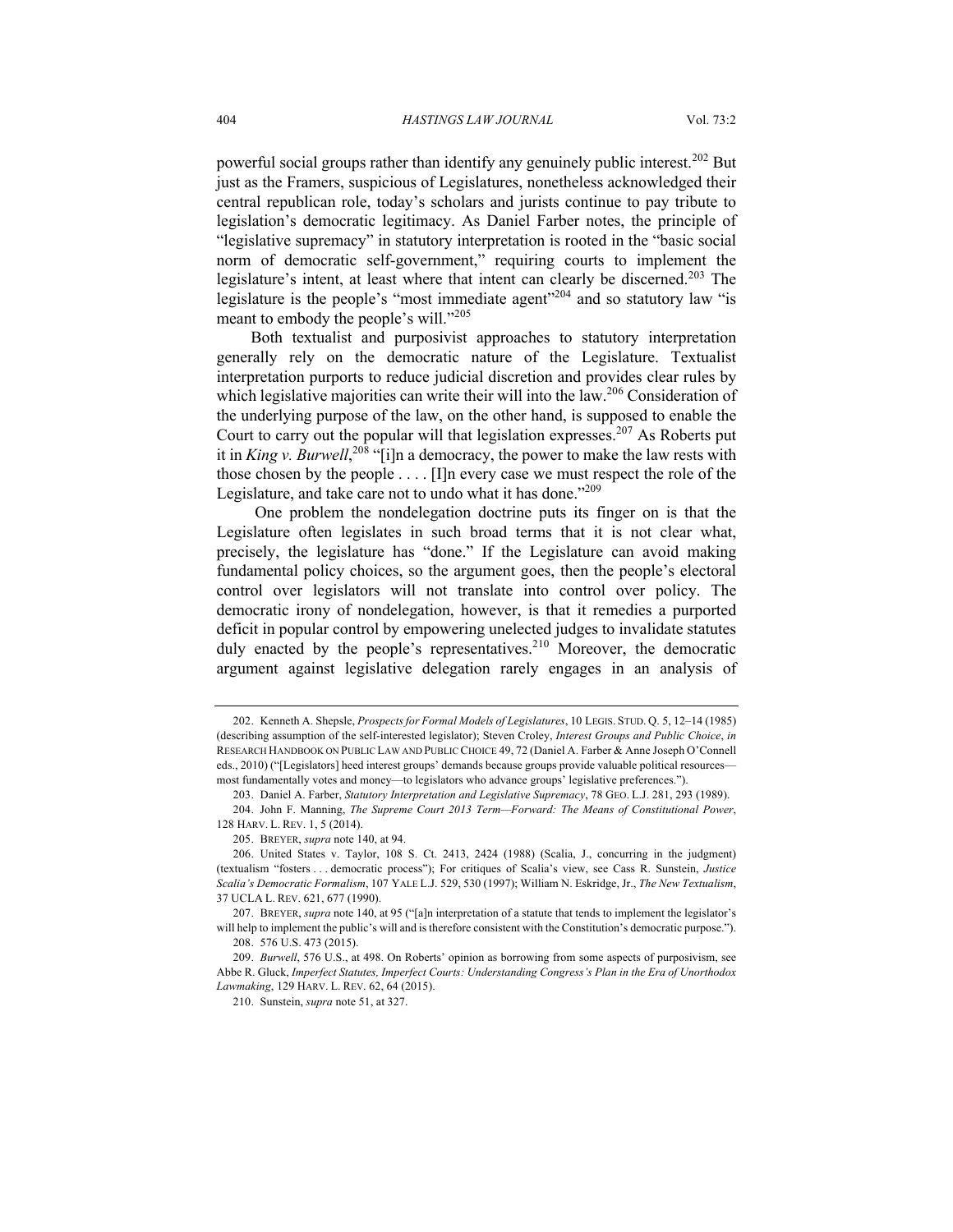powerful social groups rather than identify any genuinely public interest.[202] But just as the Framers, suspicious of Legislatures, nonetheless acknowledged their central republican role, today's scholars and jurists continue to pay tribute to legislation's democratic legitimacy. As Daniel Farber notes, the principle of "legislative supremacy" in statutory interpretation is rooted in the "basic social norm of democratic self-government," requiring courts to implement the legislature's intent, at least where that intent can clearly be discerned.[203] The legislature is the people's "most immediate agent"[204] and so statutory law "is meant to embody the people's will."[205]

Both textualist and purposivist approaches to statutory interpretation generally rely on the democratic nature of the Legislature. Textualist interpretation purports to reduce judicial discretion and provides clear rules by which legislative majorities can write their will into the law.[206] Consideration of the underlying purpose of the law, on the other hand, is supposed to enable the Court to carry out the popular will that legislation expresses.[207] As Roberts put it in *King v. Burwell*,[208] "[i]n a democracy, the power to make the law rests with those chosen by the people . . . . [I]n every case we must respect the role of the Legislature, and take care not to undo what it has done."[209]

One problem the nondelegation doctrine puts its finger on is that the Legislature often legislates in such broad terms that it is not clear what, precisely, the legislature has "done." If the Legislature can avoid making fundamental policy choices, so the argument goes, then the people's electoral control over legislators will not translate into control over policy. The democratic irony of nondelegation, however, is that it remedies a purported deficit in popular control by empowering unelected judges to invalidate statutes duly enacted by the people's representatives.[210] Moreover, the democratic argument against legislative delegation rarely engages in an analysis of

---

202. Kenneth A. Shepsle, *Prospects for Formal Models of Legislatures*, 10 LEGIS. STUD. Q. 5, 12–14 (1985) (describing assumption of the self-interested legislator); Steven Croley, *Interest Groups and Public Choice*, *in* RESEARCH HANDBOOK ON PUBLIC LAW AND PUBLIC CHOICE 49, 72 (Daniel A. Farber & Anne Joseph O'Connell eds., 2010) ("[Legislators] heed interest groups' demands because groups provide valuable political resources—most fundamentally votes and money—to legislators who advance groups' legislative preferences.").

203. Daniel A. Farber, *Statutory Interpretation and Legislative Supremacy*, 78 GEO. L.J. 281, 293 (1989).

204. John F. Manning, *The Supreme Court 2013 Term—Forward: The Means of Constitutional Power*, 128 HARV. L. REV. 1, 5 (2014).

205. BREYER, *supra* note 140, at 94.

206. United States v. Taylor, 108 S. Ct. 2413, 2424 (1988) (Scalia, J., concurring in the judgment) (textualism "fosters . . . democratic process"); For critiques of Scalia's view, see Cass R. Sunstein, *Justice Scalia's Democratic Formalism*, 107 YALE L.J. 529, 530 (1997); William N. Eskridge, Jr., *The New Textualism*, 37 UCLA L. REV. 621, 677 (1990).

207. BREYER, *supra* note 140, at 95 ("[a]n interpretation of a statute that tends to implement the legislator's will help to implement the public's will and is therefore consistent with the Constitution's democratic purpose.").

208. 576 U.S. 473 (2015).

209. *Burwell*, 576 U.S., at 498. On Roberts' opinion as borrowing from some aspects of purposivism, see Abbe R. Gluck, *Imperfect Statutes, Imperfect Courts: Understanding Congress's Plan in the Era of Unorthodox Lawmaking*, 129 HARV. L. REV. 62, 64 (2015).

210. Sunstein, *supra* note 51, at 327.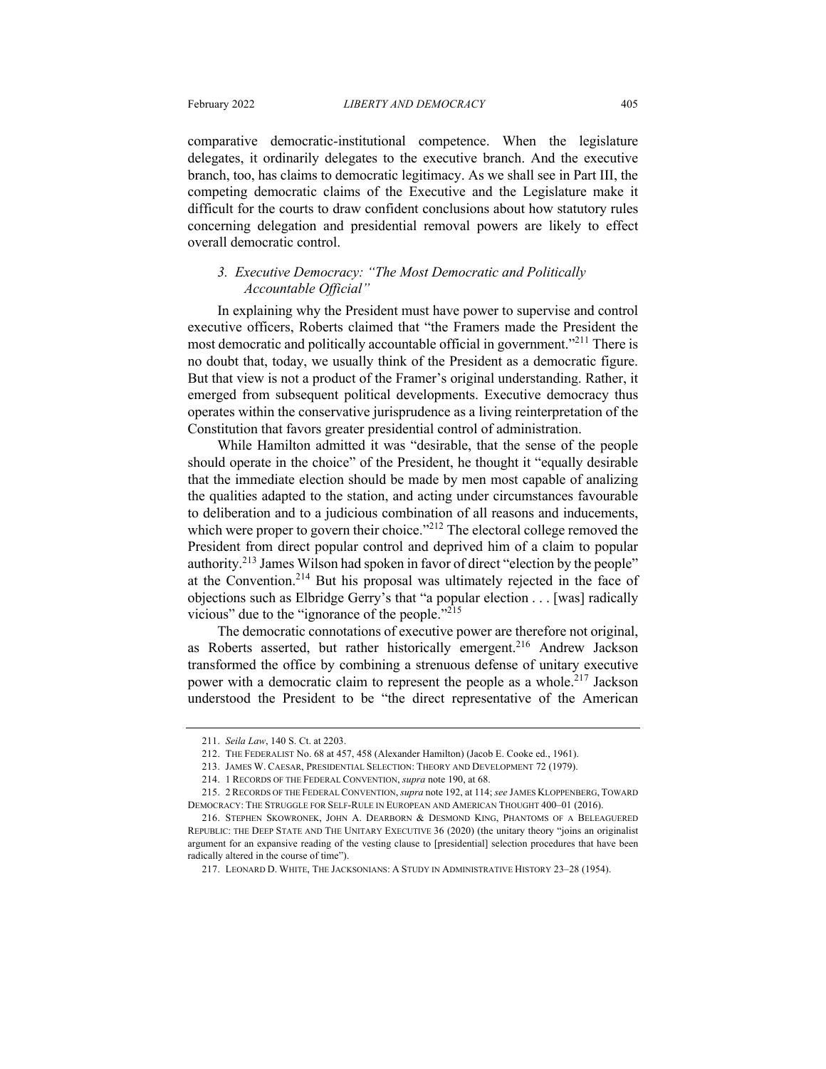comparative democratic-institutional competence. When the legislature delegates, it ordinarily delegates to the executive branch. And the executive branch, too, has claims to democratic legitimacy. As we shall see in Part III, the competing democratic claims of the Executive and the Legislature make it difficult for the courts to draw confident conclusions about how statutory rules concerning delegation and presidential removal powers are likely to effect overall democratic control.

### *3. Executive Democracy: "The Most Democratic and Politically Accountable Official"*

In explaining why the President must have power to supervise and control executive officers, Roberts claimed that "the Framers made the President the most democratic and politically accountable official in government."[211] There is no doubt that, today, we usually think of the President as a democratic figure. But that view is not a product of the Framer's original understanding. Rather, it emerged from subsequent political developments. Executive democracy thus operates within the conservative jurisprudence as a living reinterpretation of the Constitution that favors greater presidential control of administration.

While Hamilton admitted it was "desirable, that the sense of the people should operate in the choice" of the President, he thought it "equally desirable that the immediate election should be made by men most capable of analizing the qualities adapted to the station, and acting under circumstances favourable to deliberation and to a judicious combination of all reasons and inducements, which were proper to govern their choice."[212] The electoral college removed the President from direct popular control and deprived him of a claim to popular authority.[213] James Wilson had spoken in favor of direct "election by the people" at the Convention.[214] But his proposal was ultimately rejected in the face of objections such as Elbridge Gerry's that "a popular election . . . [was] radically vicious" due to the "ignorance of the people."[215]

The democratic connotations of executive power are therefore not original, as Roberts asserted, but rather historically emergent.[216] Andrew Jackson transformed the office by combining a strenuous defense of unitary executive power with a democratic claim to represent the people as a whole.[217] Jackson understood the President to be "the direct representative of the American

---

211. *Seila Law*, 140 S. Ct. at 2203.

212. THE FEDERALIST No. 68 at 457, 458 (Alexander Hamilton) (Jacob E. Cooke ed., 1961).

213. JAMES W. CAESAR, PRESIDENTIAL SELECTION: THEORY AND DEVELOPMENT 72 (1979).

214. 1 RECORDS OF THE FEDERAL CONVENTION, *supra* note 190, at 68.

215. 2 RECORDS OF THE FEDERAL CONVENTION, *supra* note 192, at 114; *see* JAMES KLOPPENBERG, TOWARD DEMOCRACY: THE STRUGGLE FOR SELF-RULE IN EUROPEAN AND AMERICAN THOUGHT 400–01 (2016).

216. STEPHEN SKOWRONEK, JOHN A. DEARBORN & DESMOND KING, PHANTOMS OF A BELEAGUERED REPUBLIC: THE DEEP STATE AND THE UNITARY EXECUTIVE 36 (2020) (the unitary theory "joins an originalist argument for an expansive reading of the vesting clause to [presidential] selection procedures that have been radically altered in the course of time").

217. LEONARD D. WHITE, THE JACKSONIANS: A STUDY IN ADMINISTRATIVE HISTORY 23–28 (1954).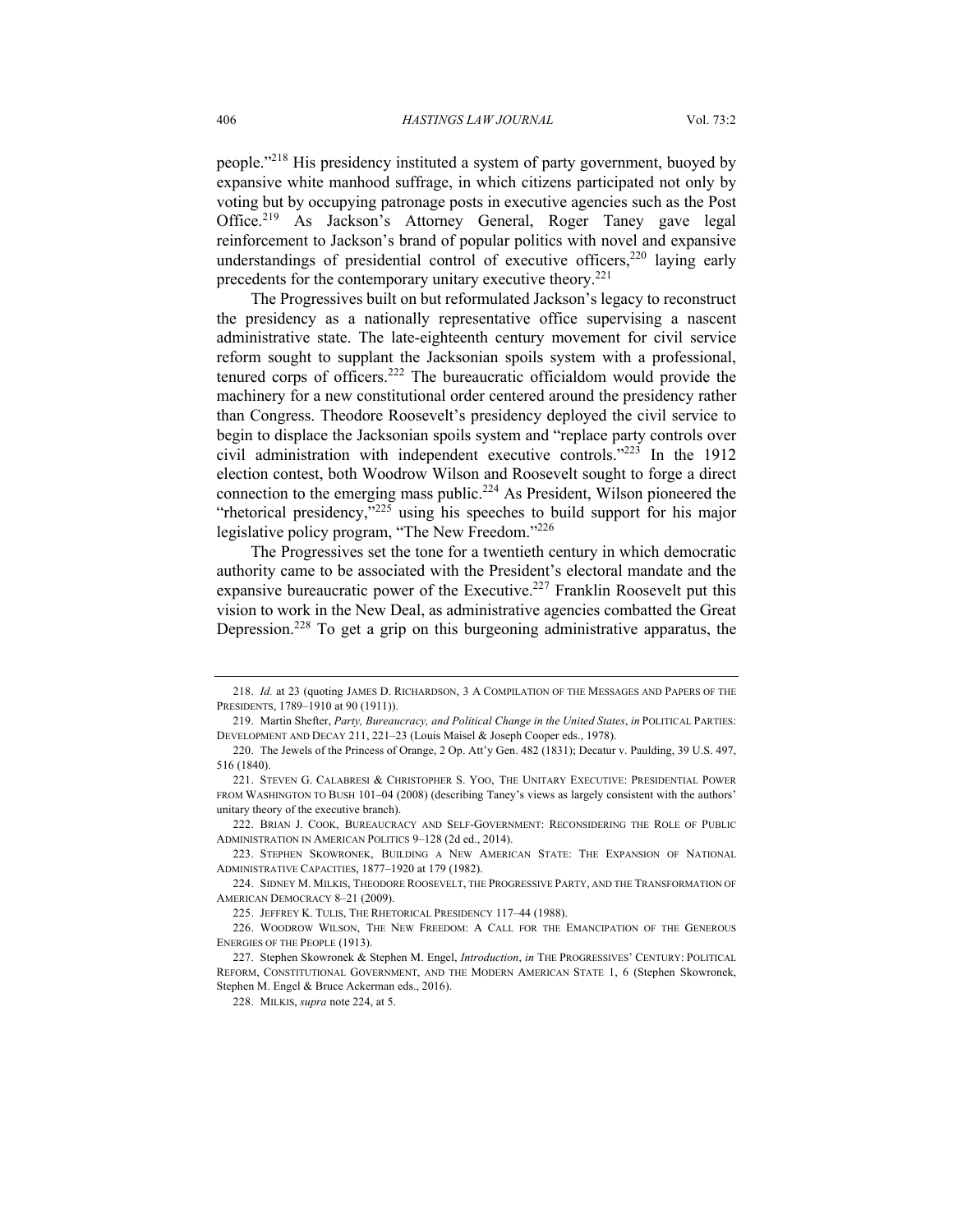people."[218] His presidency instituted a system of party government, buoyed by expansive white manhood suffrage, in which citizens participated not only by voting but by occupying patronage posts in executive agencies such as the Post Office.[219] As Jackson's Attorney General, Roger Taney gave legal reinforcement to Jackson's brand of popular politics with novel and expansive understandings of presidential control of executive officers,[220] laying early precedents for the contemporary unitary executive theory.[221]

The Progressives built on but reformulated Jackson's legacy to reconstruct the presidency as a nationally representative office supervising a nascent administrative state. The late-eighteenth century movement for civil service reform sought to supplant the Jacksonian spoils system with a professional, tenured corps of officers.[222] The bureaucratic officialdom would provide the machinery for a new constitutional order centered around the presidency rather than Congress. Theodore Roosevelt's presidency deployed the civil service to begin to displace the Jacksonian spoils system and "replace party controls over civil administration with independent executive controls."[223] In the 1912 election contest, both Woodrow Wilson and Roosevelt sought to forge a direct connection to the emerging mass public.[224] As President, Wilson pioneered the "rhetorical presidency,"[225] using his speeches to build support for his major legislative policy program, "The New Freedom."[226]

The Progressives set the tone for a twentieth century in which democratic authority came to be associated with the President's electoral mandate and the expansive bureaucratic power of the Executive.[227] Franklin Roosevelt put this vision to work in the New Deal, as administrative agencies combatted the Great Depression.[228] To get a grip on this burgeoning administrative apparatus, the

---

218. *Id.* at 23 (quoting JAMES D. RICHARDSON, 3 A COMPILATION OF THE MESSAGES AND PAPERS OF THE PRESIDENTS, 1789–1910 at 90 (1911)).

219. Martin Shefter, *Party, Bureaucracy, and Political Change in the United States*, *in* POLITICAL PARTIES: DEVELOPMENT AND DECAY 211, 221–23 (Louis Maisel & Joseph Cooper eds., 1978).

220. The Jewels of the Princess of Orange, 2 Op. Att'y Gen. 482 (1831); Decatur v. Paulding, 39 U.S. 497, 516 (1840).

221. STEVEN G. CALABRESI & CHRISTOPHER S. YOO, THE UNITARY EXECUTIVE: PRESIDENTIAL POWER FROM WASHINGTON TO BUSH 101–04 (2008) (describing Taney's views as largely consistent with the authors' unitary theory of the executive branch).

222. BRIAN J. COOK, BUREAUCRACY AND SELF-GOVERNMENT: RECONSIDERING THE ROLE OF PUBLIC ADMINISTRATION IN AMERICAN POLITICS 9–128 (2d ed., 2014).

223. STEPHEN SKOWRONEK, BUILDING A NEW AMERICAN STATE: THE EXPANSION OF NATIONAL ADMINISTRATIVE CAPACITIES, 1877–1920 at 179 (1982).

224. SIDNEY M. MILKIS, THEODORE ROOSEVELT, THE PROGRESSIVE PARTY, AND THE TRANSFORMATION OF AMERICAN DEMOCRACY 8–21 (2009).

225. JEFFREY K. TULIS, THE RHETORICAL PRESIDENCY 117–44 (1988).

226. WOODROW WILSON, THE NEW FREEDOM: A CALL FOR THE EMANCIPATION OF THE GENEROUS ENERGIES OF THE PEOPLE (1913).

227. Stephen Skowronek & Stephen M. Engel, *Introduction*, *in* THE PROGRESSIVES' CENTURY: POLITICAL REFORM, CONSTITUTIONAL GOVERNMENT, AND THE MODERN AMERICAN STATE 1, 6 (Stephen Skowronek, Stephen M. Engel & Bruce Ackerman eds., 2016).

228. MILKIS, *supra* note 224, at 5.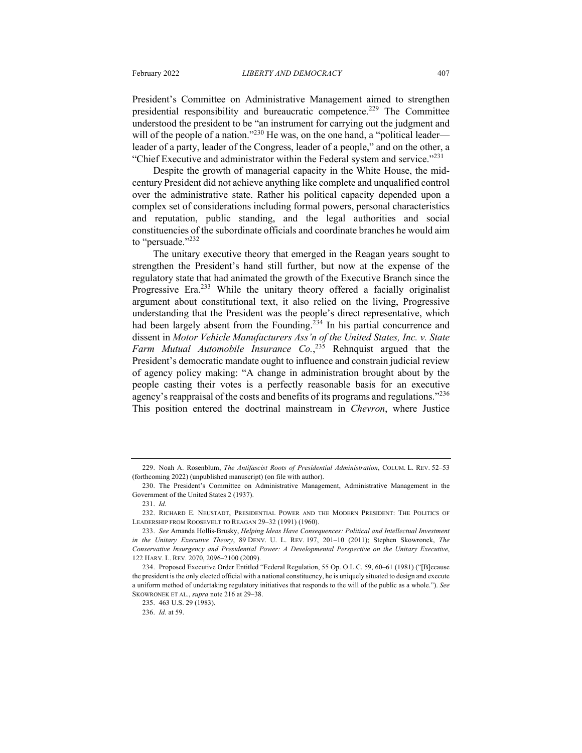President's Committee on Administrative Management aimed to strengthen presidential responsibility and bureaucratic competence.[229] The Committee understood the president to be "an instrument for carrying out the judgment and will of the people of a nation."[230] He was, on the one hand, a "political leader—leader of a party, leader of the Congress, leader of a people," and on the other, a "Chief Executive and administrator within the Federal system and service."[231]

Despite the growth of managerial capacity in the White House, the mid-century President did not achieve anything like complete and unqualified control over the administrative state. Rather his political capacity depended upon a complex set of considerations including formal powers, personal characteristics and reputation, public standing, and the legal authorities and social constituencies of the subordinate officials and coordinate branches he would aim to "persuade."[232]

The unitary executive theory that emerged in the Reagan years sought to strengthen the President's hand still further, but now at the expense of the regulatory state that had animated the growth of the Executive Branch since the Progressive Era.[233] While the unitary theory offered a facially originalist argument about constitutional text, it also relied on the living, Progressive understanding that the President was the people's direct representative, which had been largely absent from the Founding.[234] In his partial concurrence and dissent in *Motor Vehicle Manufacturers Ass'n of the United States, Inc. v. State Farm Mutual Automobile Insurance Co.*,[235] Rehnquist argued that the President's democratic mandate ought to influence and constrain judicial review of agency policy making: "A change in administration brought about by the people casting their votes is a perfectly reasonable basis for an executive agency's reappraisal of the costs and benefits of its programs and regulations."[236] This position entered the doctrinal mainstream in *Chevron*, where Justice

---

229. Noah A. Rosenblum, *The Antifascist Roots of Presidential Administration*, COLUM. L. REV. 52–53 (forthcoming 2022) (unpublished manuscript) (on file with author).

230. The President's Committee on Administrative Management, Administrative Management in the Government of the United States 2 (1937).

231. *Id.*

232. RICHARD E. NEUSTADT, PRESIDENTIAL POWER AND THE MODERN PRESIDENT: THE POLITICS OF LEADERSHIP FROM ROOSEVELT TO REAGAN 29–32 (1991) (1960).

233. *See* Amanda Hollis-Brusky, *Helping Ideas Have Consequences: Political and Intellectual Investment in the Unitary Executive Theory*, 89 DENV. U. L. REV. 197, 201–10 (2011); Stephen Skowronek, *The Conservative Insurgency and Presidential Power: A Developmental Perspective on the Unitary Executive*, 122 HARV. L. REV. 2070, 2096–2100 (2009).

234. Proposed Executive Order Entitled "Federal Regulation, 55 Op. O.L.C. 59, 60–61 (1981) ("[B]ecause the president is the only elected official with a national constituency, he is uniquely situated to design and execute a uniform method of undertaking regulatory initiatives that responds to the will of the public as a whole."). *See* SKOWRONEK ET AL., *supra* note 216 at 29–38.

235. 463 U.S. 29 (1983).

236. *Id.* at 59.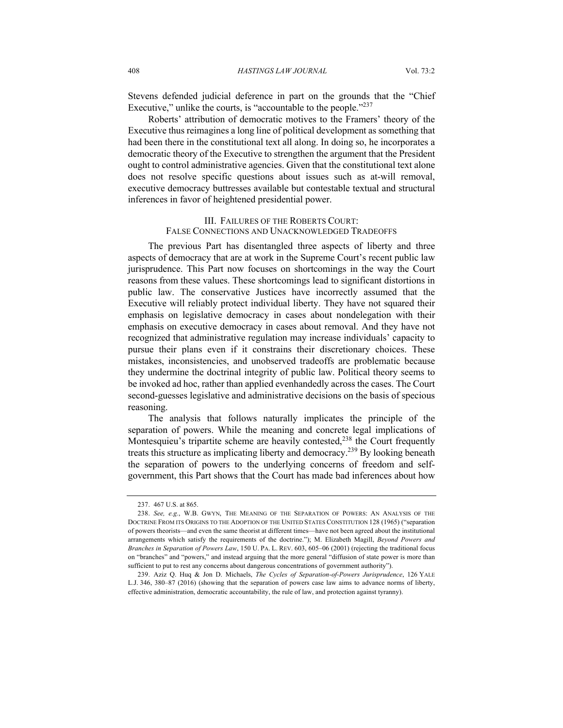Stevens defended judicial deference in part on the grounds that the "Chief Executive," unlike the courts, is "accountable to the people."[237]

Roberts' attribution of democratic motives to the Framers' theory of the Executive thus reimagines a long line of political development as something that had been there in the constitutional text all along. In doing so, he incorporates a democratic theory of the Executive to strengthen the argument that the President ought to control administrative agencies. Given that the constitutional text alone does not resolve specific questions about issues such as at-will removal, executive democracy buttresses available but contestable textual and structural inferences in favor of heightened presidential power.

## III. Failures of the Roberts Court: False Connections and Unacknowledged Tradeoffs

The previous Part has disentangled three aspects of liberty and three aspects of democracy that are at work in the Supreme Court's recent public law jurisprudence. This Part now focuses on shortcomings in the way the Court reasons from these values. These shortcomings lead to significant distortions in public law. The conservative Justices have incorrectly assumed that the Executive will reliably protect individual liberty. They have not squared their emphasis on legislative democracy in cases about nondelegation with their emphasis on executive democracy in cases about removal. And they have not recognized that administrative regulation may increase individuals' capacity to pursue their plans even if it constrains their discretionary choices. These mistakes, inconsistencies, and unobserved tradeoffs are problematic because they undermine the doctrinal integrity of public law. Political theory seems to be invoked ad hoc, rather than applied evenhandedly across the cases. The Court second-guesses legislative and administrative decisions on the basis of specious reasoning.

The analysis that follows naturally implicates the principle of the separation of powers. While the meaning and concrete legal implications of Montesquieu's tripartite scheme are heavily contested,[238] the Court frequently treats this structure as implicating liberty and democracy.[239] By looking beneath the separation of powers to the underlying concerns of freedom and self-government, this Part shows that the Court has made bad inferences about how

---

237. 467 U.S. at 865.

238. *See, e.g.*, W.B. Gwyn, The Meaning of the Separation of Powers: An Analysis of the Doctrine From its Origins to the Adoption of the United States Constitution 128 (1965) ("separation of powers theorists—and even the same theorist at different times—have not been agreed about the institutional arrangements which satisfy the requirements of the doctrine."); M. Elizabeth Magill, *Beyond Powers and Branches in Separation of Powers Law*, 150 U. Pa. L. Rev. 603, 605–06 (2001) (rejecting the traditional focus on "branches" and "powers," and instead arguing that the more general "diffusion of state power is more than sufficient to put to rest any concerns about dangerous concentrations of government authority").

239. Aziz Q. Huq & Jon D. Michaels, *The Cycles of Separation-of-Powers Jurisprudence*, 126 Yale L.J. 346, 380–87 (2016) (showing that the separation of powers case law aims to advance norms of liberty, effective administration, democratic accountability, the rule of law, and protection against tyranny).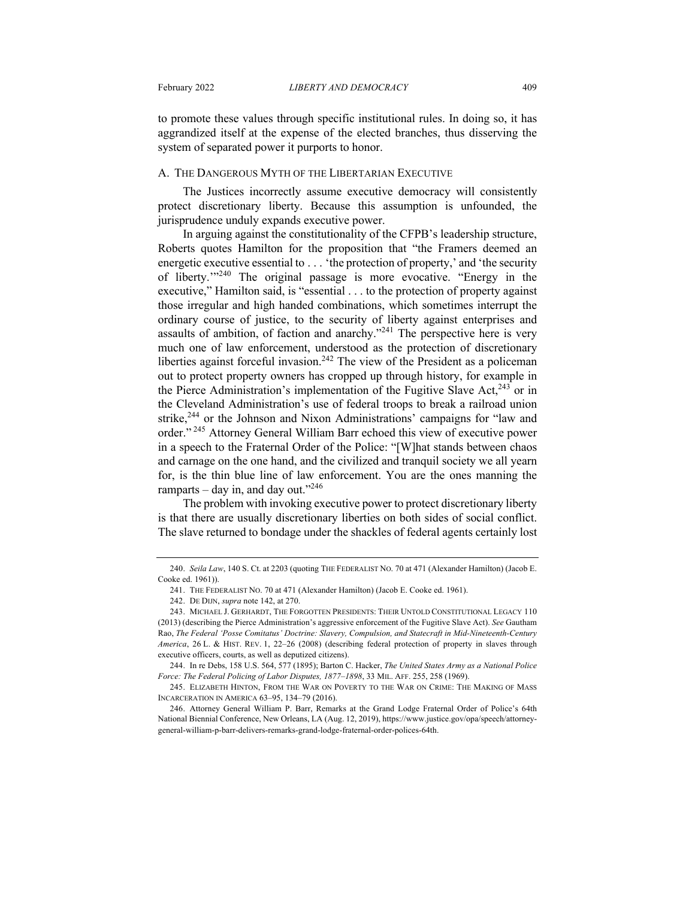to promote these values through specific institutional rules. In doing so, it has aggrandized itself at the expense of the elected branches, thus disserving the system of separated power it purports to honor.

## A. THE DANGEROUS MYTH OF THE LIBERTARIAN EXECUTIVE

The Justices incorrectly assume executive democracy will consistently protect discretionary liberty. Because this assumption is unfounded, the jurisprudence unduly expands executive power.

In arguing against the constitutionality of the CFPB's leadership structure, Roberts quotes Hamilton for the proposition that "the Framers deemed an energetic executive essential to . . . 'the protection of property,' and 'the security of liberty.'"[240] The original passage is more evocative. "Energy in the executive," Hamilton said, is "essential . . . to the protection of property against those irregular and high handed combinations, which sometimes interrupt the ordinary course of justice, to the security of liberty against enterprises and assaults of ambition, of faction and anarchy."[241] The perspective here is very much one of law enforcement, understood as the protection of discretionary liberties against forceful invasion.[242] The view of the President as a policeman out to protect property owners has cropped up through history, for example in the Pierce Administration's implementation of the Fugitive Slave Act,[243] or in the Cleveland Administration's use of federal troops to break a railroad union strike,[244] or the Johnson and Nixon Administrations' campaigns for "law and order."[245] Attorney General William Barr echoed this view of executive power in a speech to the Fraternal Order of the Police: "[W]hat stands between chaos and carnage on the one hand, and the civilized and tranquil society we all yearn for, is the thin blue line of law enforcement. You are the ones manning the ramparts – day in, and day out."[246]

The problem with invoking executive power to protect discretionary liberty is that there are usually discretionary liberties on both sides of social conflict. The slave returned to bondage under the shackles of federal agents certainly lost

---

240. *Seila Law*, 140 S. Ct. at 2203 (quoting THE FEDERALIST NO. 70 at 471 (Alexander Hamilton) (Jacob E. Cooke ed. 1961)).

241. THE FEDERALIST NO. 70 at 471 (Alexander Hamilton) (Jacob E. Cooke ed. 1961).

242. DE DIJN, *supra* note 142, at 270.

243. MICHAEL J. GERHARDT, THE FORGOTTEN PRESIDENTS: THEIR UNTOLD CONSTITUTIONAL LEGACY 110 (2013) (describing the Pierce Administration's aggressive enforcement of the Fugitive Slave Act). *See* Gautham Rao, *The Federal 'Posse Comitatus' Doctrine: Slavery, Compulsion, and Statecraft in Mid-Nineteenth-Century America*, 26 L. & HIST. REV. 1, 22–26 (2008) (describing federal protection of property in slaves through executive officers, courts, as well as deputized citizens).

244. In re Debs, 158 U.S. 564, 577 (1895); Barton C. Hacker, *The United States Army as a National Police Force: The Federal Policing of Labor Disputes, 1877–1898*, 33 MIL. AFF. 255, 258 (1969).

245. ELIZABETH HINTON, FROM THE WAR ON POVERTY TO THE WAR ON CRIME: THE MAKING OF MASS INCARCERATION IN AMERICA 63–95, 134–79 (2016).

246. Attorney General William P. Barr, Remarks at the Grand Lodge Fraternal Order of Police's 64th National Biennial Conference, New Orleans, LA (Aug. 12, 2019), https://www.justice.gov/opa/speech/attorney-general-william-p-barr-delivers-remarks-grand-lodge-fraternal-order-polices-64th.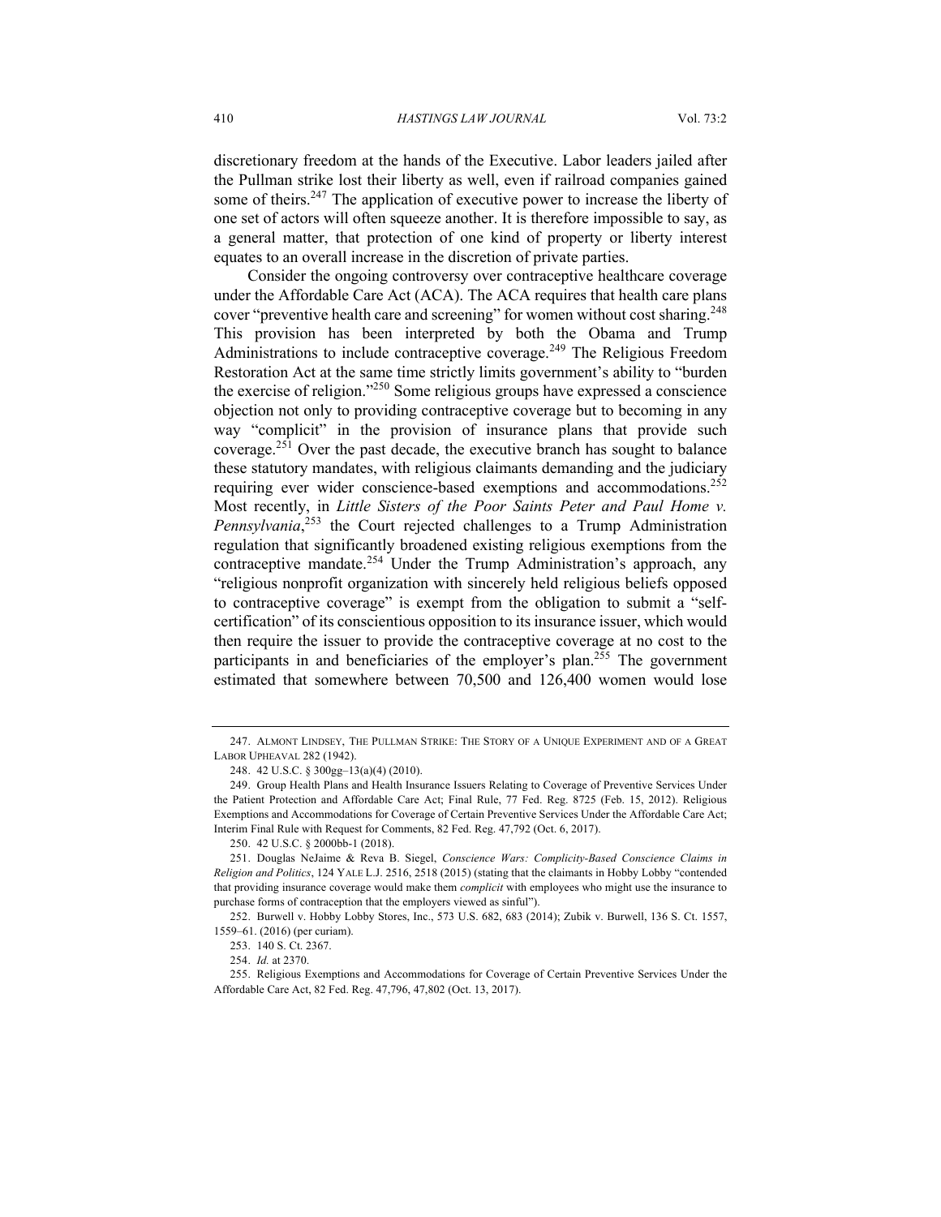discretionary freedom at the hands of the Executive. Labor leaders jailed after the Pullman strike lost their liberty as well, even if railroad companies gained some of theirs.[247] The application of executive power to increase the liberty of one set of actors will often squeeze another. It is therefore impossible to say, as a general matter, that protection of one kind of property or liberty interest equates to an overall increase in the discretion of private parties.

Consider the ongoing controversy over contraceptive healthcare coverage under the Affordable Care Act (ACA). The ACA requires that health care plans cover "preventive health care and screening" for women without cost sharing.[248] This provision has been interpreted by both the Obama and Trump Administrations to include contraceptive coverage.[249] The Religious Freedom Restoration Act at the same time strictly limits government's ability to "burden the exercise of religion."[250] Some religious groups have expressed a conscience objection not only to providing contraceptive coverage but to becoming in any way "complicit" in the provision of insurance plans that provide such coverage.[251] Over the past decade, the executive branch has sought to balance these statutory mandates, with religious claimants demanding and the judiciary requiring ever wider conscience-based exemptions and accommodations.[252] Most recently, in *Little Sisters of the Poor Saints Peter and Paul Home v. Pennsylvania*,[253] the Court rejected challenges to a Trump Administration regulation that significantly broadened existing religious exemptions from the contraceptive mandate.[254] Under the Trump Administration's approach, any "religious nonprofit organization with sincerely held religious beliefs opposed to contraceptive coverage" is exempt from the obligation to submit a "self-certification" of its conscientious opposition to its insurance issuer, which would then require the issuer to provide the contraceptive coverage at no cost to the participants in and beneficiaries of the employer's plan.[255] The government estimated that somewhere between 70,500 and 126,400 women would lose

---

247. ALMONT LINDSEY, THE PULLMAN STRIKE: THE STORY OF A UNIQUE EXPERIMENT AND OF A GREAT LABOR UPHEAVAL 282 (1942).

248. 42 U.S.C. § 300gg–13(a)(4) (2010).

249. Group Health Plans and Health Insurance Issuers Relating to Coverage of Preventive Services Under the Patient Protection and Affordable Care Act; Final Rule, 77 Fed. Reg. 8725 (Feb. 15, 2012). Religious Exemptions and Accommodations for Coverage of Certain Preventive Services Under the Affordable Care Act; Interim Final Rule with Request for Comments, 82 Fed. Reg. 47,792 (Oct. 6, 2017).

250. 42 U.S.C. § 2000bb-1 (2018).

251. Douglas NeJaime & Reva B. Siegel, *Conscience Wars: Complicity-Based Conscience Claims in Religion and Politics*, 124 YALE L.J. 2516, 2518 (2015) (stating that the claimants in Hobby Lobby "contended that providing insurance coverage would make them *complicit* with employees who might use the insurance to purchase forms of contraception that the employers viewed as sinful").

252. Burwell v. Hobby Lobby Stores, Inc., 573 U.S. 682, 683 (2014); Zubik v. Burwell, 136 S. Ct. 1557, 1559–61. (2016) (per curiam).

253. 140 S. Ct. 2367.

254. *Id.* at 2370.

255. Religious Exemptions and Accommodations for Coverage of Certain Preventive Services Under the Affordable Care Act, 82 Fed. Reg. 47,796, 47,802 (Oct. 13, 2017).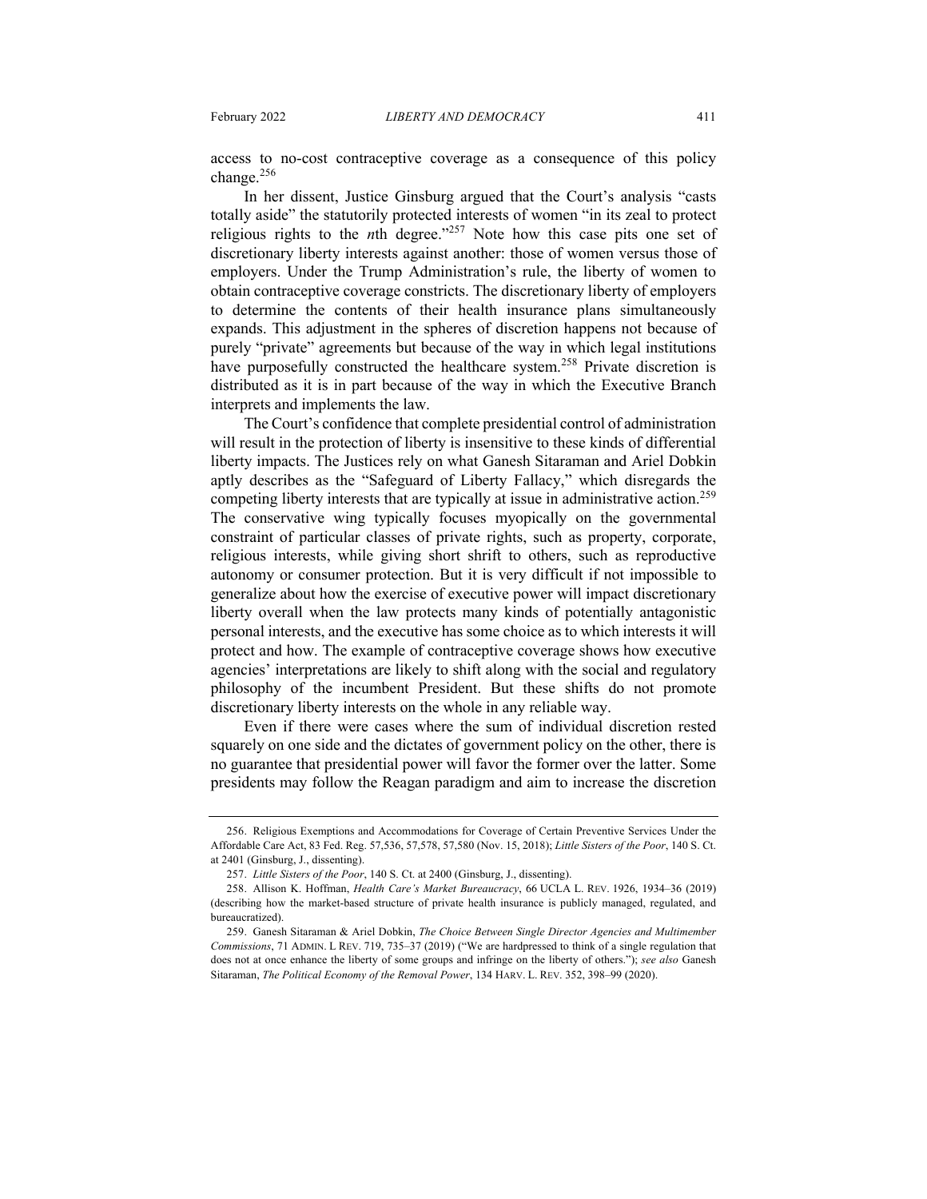access to no-cost contraceptive coverage as a consequence of this policy change.[256]

In her dissent, Justice Ginsburg argued that the Court's analysis "casts totally aside" the statutorily protected interests of women "in its zeal to protect religious rights to the *n*th degree."[257] Note how this case pits one set of discretionary liberty interests against another: those of women versus those of employers. Under the Trump Administration's rule, the liberty of women to obtain contraceptive coverage constricts. The discretionary liberty of employers to determine the contents of their health insurance plans simultaneously expands. This adjustment in the spheres of discretion happens not because of purely "private" agreements but because of the way in which legal institutions have purposefully constructed the healthcare system.[258] Private discretion is distributed as it is in part because of the way in which the Executive Branch interprets and implements the law.

The Court's confidence that complete presidential control of administration will result in the protection of liberty is insensitive to these kinds of differential liberty impacts. The Justices rely on what Ganesh Sitaraman and Ariel Dobkin aptly describes as the "Safeguard of Liberty Fallacy," which disregards the competing liberty interests that are typically at issue in administrative action.[259] The conservative wing typically focuses myopically on the governmental constraint of particular classes of private rights, such as property, corporate, religious interests, while giving short shrift to others, such as reproductive autonomy or consumer protection. But it is very difficult if not impossible to generalize about how the exercise of executive power will impact discretionary liberty overall when the law protects many kinds of potentially antagonistic personal interests, and the executive has some choice as to which interests it will protect and how. The example of contraceptive coverage shows how executive agencies' interpretations are likely to shift along with the social and regulatory philosophy of the incumbent President. But these shifts do not promote discretionary liberty interests on the whole in any reliable way.

Even if there were cases where the sum of individual discretion rested squarely on one side and the dictates of government policy on the other, there is no guarantee that presidential power will favor the former over the latter. Some presidents may follow the Reagan paradigm and aim to increase the discretion

---

256. Religious Exemptions and Accommodations for Coverage of Certain Preventive Services Under the Affordable Care Act, 83 Fed. Reg. 57,536, 57,578, 57,580 (Nov. 15, 2018); *Little Sisters of the Poor*, 140 S. Ct. at 2401 (Ginsburg, J., dissenting).

257. *Little Sisters of the Poor*, 140 S. Ct. at 2400 (Ginsburg, J., dissenting).

258. Allison K. Hoffman, *Health Care's Market Bureaucracy*, 66 UCLA L. REV. 1926, 1934–36 (2019) (describing how the market-based structure of private health insurance is publicly managed, regulated, and bureaucratized).

259. Ganesh Sitaraman & Ariel Dobkin, *The Choice Between Single Director Agencies and Multimember Commissions*, 71 ADMIN. L REV. 719, 735–37 (2019) ("We are hardpressed to think of a single regulation that does not at once enhance the liberty of some groups and infringe on the liberty of others."); *see also* Ganesh Sitaraman, *The Political Economy of the Removal Power*, 134 HARV. L. REV. 352, 398–99 (2020).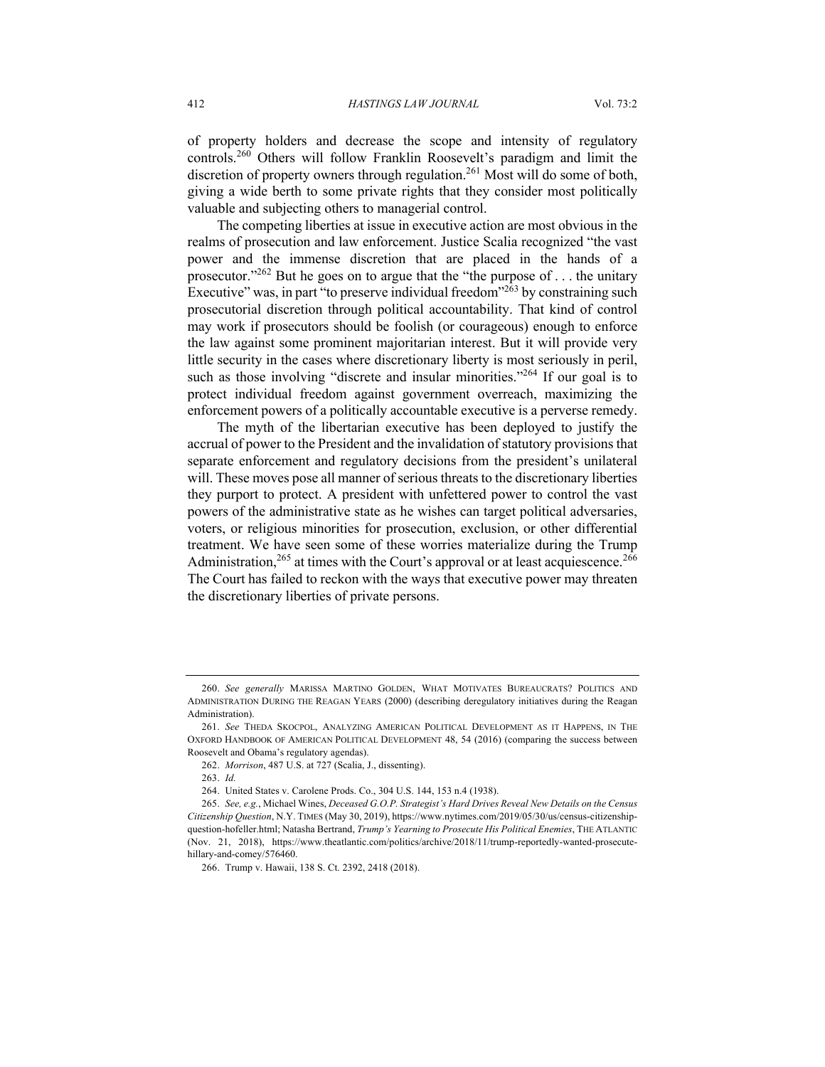of property holders and decrease the scope and intensity of regulatory controls.[260] Others will follow Franklin Roosevelt's paradigm and limit the discretion of property owners through regulation.[261] Most will do some of both, giving a wide berth to some private rights that they consider most politically valuable and subjecting others to managerial control.

The competing liberties at issue in executive action are most obvious in the realms of prosecution and law enforcement. Justice Scalia recognized "the vast power and the immense discretion that are placed in the hands of a prosecutor."[262] But he goes on to argue that the "the purpose of . . . the unitary Executive" was, in part "to preserve individual freedom"[263] by constraining such prosecutorial discretion through political accountability. That kind of control may work if prosecutors should be foolish (or courageous) enough to enforce the law against some prominent majoritarian interest. But it will provide very little security in the cases where discretionary liberty is most seriously in peril, such as those involving "discrete and insular minorities."[264] If our goal is to protect individual freedom against government overreach, maximizing the enforcement powers of a politically accountable executive is a perverse remedy.

The myth of the libertarian executive has been deployed to justify the accrual of power to the President and the invalidation of statutory provisions that separate enforcement and regulatory decisions from the president's unilateral will. These moves pose all manner of serious threats to the discretionary liberties they purport to protect. A president with unfettered power to control the vast powers of the administrative state as he wishes can target political adversaries, voters, or religious minorities for prosecution, exclusion, or other differential treatment. We have seen some of these worries materialize during the Trump Administration,[265] at times with the Court's approval or at least acquiescence.[266] The Court has failed to reckon with the ways that executive power may threaten the discretionary liberties of private persons.

---

260. *See generally* MARISSA MARTINO GOLDEN, WHAT MOTIVATES BUREAUCRATS? POLITICS AND ADMINISTRATION DURING THE REAGAN YEARS (2000) (describing deregulatory initiatives during the Reagan Administration).

261. *See* THEDA SKOCPOL, ANALYZING AMERICAN POLITICAL DEVELOPMENT AS IT HAPPENS, IN THE OXFORD HANDBOOK OF AMERICAN POLITICAL DEVELOPMENT 48, 54 (2016) (comparing the success between Roosevelt and Obama's regulatory agendas).

262. *Morrison*, 487 U.S. at 727 (Scalia, J., dissenting).

263. *Id.*

264. United States v. Carolene Prods. Co., 304 U.S. 144, 153 n.4 (1938).

265. *See, e.g.*, Michael Wines, *Deceased G.O.P. Strategist's Hard Drives Reveal New Details on the Census Citizenship Question*, N.Y. TIMES (May 30, 2019), https://www.nytimes.com/2019/05/30/us/census-citizenship-question-hofeller.html; Natasha Bertrand, *Trump's Yearning to Prosecute His Political Enemies*, THE ATLANTIC (Nov. 21, 2018), https://www.theatlantic.com/politics/archive/2018/11/trump-reportedly-wanted-prosecute-hillary-and-comey/576460.

266. Trump v. Hawaii, 138 S. Ct. 2392, 2418 (2018).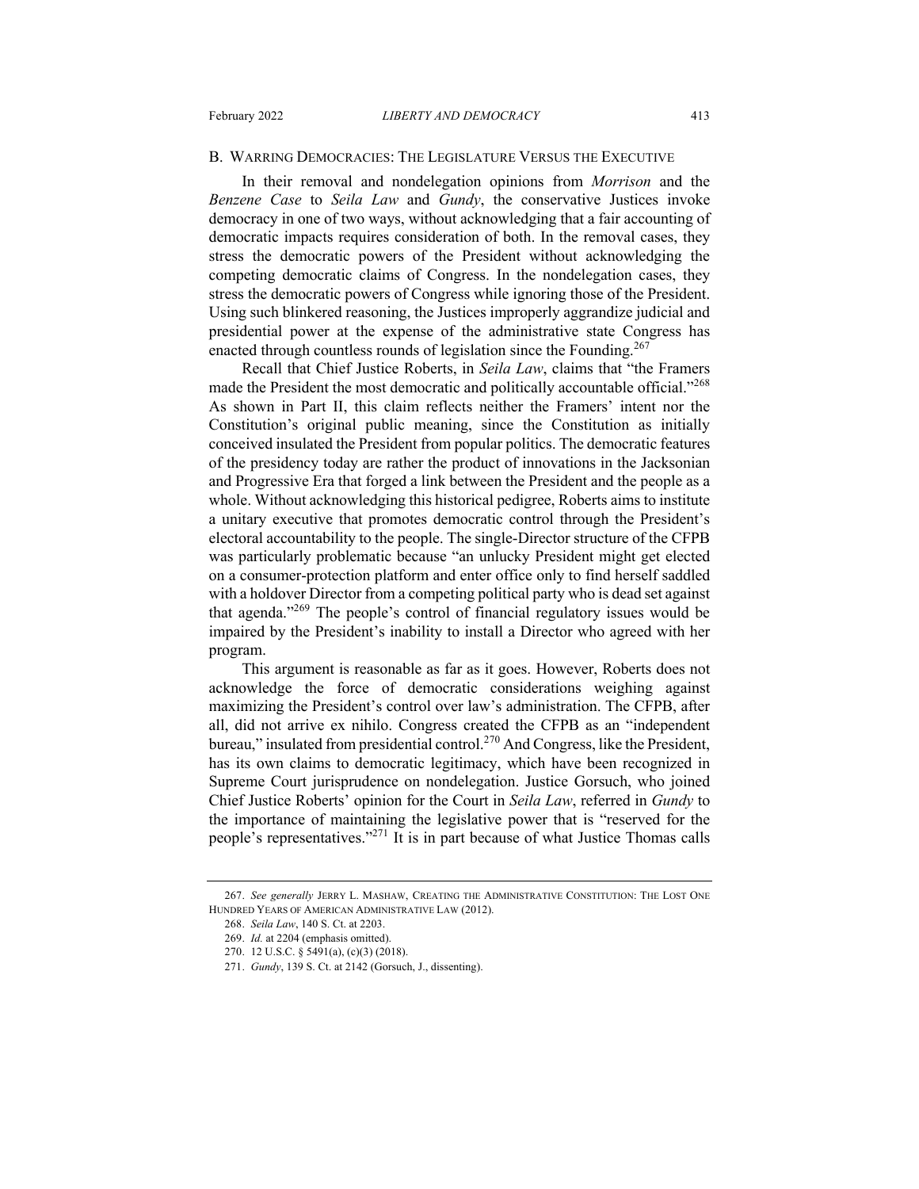## B. WARRING DEMOCRACIES: THE LEGISLATURE VERSUS THE EXECUTIVE

In their removal and nondelegation opinions from *Morrison* and the *Benzene Case* to *Seila Law* and *Gundy*, the conservative Justices invoke democracy in one of two ways, without acknowledging that a fair accounting of democratic impacts requires consideration of both. In the removal cases, they stress the democratic powers of the President without acknowledging the competing democratic claims of Congress. In the nondelegation cases, they stress the democratic powers of Congress while ignoring those of the President. Using such blinkered reasoning, the Justices improperly aggrandize judicial and presidential power at the expense of the administrative state Congress has enacted through countless rounds of legislation since the Founding.[267]

Recall that Chief Justice Roberts, in *Seila Law*, claims that "the Framers made the President the most democratic and politically accountable official."[268] As shown in Part II, this claim reflects neither the Framers' intent nor the Constitution's original public meaning, since the Constitution as initially conceived insulated the President from popular politics. The democratic features of the presidency today are rather the product of innovations in the Jacksonian and Progressive Era that forged a link between the President and the people as a whole. Without acknowledging this historical pedigree, Roberts aims to institute a unitary executive that promotes democratic control through the President's electoral accountability to the people. The single-Director structure of the CFPB was particularly problematic because "an unlucky President might get elected on a consumer-protection platform and enter office only to find herself saddled with a holdover Director from a competing political party who is dead set against that agenda."[269] The people's control of financial regulatory issues would be impaired by the President's inability to install a Director who agreed with her program.

This argument is reasonable as far as it goes. However, Roberts does not acknowledge the force of democratic considerations weighing against maximizing the President's control over law's administration. The CFPB, after all, did not arrive ex nihilo. Congress created the CFPB as an "independent bureau," insulated from presidential control.[270] And Congress, like the President, has its own claims to democratic legitimacy, which have been recognized in Supreme Court jurisprudence on nondelegation. Justice Gorsuch, who joined Chief Justice Roberts' opinion for the Court in *Seila Law*, referred in *Gundy* to the importance of maintaining the legislative power that is "reserved for the people's representatives."[271] It is in part because of what Justice Thomas calls

---

267. *See generally* JERRY L. MASHAW, CREATING THE ADMINISTRATIVE CONSTITUTION: THE LOST ONE HUNDRED YEARS OF AMERICAN ADMINISTRATIVE LAW (2012).

268. *Seila Law*, 140 S. Ct. at 2203.

269. *Id.* at 2204 (emphasis omitted).

270. 12 U.S.C. § 5491(a), (c)(3) (2018).

271. *Gundy*, 139 S. Ct. at 2142 (Gorsuch, J., dissenting).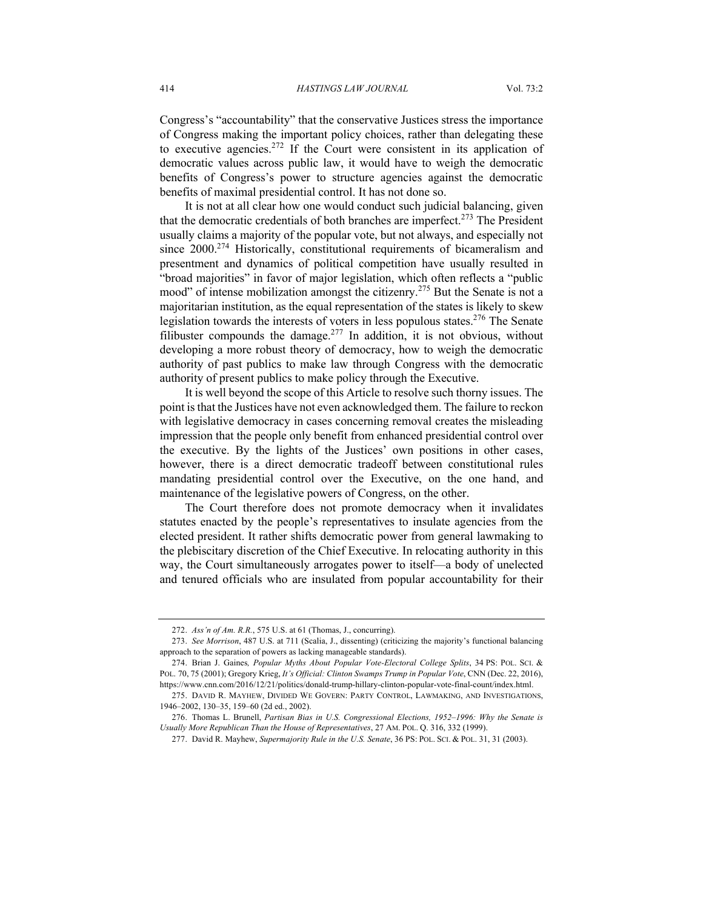Congress's "accountability" that the conservative Justices stress the importance of Congress making the important policy choices, rather than delegating these to executive agencies.[272] If the Court were consistent in its application of democratic values across public law, it would have to weigh the democratic benefits of Congress's power to structure agencies against the democratic benefits of maximal presidential control. It has not done so.

It is not at all clear how one would conduct such judicial balancing, given that the democratic credentials of both branches are imperfect.[273] The President usually claims a majority of the popular vote, but not always, and especially not since 2000.[274] Historically, constitutional requirements of bicameralism and presentment and dynamics of political competition have usually resulted in "broad majorities" in favor of major legislation, which often reflects a "public mood" of intense mobilization amongst the citizenry.[275] But the Senate is not a majoritarian institution, as the equal representation of the states is likely to skew legislation towards the interests of voters in less populous states.[276] The Senate filibuster compounds the damage.[277] In addition, it is not obvious, without developing a more robust theory of democracy, how to weigh the democratic authority of past publics to make law through Congress with the democratic authority of present publics to make policy through the Executive.

It is well beyond the scope of this Article to resolve such thorny issues. The point is that the Justices have not even acknowledged them. The failure to reckon with legislative democracy in cases concerning removal creates the misleading impression that the people only benefit from enhanced presidential control over the executive. By the lights of the Justices' own positions in other cases, however, there is a direct democratic tradeoff between constitutional rules mandating presidential control over the Executive, on the one hand, and maintenance of the legislative powers of Congress, on the other.

The Court therefore does not promote democracy when it invalidates statutes enacted by the people's representatives to insulate agencies from the elected president. It rather shifts democratic power from general lawmaking to the plebiscitary discretion of the Chief Executive. In relocating authority in this way, the Court simultaneously arrogates power to itself—a body of unelected and tenured officials who are insulated from popular accountability for their

---

272. *Ass'n of Am. R.R.*, 575 U.S. at 61 (Thomas, J., concurring).

273. *See Morrison*, 487 U.S. at 711 (Scalia, J., dissenting) (criticizing the majority's functional balancing approach to the separation of powers as lacking manageable standards).

274. Brian J. Gaines*, Popular Myths About Popular Vote-Electoral College Splits*, 34 PS: POL. SCI. & POL. 70, 75 (2001); Gregory Krieg, *It's Official: Clinton Swamps Trump in Popular Vote*, CNN (Dec. 22, 2016), https://www.cnn.com/2016/12/21/politics/donald-trump-hillary-clinton-popular-vote-final-count/index.html.

275. DAVID R. MAYHEW, DIVIDED WE GOVERN: PARTY CONTROL, LAWMAKING, AND INVESTIGATIONS, 1946–2002, 130–35, 159–60 (2d ed., 2002).

276. Thomas L. Brunell, *Partisan Bias in U.S. Congressional Elections, 1952–1996: Why the Senate is Usually More Republican Than the House of Representatives*, 27 AM. POL. Q. 316, 332 (1999).

277. David R. Mayhew, *Supermajority Rule in the U.S. Senate*, 36 PS: POL. SCI. & POL. 31, 31 (2003).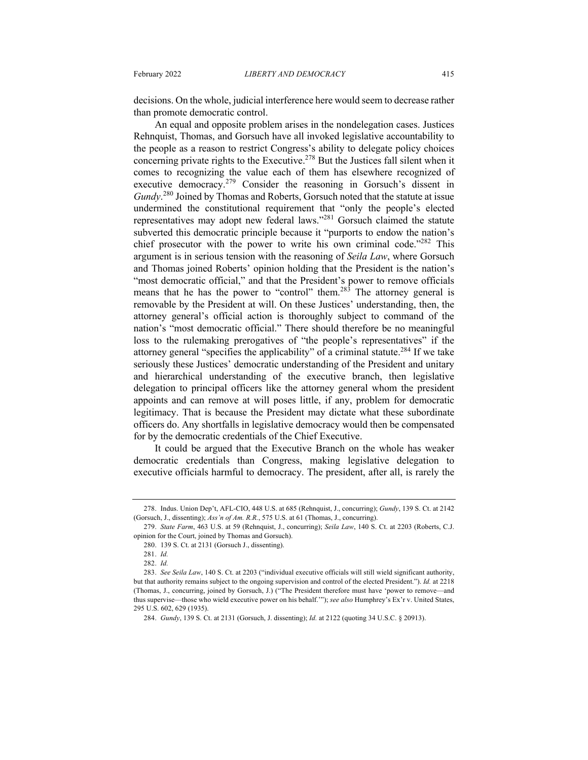decisions. On the whole, judicial interference here would seem to decrease rather than promote democratic control.

An equal and opposite problem arises in the nondelegation cases. Justices Rehnquist, Thomas, and Gorsuch have all invoked legislative accountability to the people as a reason to restrict Congress's ability to delegate policy choices concerning private rights to the Executive.[278] But the Justices fall silent when it comes to recognizing the value each of them has elsewhere recognized of executive democracy.[279] Consider the reasoning in Gorsuch's dissent in *Gundy*.[280] Joined by Thomas and Roberts, Gorsuch noted that the statute at issue undermined the constitutional requirement that "only the people's elected representatives may adopt new federal laws."[281] Gorsuch claimed the statute subverted this democratic principle because it "purports to endow the nation's chief prosecutor with the power to write his own criminal code."[282] This argument is in serious tension with the reasoning of *Seila Law*, where Gorsuch and Thomas joined Roberts' opinion holding that the President is the nation's "most democratic official," and that the President's power to remove officials means that he has the power to "control" them.[283] The attorney general is removable by the President at will. On these Justices' understanding, then, the attorney general's official action is thoroughly subject to command of the nation's "most democratic official." There should therefore be no meaningful loss to the rulemaking prerogatives of "the people's representatives" if the attorney general "specifies the applicability" of a criminal statute.[284] If we take seriously these Justices' democratic understanding of the President and unitary and hierarchical understanding of the executive branch, then legislative delegation to principal officers like the attorney general whom the president appoints and can remove at will poses little, if any, problem for democratic legitimacy. That is because the President may dictate what these subordinate officers do. Any shortfalls in legislative democracy would then be compensated for by the democratic credentials of the Chief Executive.

It could be argued that the Executive Branch on the whole has weaker democratic credentials than Congress, making legislative delegation to executive officials harmful to democracy. The president, after all, is rarely the

---

278. Indus. Union Dep't, AFL-CIO, 448 U.S. at 685 (Rehnquist, J., concurring); *Gundy*, 139 S. Ct. at 2142 (Gorsuch, J., dissenting); *Ass'n of Am. R.R.*, 575 U.S. at 61 (Thomas, J., concurring).

279. *State Farm*, 463 U.S. at 59 (Rehnquist, J., concurring); *Seila Law*, 140 S. Ct. at 2203 (Roberts, C.J. opinion for the Court, joined by Thomas and Gorsuch).

280. 139 S. Ct. at 2131 (Gorsuch J., dissenting).

281. *Id.*

282. *Id.*

283. *See Seila Law*, 140 S. Ct. at 2203 ("individual executive officials will still wield significant authority, but that authority remains subject to the ongoing supervision and control of the elected President."). *Id.* at 2218 (Thomas, J., concurring, joined by Gorsuch, J.) ("The President therefore must have 'power to remove—and thus supervise—those who wield executive power on his behalf.'"); *see also* Humphrey's Ex'r v. United States, 295 U.S. 602, 629 (1935).

284. *Gundy*, 139 S. Ct. at 2131 (Gorsuch, J. dissenting); *Id.* at 2122 (quoting 34 U.S.C. § 20913).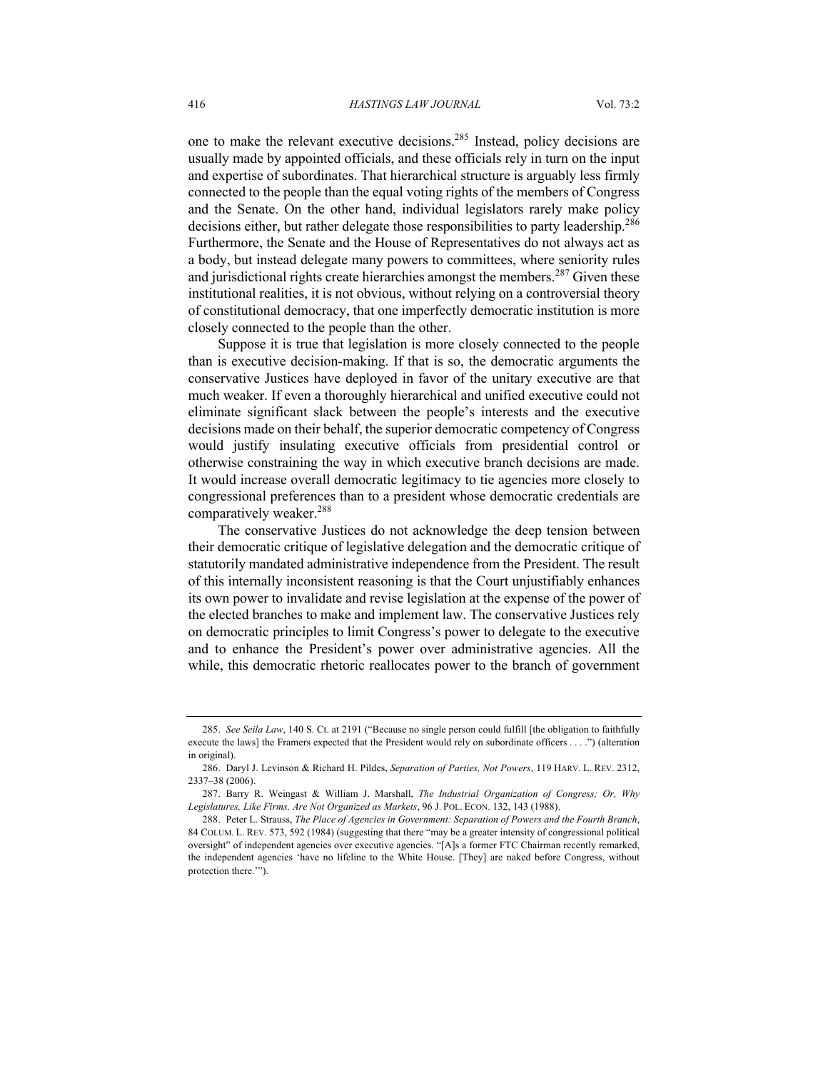one to make the relevant executive decisions.[285] Instead, policy decisions are usually made by appointed officials, and these officials rely in turn on the input and expertise of subordinates. That hierarchical structure is arguably less firmly connected to the people than the equal voting rights of the members of Congress and the Senate. On the other hand, individual legislators rarely make policy decisions either, but rather delegate those responsibilities to party leadership.[286] Furthermore, the Senate and the House of Representatives do not always act as a body, but instead delegate many powers to committees, where seniority rules and jurisdictional rights create hierarchies amongst the members.[287] Given these institutional realities, it is not obvious, without relying on a controversial theory of constitutional democracy, that one imperfectly democratic institution is more closely connected to the people than the other.

Suppose it is true that legislation is more closely connected to the people than is executive decision-making. If that is so, the democratic arguments the conservative Justices have deployed in favor of the unitary executive are that much weaker. If even a thoroughly hierarchical and unified executive could not eliminate significant slack between the people's interests and the executive decisions made on their behalf, the superior democratic competency of Congress would justify insulating executive officials from presidential control or otherwise constraining the way in which executive branch decisions are made. It would increase overall democratic legitimacy to tie agencies more closely to congressional preferences than to a president whose democratic credentials are comparatively weaker.[288]

The conservative Justices do not acknowledge the deep tension between their democratic critique of legislative delegation and the democratic critique of statutorily mandated administrative independence from the President. The result of this internally inconsistent reasoning is that the Court unjustifiably enhances its own power to invalidate and revise legislation at the expense of the power of the elected branches to make and implement law. The conservative Justices rely on democratic principles to limit Congress's power to delegate to the executive and to enhance the President's power over administrative agencies. All the while, this democratic rhetoric reallocates power to the branch of government

---

285. *See Seila Law*, 140 S. Ct. at 2191 ("Because no single person could fulfill [the obligation to faithfully execute the laws] the Framers expected that the President would rely on subordinate officers . . . .") (alteration in original).

286. Daryl J. Levinson & Richard H. Pildes, *Separation of Parties, Not Powers*, 119 HARV. L. REV. 2312, 2337–38 (2006).

287. Barry R. Weingast & William J. Marshall, *The Industrial Organization of Congress; Or, Why Legislatures, Like Firms, Are Not Organized as Markets*, 96 J. POL. ECON. 132, 143 (1988).

288. Peter L. Strauss, *The Place of Agencies in Government: Separation of Powers and the Fourth Branch*, 84 COLUM. L. REV. 573, 592 (1984) (suggesting that there "may be a greater intensity of congressional political oversight" of independent agencies over executive agencies. "[A]s a former FTC Chairman recently remarked, the independent agencies 'have no lifeline to the White House. [They] are naked before Congress, without protection there.'").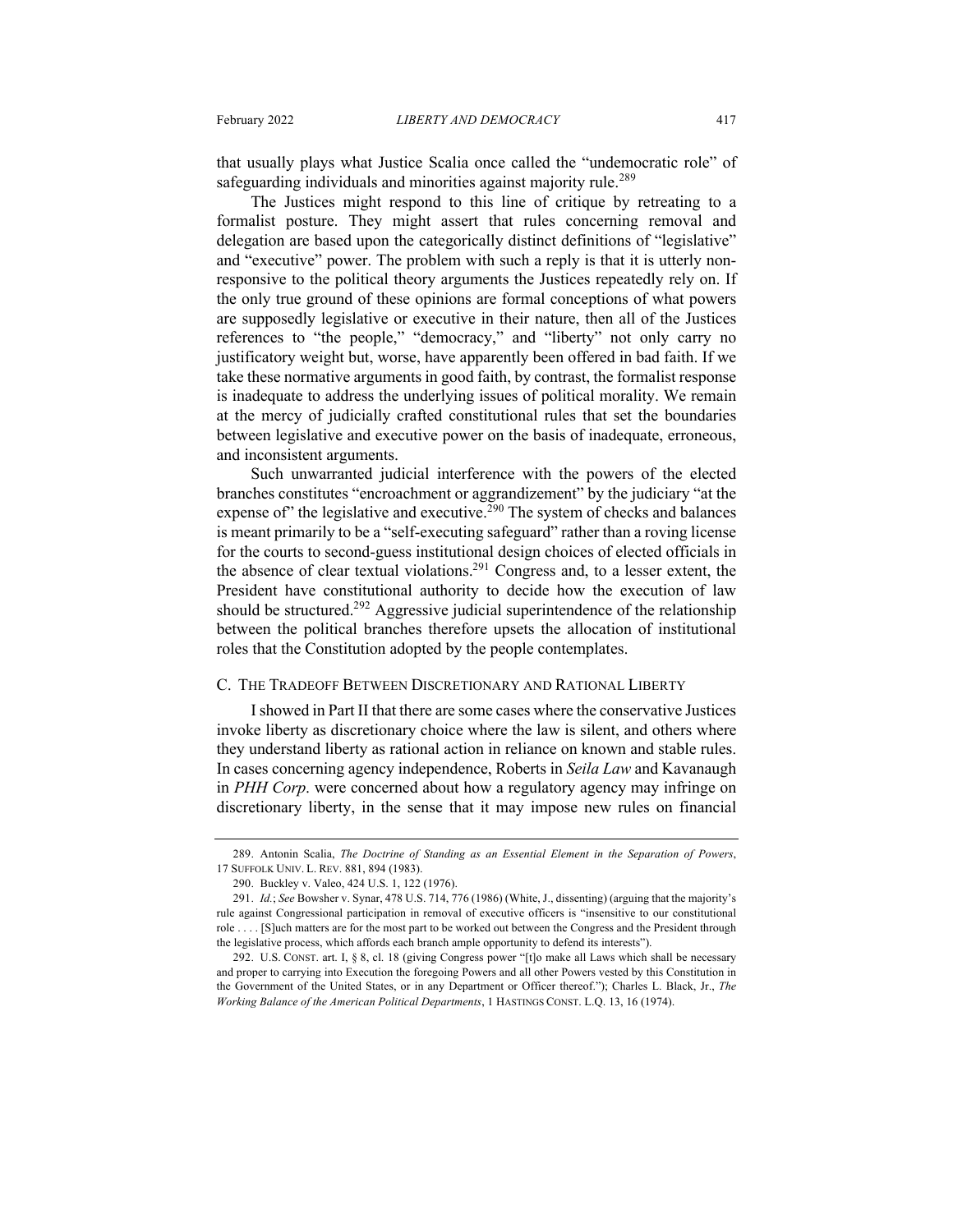that usually plays what Justice Scalia once called the "undemocratic role" of safeguarding individuals and minorities against majority rule.[289]

The Justices might respond to this line of critique by retreating to a formalist posture. They might assert that rules concerning removal and delegation are based upon the categorically distinct definitions of "legislative" and "executive" power. The problem with such a reply is that it is utterly non-responsive to the political theory arguments the Justices repeatedly rely on. If the only true ground of these opinions are formal conceptions of what powers are supposedly legislative or executive in their nature, then all of the Justices references to "the people," "democracy," and "liberty" not only carry no justificatory weight but, worse, have apparently been offered in bad faith. If we take these normative arguments in good faith, by contrast, the formalist response is inadequate to address the underlying issues of political morality. We remain at the mercy of judicially crafted constitutional rules that set the boundaries between legislative and executive power on the basis of inadequate, erroneous, and inconsistent arguments.

Such unwarranted judicial interference with the powers of the elected branches constitutes "encroachment or aggrandizement" by the judiciary "at the expense of" the legislative and executive.[290] The system of checks and balances is meant primarily to be a "self-executing safeguard" rather than a roving license for the courts to second-guess institutional design choices of elected officials in the absence of clear textual violations.[291] Congress and, to a lesser extent, the President have constitutional authority to decide how the execution of law should be structured.[292] Aggressive judicial superintendence of the relationship between the political branches therefore upsets the allocation of institutional roles that the Constitution adopted by the people contemplates.

### C. The Tradeoff Between Discretionary and Rational Liberty

I showed in Part II that there are some cases where the conservative Justices invoke liberty as discretionary choice where the law is silent, and others where they understand liberty as rational action in reliance on known and stable rules. In cases concerning agency independence, Roberts in *Seila Law* and Kavanaugh in *PHH Corp*. were concerned about how a regulatory agency may infringe on discretionary liberty, in the sense that it may impose new rules on financial

---

289. Antonin Scalia, *The Doctrine of Standing as an Essential Element in the Separation of Powers*, 17 Suffolk Univ. L. Rev. 881, 894 (1983).

290. Buckley v. Valeo, 424 U.S. 1, 122 (1976).

291. *Id.*; *See* Bowsher v. Synar, 478 U.S. 714, 776 (1986) (White, J., dissenting) (arguing that the majority's rule against Congressional participation in removal of executive officers is "insensitive to our constitutional role . . . . [S]uch matters are for the most part to be worked out between the Congress and the President through the legislative process, which affords each branch ample opportunity to defend its interests").

292. U.S. Const. art. I, § 8, cl. 18 (giving Congress power "[t]o make all Laws which shall be necessary and proper to carrying into Execution the foregoing Powers and all other Powers vested by this Constitution in the Government of the United States, or in any Department or Officer thereof."); Charles L. Black, Jr., *The Working Balance of the American Political Departments*, 1 Hastings Const. L.Q. 13, 16 (1974).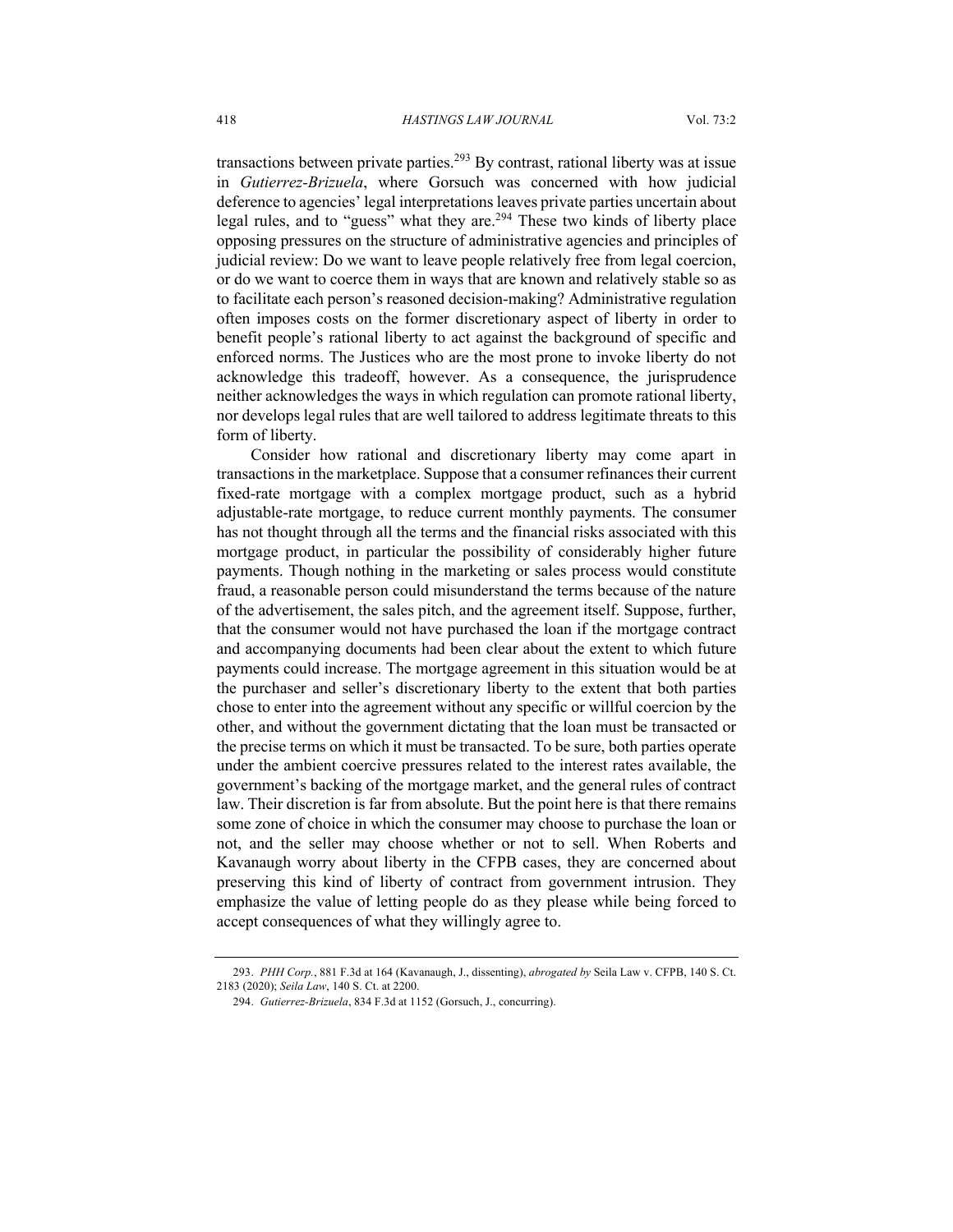transactions between private parties.[293] By contrast, rational liberty was at issue in *Gutierrez-Brizuela*, where Gorsuch was concerned with how judicial deference to agencies' legal interpretations leaves private parties uncertain about legal rules, and to "guess" what they are.[294] These two kinds of liberty place opposing pressures on the structure of administrative agencies and principles of judicial review: Do we want to leave people relatively free from legal coercion, or do we want to coerce them in ways that are known and relatively stable so as to facilitate each person's reasoned decision-making? Administrative regulation often imposes costs on the former discretionary aspect of liberty in order to benefit people's rational liberty to act against the background of specific and enforced norms. The Justices who are the most prone to invoke liberty do not acknowledge this tradeoff, however. As a consequence, the jurisprudence neither acknowledges the ways in which regulation can promote rational liberty, nor develops legal rules that are well tailored to address legitimate threats to this form of liberty.

Consider how rational and discretionary liberty may come apart in transactions in the marketplace. Suppose that a consumer refinances their current fixed-rate mortgage with a complex mortgage product, such as a hybrid adjustable-rate mortgage, to reduce current monthly payments. The consumer has not thought through all the terms and the financial risks associated with this mortgage product, in particular the possibility of considerably higher future payments. Though nothing in the marketing or sales process would constitute fraud, a reasonable person could misunderstand the terms because of the nature of the advertisement, the sales pitch, and the agreement itself. Suppose, further, that the consumer would not have purchased the loan if the mortgage contract and accompanying documents had been clear about the extent to which future payments could increase. The mortgage agreement in this situation would be at the purchaser and seller's discretionary liberty to the extent that both parties chose to enter into the agreement without any specific or willful coercion by the other, and without the government dictating that the loan must be transacted or the precise terms on which it must be transacted. To be sure, both parties operate under the ambient coercive pressures related to the interest rates available, the government's backing of the mortgage market, and the general rules of contract law. Their discretion is far from absolute. But the point here is that there remains some zone of choice in which the consumer may choose to purchase the loan or not, and the seller may choose whether or not to sell. When Roberts and Kavanaugh worry about liberty in the CFPB cases, they are concerned about preserving this kind of liberty of contract from government intrusion. They emphasize the value of letting people do as they please while being forced to accept consequences of what they willingly agree to.

---

293. *PHH Corp.*, 881 F.3d at 164 (Kavanaugh, J., dissenting), *abrogated by* Seila Law v. CFPB, 140 S. Ct. 2183 (2020); *Seila Law*, 140 S. Ct. at 2200.

294. *Gutierrez-Brizuela*, 834 F.3d at 1152 (Gorsuch, J., concurring).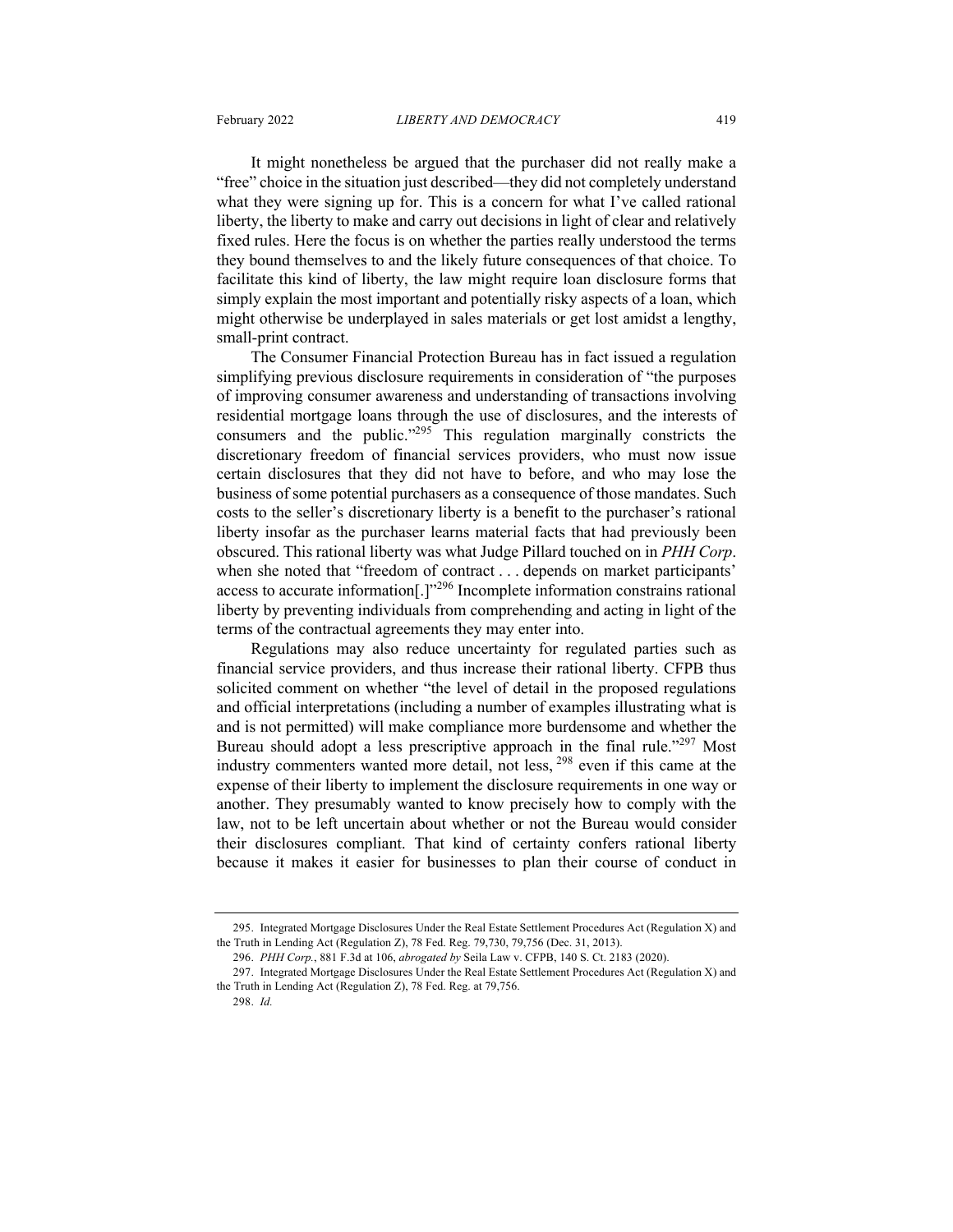It might nonetheless be argued that the purchaser did not really make a "free" choice in the situation just described—they did not completely understand what they were signing up for. This is a concern for what I've called rational liberty, the liberty to make and carry out decisions in light of clear and relatively fixed rules. Here the focus is on whether the parties really understood the terms they bound themselves to and the likely future consequences of that choice. To facilitate this kind of liberty, the law might require loan disclosure forms that simply explain the most important and potentially risky aspects of a loan, which might otherwise be underplayed in sales materials or get lost amidst a lengthy, small-print contract.

The Consumer Financial Protection Bureau has in fact issued a regulation simplifying previous disclosure requirements in consideration of "the purposes of improving consumer awareness and understanding of transactions involving residential mortgage loans through the use of disclosures, and the interests of consumers and the public."[295] This regulation marginally constricts the discretionary freedom of financial services providers, who must now issue certain disclosures that they did not have to before, and who may lose the business of some potential purchasers as a consequence of those mandates. Such costs to the seller's discretionary liberty is a benefit to the purchaser's rational liberty insofar as the purchaser learns material facts that had previously been obscured. This rational liberty was what Judge Pillard touched on in *PHH Corp*. when she noted that "freedom of contract . . . depends on market participants' access to accurate information[.]"[296] Incomplete information constrains rational liberty by preventing individuals from comprehending and acting in light of the terms of the contractual agreements they may enter into.

Regulations may also reduce uncertainty for regulated parties such as financial service providers, and thus increase their rational liberty. CFPB thus solicited comment on whether "the level of detail in the proposed regulations and official interpretations (including a number of examples illustrating what is and is not permitted) will make compliance more burdensome and whether the Bureau should adopt a less prescriptive approach in the final rule."[297] Most industry commenters wanted more detail, not less, [298] even if this came at the expense of their liberty to implement the disclosure requirements in one way or another. They presumably wanted to know precisely how to comply with the law, not to be left uncertain about whether or not the Bureau would consider their disclosures compliant. That kind of certainty confers rational liberty because it makes it easier for businesses to plan their course of conduct in

295. Integrated Mortgage Disclosures Under the Real Estate Settlement Procedures Act (Regulation X) and the Truth in Lending Act (Regulation Z), 78 Fed. Reg. 79,730, 79,756 (Dec. 31, 2013).

296. *PHH Corp.*, 881 F.3d at 106, *abrogated by* Seila Law v. CFPB, 140 S. Ct. 2183 (2020).

297. Integrated Mortgage Disclosures Under the Real Estate Settlement Procedures Act (Regulation X) and the Truth in Lending Act (Regulation Z), 78 Fed. Reg. at 79,756.

298. *Id.*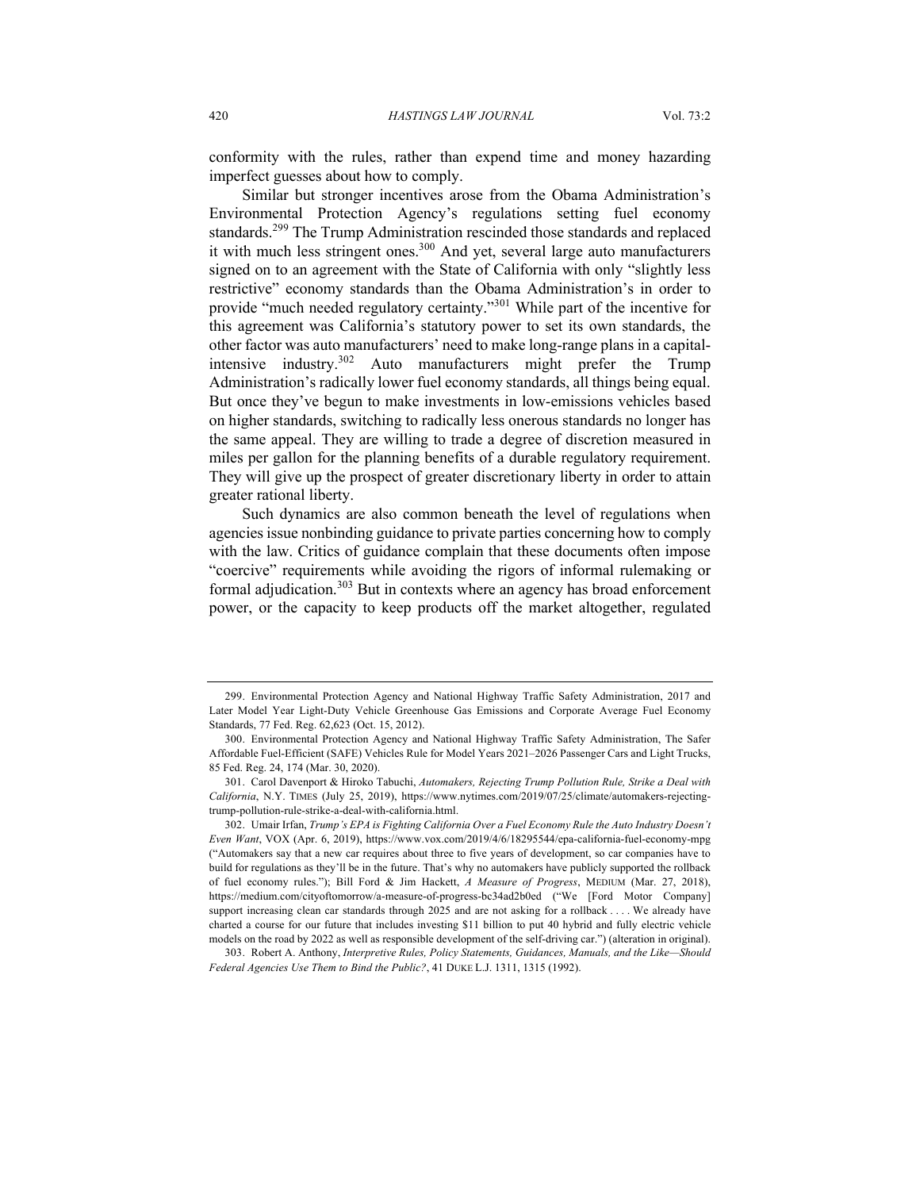conformity with the rules, rather than expend time and money hazarding imperfect guesses about how to comply.

Similar but stronger incentives arose from the Obama Administration's Environmental Protection Agency's regulations setting fuel economy standards.[299] The Trump Administration rescinded those standards and replaced it with much less stringent ones.[300] And yet, several large auto manufacturers signed on to an agreement with the State of California with only "slightly less restrictive" economy standards than the Obama Administration's in order to provide "much needed regulatory certainty."[301] While part of the incentive for this agreement was California's statutory power to set its own standards, the other factor was auto manufacturers' need to make long-range plans in a capital-intensive industry.[302] Auto manufacturers might prefer the Trump Administration's radically lower fuel economy standards, all things being equal. But once they've begun to make investments in low-emissions vehicles based on higher standards, switching to radically less onerous standards no longer has the same appeal. They are willing to trade a degree of discretion measured in miles per gallon for the planning benefits of a durable regulatory requirement. They will give up the prospect of greater discretionary liberty in order to attain greater rational liberty.

Such dynamics are also common beneath the level of regulations when agencies issue nonbinding guidance to private parties concerning how to comply with the law. Critics of guidance complain that these documents often impose "coercive" requirements while avoiding the rigors of informal rulemaking or formal adjudication.[303] But in contexts where an agency has broad enforcement power, or the capacity to keep products off the market altogether, regulated

---

299. Environmental Protection Agency and National Highway Traffic Safety Administration, 2017 and Later Model Year Light-Duty Vehicle Greenhouse Gas Emissions and Corporate Average Fuel Economy Standards, 77 Fed. Reg. 62,623 (Oct. 15, 2012).

300. Environmental Protection Agency and National Highway Traffic Safety Administration, The Safer Affordable Fuel-Efficient (SAFE) Vehicles Rule for Model Years 2021–2026 Passenger Cars and Light Trucks, 85 Fed. Reg. 24, 174 (Mar. 30, 2020).

301. Carol Davenport & Hiroko Tabuchi, *Automakers, Rejecting Trump Pollution Rule, Strike a Deal with California*, N.Y. TIMES (July 25, 2019), https://www.nytimes.com/2019/07/25/climate/automakers-rejecting-trump-pollution-rule-strike-a-deal-with-california.html.

302. Umair Irfan, *Trump's EPA is Fighting California Over a Fuel Economy Rule the Auto Industry Doesn't Even Want*, VOX (Apr. 6, 2019), https://www.vox.com/2019/4/6/18295544/epa-california-fuel-economy-mpg ("Automakers say that a new car requires about three to five years of development, so car companies have to build for regulations as they'll be in the future. That's why no automakers have publicly supported the rollback of fuel economy rules."); Bill Ford & Jim Hackett, *A Measure of Progress*, MEDIUM (Mar. 27, 2018), https://medium.com/cityoftomorrow/a-measure-of-progress-bc34ad2b0ed ("We [Ford Motor Company] support increasing clean car standards through 2025 and are not asking for a rollback . . . . We already have charted a course for our future that includes investing $11 billion to put 40 hybrid and fully electric vehicle models on the road by 2022 as well as responsible development of the self-driving car.") (alteration in original).

303. Robert A. Anthony, *Interpretive Rules, Policy Statements, Guidances, Manuals, and the Like—Should Federal Agencies Use Them to Bind the Public?*, 41 DUKE L.J. 1311, 1315 (1992).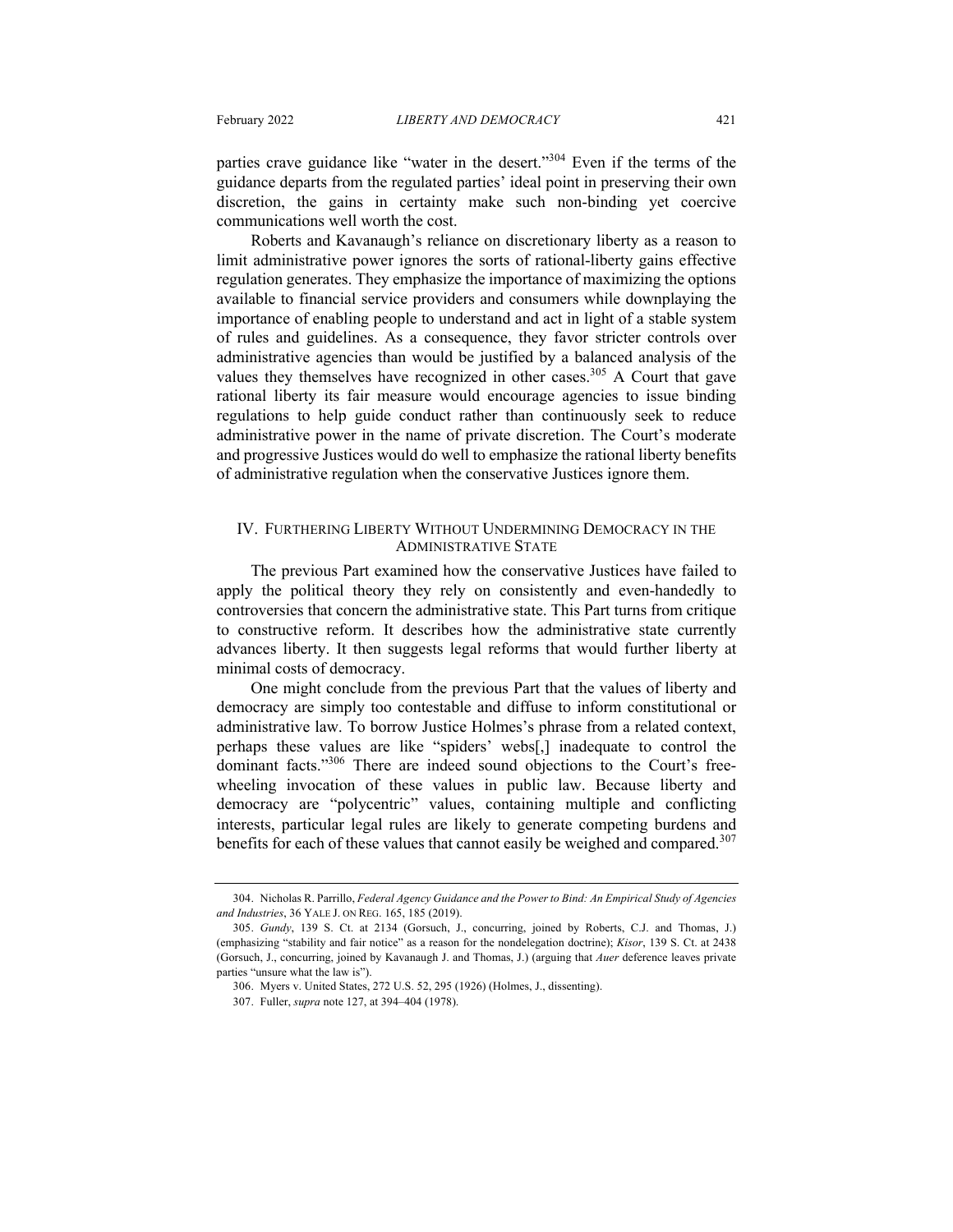parties crave guidance like "water in the desert."[304] Even if the terms of the guidance departs from the regulated parties' ideal point in preserving their own discretion, the gains in certainty make such non-binding yet coercive communications well worth the cost.

Roberts and Kavanaugh's reliance on discretionary liberty as a reason to limit administrative power ignores the sorts of rational-liberty gains effective regulation generates. They emphasize the importance of maximizing the options available to financial service providers and consumers while downplaying the importance of enabling people to understand and act in light of a stable system of rules and guidelines. As a consequence, they favor stricter controls over administrative agencies than would be justified by a balanced analysis of the values they themselves have recognized in other cases.[305] A Court that gave rational liberty its fair measure would encourage agencies to issue binding regulations to help guide conduct rather than continuously seek to reduce administrative power in the name of private discretion. The Court's moderate and progressive Justices would do well to emphasize the rational liberty benefits of administrative regulation when the conservative Justices ignore them.

## IV. FURTHERING LIBERTY WITHOUT UNDERMINING DEMOCRACY IN THE ADMINISTRATIVE STATE

The previous Part examined how the conservative Justices have failed to apply the political theory they rely on consistently and even-handedly to controversies that concern the administrative state. This Part turns from critique to constructive reform. It describes how the administrative state currently advances liberty. It then suggests legal reforms that would further liberty at minimal costs of democracy.

One might conclude from the previous Part that the values of liberty and democracy are simply too contestable and diffuse to inform constitutional or administrative law. To borrow Justice Holmes's phrase from a related context, perhaps these values are like "spiders' webs[,] inadequate to control the dominant facts."[306] There are indeed sound objections to the Court's free-wheeling invocation of these values in public law. Because liberty and democracy are "polycentric" values, containing multiple and conflicting interests, particular legal rules are likely to generate competing burdens and benefits for each of these values that cannot easily be weighed and compared.[307]

---

304. Nicholas R. Parrillo, *Federal Agency Guidance and the Power to Bind: An Empirical Study of Agencies and Industries*, 36 YALE J. ON REG. 165, 185 (2019).

305. *Gundy*, 139 S. Ct. at 2134 (Gorsuch, J., concurring, joined by Roberts, C.J. and Thomas, J.) (emphasizing "stability and fair notice" as a reason for the nondelegation doctrine); *Kisor*, 139 S. Ct. at 2438 (Gorsuch, J., concurring, joined by Kavanaugh J. and Thomas, J.) (arguing that *Auer* deference leaves private parties "unsure what the law is").

306. Myers v. United States, 272 U.S. 52, 295 (1926) (Holmes, J., dissenting).

307. Fuller, *supra* note 127, at 394–404 (1978).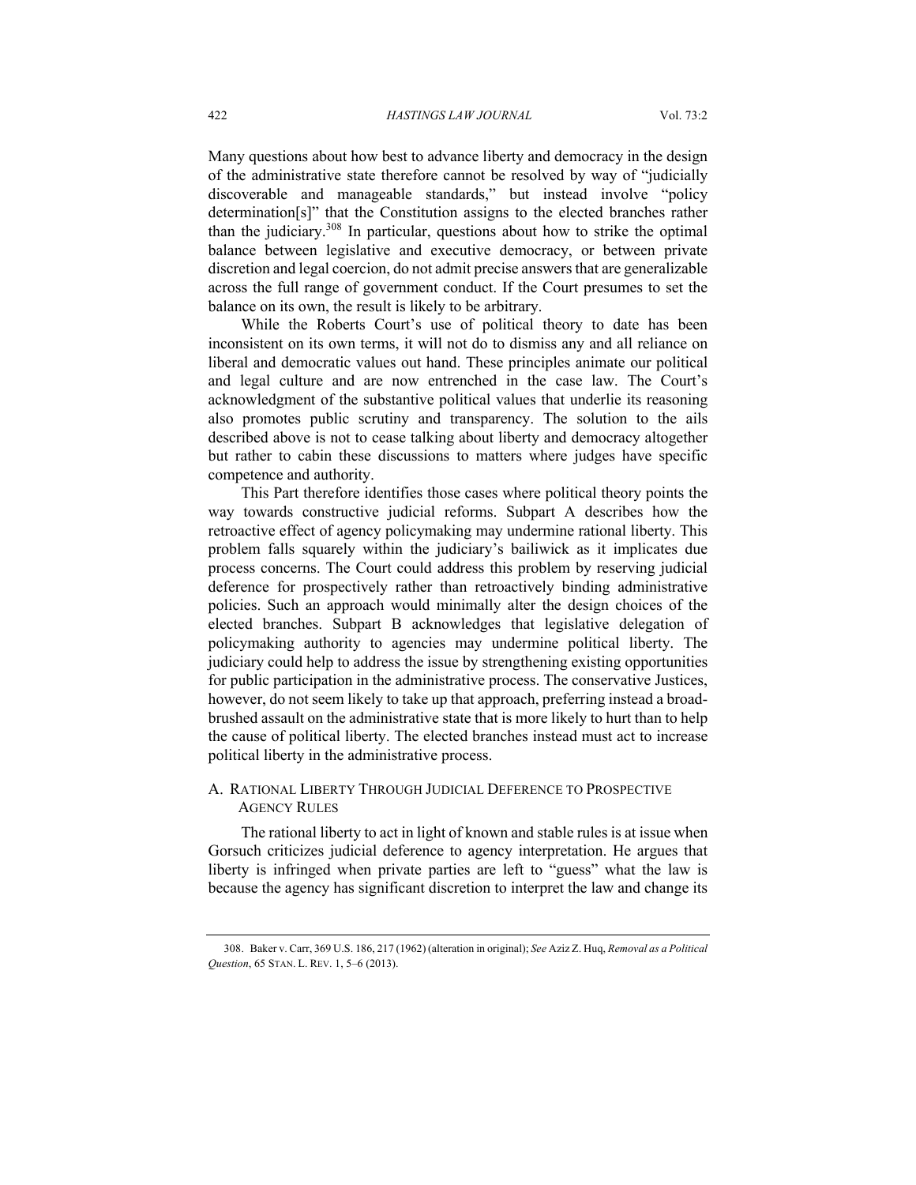Many questions about how best to advance liberty and democracy in the design of the administrative state therefore cannot be resolved by way of "judicially discoverable and manageable standards," but instead involve "policy determination[s]" that the Constitution assigns to the elected branches rather than the judiciary.[308] In particular, questions about how to strike the optimal balance between legislative and executive democracy, or between private discretion and legal coercion, do not admit precise answers that are generalizable across the full range of government conduct. If the Court presumes to set the balance on its own, the result is likely to be arbitrary.

While the Roberts Court's use of political theory to date has been inconsistent on its own terms, it will not do to dismiss any and all reliance on liberal and democratic values out hand. These principles animate our political and legal culture and are now entrenched in the case law. The Court's acknowledgment of the substantive political values that underlie its reasoning also promotes public scrutiny and transparency. The solution to the ails described above is not to cease talking about liberty and democracy altogether but rather to cabin these discussions to matters where judges have specific competence and authority.

This Part therefore identifies those cases where political theory points the way towards constructive judicial reforms. Subpart A describes how the retroactive effect of agency policymaking may undermine rational liberty. This problem falls squarely within the judiciary's bailiwick as it implicates due process concerns. The Court could address this problem by reserving judicial deference for prospectively rather than retroactively binding administrative policies. Such an approach would minimally alter the design choices of the elected branches. Subpart B acknowledges that legislative delegation of policymaking authority to agencies may undermine political liberty. The judiciary could help to address the issue by strengthening existing opportunities for public participation in the administrative process. The conservative Justices, however, do not seem likely to take up that approach, preferring instead a broad-brushed assault on the administrative state that is more likely to hurt than to help the cause of political liberty. The elected branches instead must act to increase political liberty in the administrative process.

## A. Rational Liberty Through Judicial Deference to Prospective Agency Rules

The rational liberty to act in light of known and stable rules is at issue when Gorsuch criticizes judicial deference to agency interpretation. He argues that liberty is infringed when private parties are left to "guess" what the law is because the agency has significant discretion to interpret the law and change its

---

308. Baker v. Carr, 369 U.S. 186, 217 (1962) (alteration in original); *See* Aziz Z. Huq, *Removal as a Political Question*, 65 STAN. L. REV. 1, 5–6 (2013).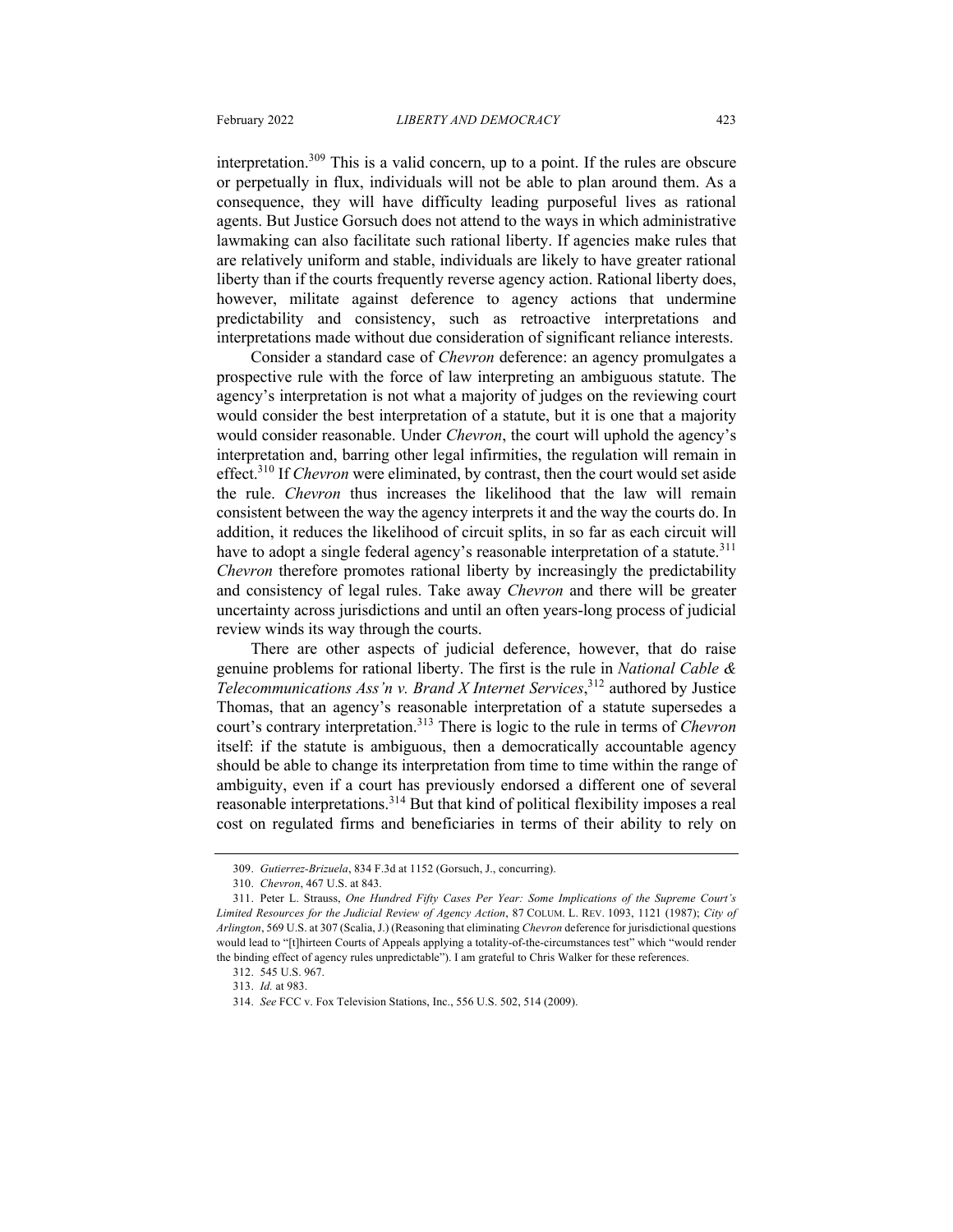interpretation.[309] This is a valid concern, up to a point. If the rules are obscure or perpetually in flux, individuals will not be able to plan around them. As a consequence, they will have difficulty leading purposeful lives as rational agents. But Justice Gorsuch does not attend to the ways in which administrative lawmaking can also facilitate such rational liberty. If agencies make rules that are relatively uniform and stable, individuals are likely to have greater rational liberty than if the courts frequently reverse agency action. Rational liberty does, however, militate against deference to agency actions that undermine predictability and consistency, such as retroactive interpretations and interpretations made without due consideration of significant reliance interests.

Consider a standard case of *Chevron* deference: an agency promulgates a prospective rule with the force of law interpreting an ambiguous statute. The agency's interpretation is not what a majority of judges on the reviewing court would consider the best interpretation of a statute, but it is one that a majority would consider reasonable. Under *Chevron*, the court will uphold the agency's interpretation and, barring other legal infirmities, the regulation will remain in effect.[310] If *Chevron* were eliminated, by contrast, then the court would set aside the rule. *Chevron* thus increases the likelihood that the law will remain consistent between the way the agency interprets it and the way the courts do. In addition, it reduces the likelihood of circuit splits, in so far as each circuit will have to adopt a single federal agency's reasonable interpretation of a statute.[311] *Chevron* therefore promotes rational liberty by increasingly the predictability and consistency of legal rules. Take away *Chevron* and there will be greater uncertainty across jurisdictions and until an often years-long process of judicial review winds its way through the courts.

There are other aspects of judicial deference, however, that do raise genuine problems for rational liberty. The first is the rule in *National Cable & Telecommunications Ass'n v. Brand X Internet Services*,[312] authored by Justice Thomas, that an agency's reasonable interpretation of a statute supersedes a court's contrary interpretation.[313] There is logic to the rule in terms of *Chevron* itself: if the statute is ambiguous, then a democratically accountable agency should be able to change its interpretation from time to time within the range of ambiguity, even if a court has previously endorsed a different one of several reasonable interpretations.[314] But that kind of political flexibility imposes a real cost on regulated firms and beneficiaries in terms of their ability to rely on

---

309. *Gutierrez-Brizuela*, 834 F.3d at 1152 (Gorsuch, J., concurring).

310. *Chevron*, 467 U.S. at 843.

311. Peter L. Strauss, *One Hundred Fifty Cases Per Year: Some Implications of the Supreme Court's Limited Resources for the Judicial Review of Agency Action*, 87 COLUM. L. REV. 1093, 1121 (1987); *City of Arlington*, 569 U.S. at 307 (Scalia, J.) (Reasoning that eliminating *Chevron* deference for jurisdictional questions would lead to "[t]hirteen Courts of Appeals applying a totality-of-the-circumstances test" which "would render the binding effect of agency rules unpredictable"). I am grateful to Chris Walker for these references.

312. 545 U.S. 967.

313. *Id.* at 983.

314. *See* FCC v. Fox Television Stations, Inc., 556 U.S. 502, 514 (2009).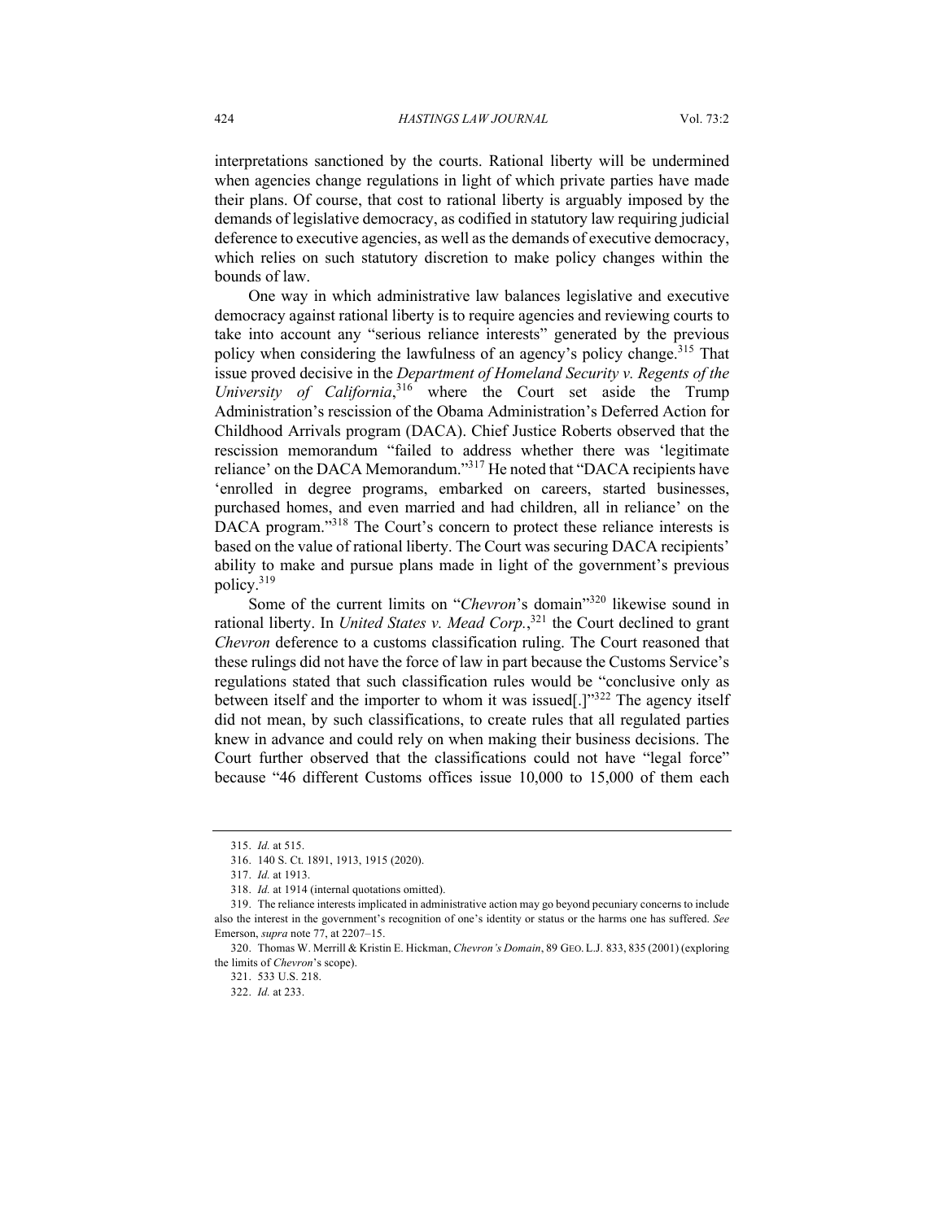interpretations sanctioned by the courts. Rational liberty will be undermined when agencies change regulations in light of which private parties have made their plans. Of course, that cost to rational liberty is arguably imposed by the demands of legislative democracy, as codified in statutory law requiring judicial deference to executive agencies, as well as the demands of executive democracy, which relies on such statutory discretion to make policy changes within the bounds of law.

One way in which administrative law balances legislative and executive democracy against rational liberty is to require agencies and reviewing courts to take into account any "serious reliance interests" generated by the previous policy when considering the lawfulness of an agency's policy change.[315] That issue proved decisive in the *Department of Homeland Security v. Regents of the University of California*,[316] where the Court set aside the Trump Administration's rescission of the Obama Administration's Deferred Action for Childhood Arrivals program (DACA). Chief Justice Roberts observed that the rescission memorandum "failed to address whether there was 'legitimate reliance' on the DACA Memorandum."[317] He noted that "DACA recipients have 'enrolled in degree programs, embarked on careers, started businesses, purchased homes, and even married and had children, all in reliance' on the DACA program."[318] The Court's concern to protect these reliance interests is based on the value of rational liberty. The Court was securing DACA recipients' ability to make and pursue plans made in light of the government's previous policy.[319]

Some of the current limits on "*Chevron*'s domain"[320] likewise sound in rational liberty. In *United States v. Mead Corp.*,[321] the Court declined to grant *Chevron* deference to a customs classification ruling. The Court reasoned that these rulings did not have the force of law in part because the Customs Service's regulations stated that such classification rules would be "conclusive only as between itself and the importer to whom it was issued[.]"[322] The agency itself did not mean, by such classifications, to create rules that all regulated parties knew in advance and could rely on when making their business decisions. The Court further observed that the classifications could not have "legal force" because "46 different Customs offices issue 10,000 to 15,000 of them each

---

315. *Id.* at 515.

316. 140 S. Ct. 1891, 1913, 1915 (2020).

317. *Id.* at 1913.

318. *Id.* at 1914 (internal quotations omitted).

319. The reliance interests implicated in administrative action may go beyond pecuniary concerns to include also the interest in the government's recognition of one's identity or status or the harms one has suffered. *See* Emerson, *supra* note 77, at 2207–15.

320. Thomas W. Merrill & Kristin E. Hickman, *Chevron's Domain*, 89 GEO. L.J. 833, 835 (2001) (exploring the limits of *Chevron*'s scope).

321. 533 U.S. 218.

322. *Id.* at 233.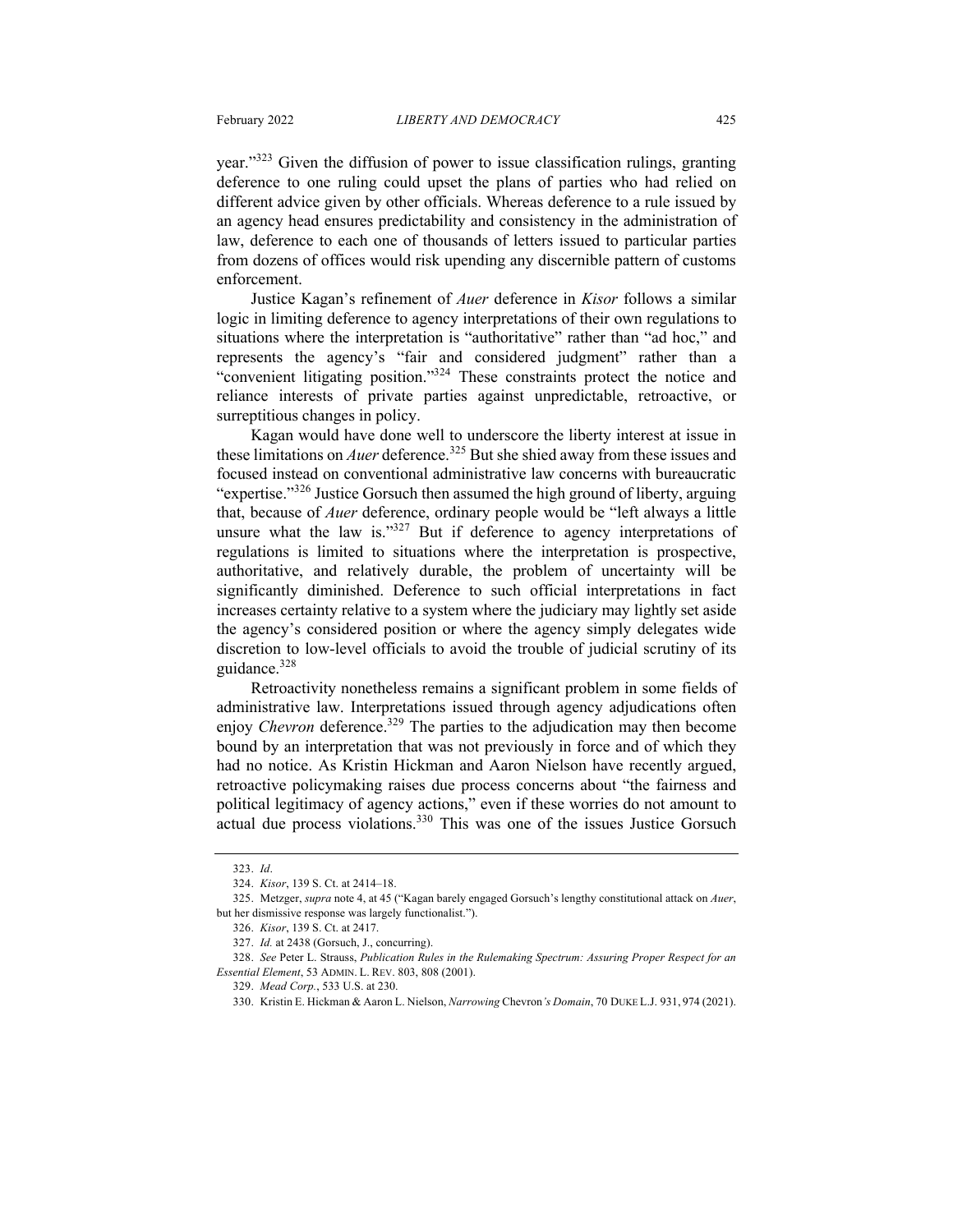year."[323] Given the diffusion of power to issue classification rulings, granting deference to one ruling could upset the plans of parties who had relied on different advice given by other officials. Whereas deference to a rule issued by an agency head ensures predictability and consistency in the administration of law, deference to each one of thousands of letters issued to particular parties from dozens of offices would risk upending any discernible pattern of customs enforcement.

Justice Kagan's refinement of *Auer* deference in *Kisor* follows a similar logic in limiting deference to agency interpretations of their own regulations to situations where the interpretation is "authoritative" rather than "ad hoc," and represents the agency's "fair and considered judgment" rather than a "convenient litigating position."[324] These constraints protect the notice and reliance interests of private parties against unpredictable, retroactive, or surreptitious changes in policy.

Kagan would have done well to underscore the liberty interest at issue in these limitations on *Auer* deference.[325] But she shied away from these issues and focused instead on conventional administrative law concerns with bureaucratic "expertise."[326] Justice Gorsuch then assumed the high ground of liberty, arguing that, because of *Auer* deference, ordinary people would be "left always a little unsure what the law is."[327] But if deference to agency interpretations of regulations is limited to situations where the interpretation is prospective, authoritative, and relatively durable, the problem of uncertainty will be significantly diminished. Deference to such official interpretations in fact increases certainty relative to a system where the judiciary may lightly set aside the agency's considered position or where the agency simply delegates wide discretion to low-level officials to avoid the trouble of judicial scrutiny of its guidance.[328]

Retroactivity nonetheless remains a significant problem in some fields of administrative law. Interpretations issued through agency adjudications often enjoy *Chevron* deference.[329] The parties to the adjudication may then become bound by an interpretation that was not previously in force and of which they had no notice. As Kristin Hickman and Aaron Nielson have recently argued, retroactive policymaking raises due process concerns about "the fairness and political legitimacy of agency actions," even if these worries do not amount to actual due process violations.[330] This was one of the issues Justice Gorsuch

---

323. *Id*.

324. *Kisor*, 139 S. Ct. at 2414–18.

325. Metzger, *supra* note 4, at 45 ("Kagan barely engaged Gorsuch's lengthy constitutional attack on *Auer*, but her dismissive response was largely functionalist.").

326. *Kisor*, 139 S. Ct. at 2417.

327. *Id.* at 2438 (Gorsuch, J., concurring).

328. *See* Peter L. Strauss, *Publication Rules in the Rulemaking Spectrum: Assuring Proper Respect for an Essential Element*, 53 ADMIN. L. REV. 803, 808 (2001).

329. *Mead Corp.*, 533 U.S. at 230.

330. Kristin E. Hickman & Aaron L. Nielson, *Narrowing* Chevron*'s Domain*, 70 DUKE L.J. 931, 974 (2021).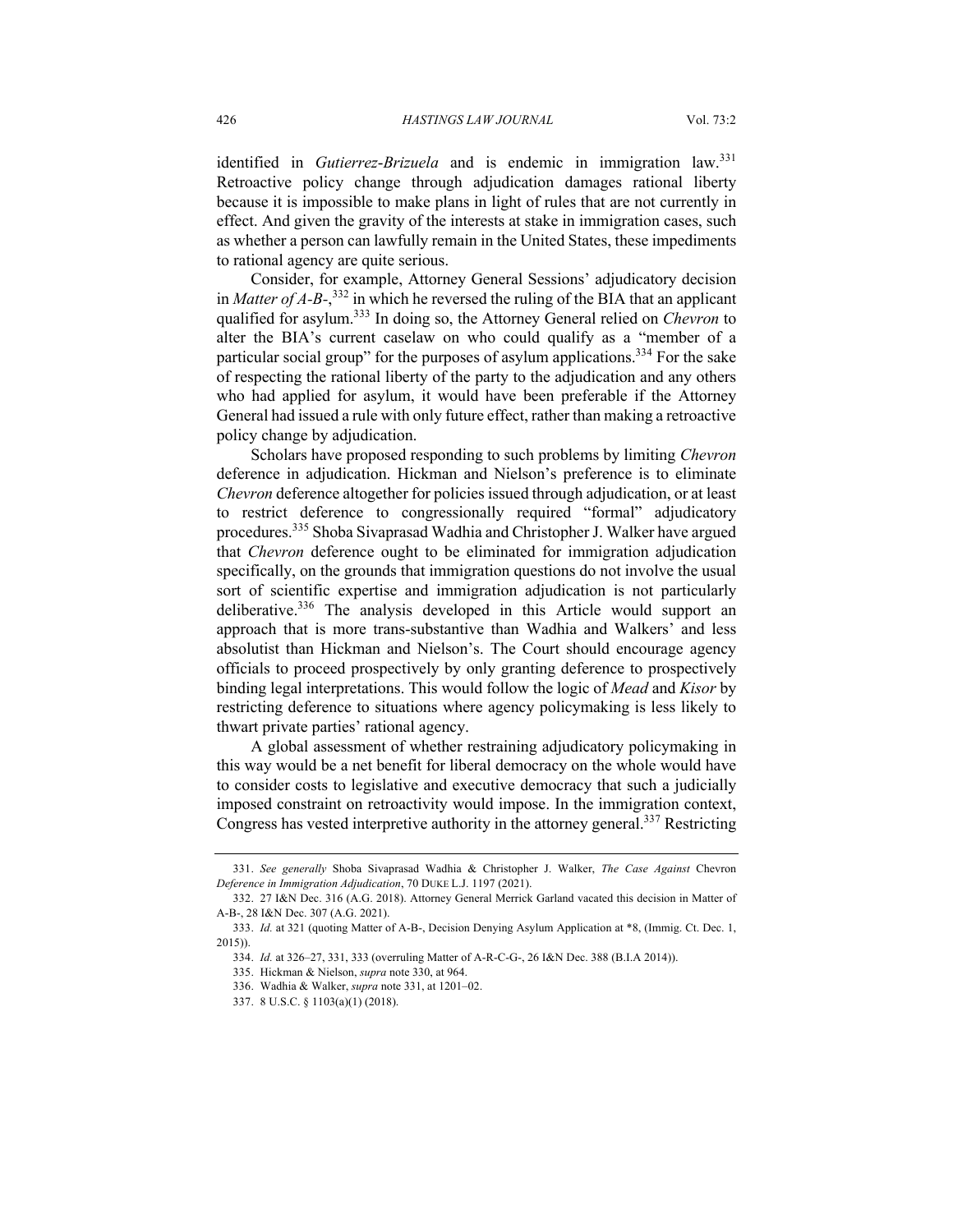identified in *Gutierrez-Brizuela* and is endemic in immigration law.[331] Retroactive policy change through adjudication damages rational liberty because it is impossible to make plans in light of rules that are not currently in effect. And given the gravity of the interests at stake in immigration cases, such as whether a person can lawfully remain in the United States, these impediments to rational agency are quite serious.

Consider, for example, Attorney General Sessions' adjudicatory decision in *Matter of A-B-*,[332] in which he reversed the ruling of the BIA that an applicant qualified for asylum.[333] In doing so, the Attorney General relied on *Chevron* to alter the BIA's current caselaw on who could qualify as a "member of a particular social group" for the purposes of asylum applications.[334] For the sake of respecting the rational liberty of the party to the adjudication and any others who had applied for asylum, it would have been preferable if the Attorney General had issued a rule with only future effect, rather than making a retroactive policy change by adjudication.

Scholars have proposed responding to such problems by limiting *Chevron* deference in adjudication. Hickman and Nielson's preference is to eliminate *Chevron* deference altogether for policies issued through adjudication, or at least to restrict deference to congressionally required "formal" adjudicatory procedures.[335] Shoba Sivaprasad Wadhia and Christopher J. Walker have argued that *Chevron* deference ought to be eliminated for immigration adjudication specifically, on the grounds that immigration questions do not involve the usual sort of scientific expertise and immigration adjudication is not particularly deliberative.[336] The analysis developed in this Article would support an approach that is more trans-substantive than Wadhia and Walkers' and less absolutist than Hickman and Nielson's. The Court should encourage agency officials to proceed prospectively by only granting deference to prospectively binding legal interpretations. This would follow the logic of *Mead* and *Kisor* by restricting deference to situations where agency policymaking is less likely to thwart private parties' rational agency.

A global assessment of whether restraining adjudicatory policymaking in this way would be a net benefit for liberal democracy on the whole would have to consider costs to legislative and executive democracy that such a judicially imposed constraint on retroactivity would impose. In the immigration context, Congress has vested interpretive authority in the attorney general.[337] Restricting

---

331. *See generally* Shoba Sivaprasad Wadhia & Christopher J. Walker, *The Case Against* Chevron *Deference in Immigration Adjudication*, 70 DUKE L.J. 1197 (2021).

332. 27 I&N Dec. 316 (A.G. 2018). Attorney General Merrick Garland vacated this decision in Matter of A-B-, 28 I&N Dec. 307 (A.G. 2021).

333. *Id.* at 321 (quoting Matter of A-B-, Decision Denying Asylum Application at *8, (Immig. Ct. Dec. 1, 2015)).

334. *Id.* at 326–27, 331, 333 (overruling Matter of A-R-C-G-, 26 I&N Dec. 388 (B.I.A 2014)).

335. Hickman & Nielson, *supra* note 330, at 964.

336. Wadhia & Walker, *supra* note 331, at 1201–02.

337. 8 U.S.C. § 1103(a)(1) (2018).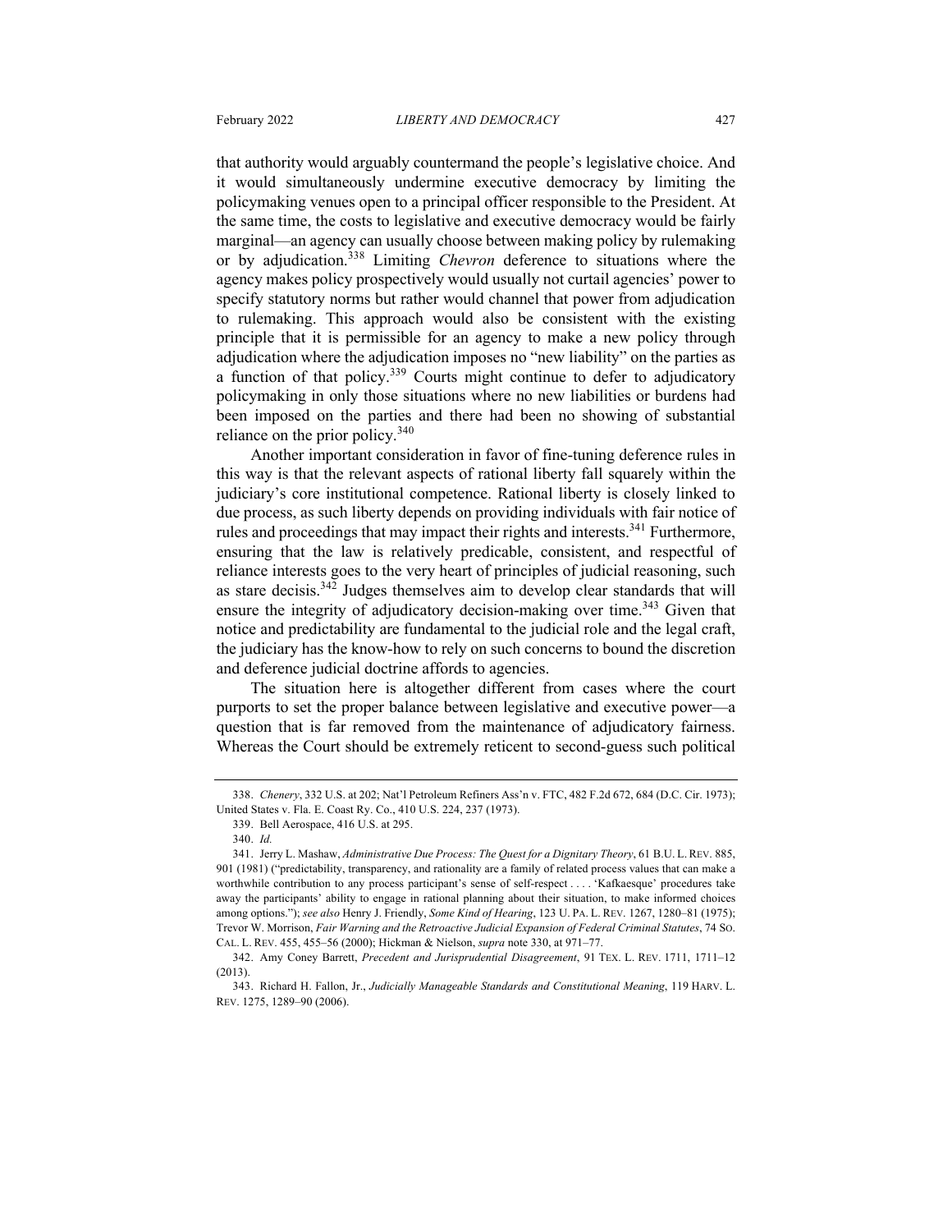that authority would arguably countermand the people's legislative choice. And it would simultaneously undermine executive democracy by limiting the policymaking venues open to a principal officer responsible to the President. At the same time, the costs to legislative and executive democracy would be fairly marginal—an agency can usually choose between making policy by rulemaking or by adjudication.[338] Limiting *Chevron* deference to situations where the agency makes policy prospectively would usually not curtail agencies' power to specify statutory norms but rather would channel that power from adjudication to rulemaking. This approach would also be consistent with the existing principle that it is permissible for an agency to make a new policy through adjudication where the adjudication imposes no "new liability" on the parties as a function of that policy.[339] Courts might continue to defer to adjudicatory policymaking in only those situations where no new liabilities or burdens had been imposed on the parties and there had been no showing of substantial reliance on the prior policy.[340]

Another important consideration in favor of fine-tuning deference rules in this way is that the relevant aspects of rational liberty fall squarely within the judiciary's core institutional competence. Rational liberty is closely linked to due process, as such liberty depends on providing individuals with fair notice of rules and proceedings that may impact their rights and interests.[341] Furthermore, ensuring that the law is relatively predicable, consistent, and respectful of reliance interests goes to the very heart of principles of judicial reasoning, such as stare decisis.[342] Judges themselves aim to develop clear standards that will ensure the integrity of adjudicatory decision-making over time.[343] Given that notice and predictability are fundamental to the judicial role and the legal craft, the judiciary has the know-how to rely on such concerns to bound the discretion and deference judicial doctrine affords to agencies.

The situation here is altogether different from cases where the court purports to set the proper balance between legislative and executive power—a question that is far removed from the maintenance of adjudicatory fairness. Whereas the Court should be extremely reticent to second-guess such political

338. *Chenery*, 332 U.S. at 202; Nat'l Petroleum Refiners Ass'n v. FTC, 482 F.2d 672, 684 (D.C. Cir. 1973); United States v. Fla. E. Coast Ry. Co., 410 U.S. 224, 237 (1973).

339. Bell Aerospace, 416 U.S. at 295.

340. *Id.*

341. Jerry L. Mashaw, *Administrative Due Process: The Quest for a Dignitary Theory*, 61 B.U. L. REV. 885, 901 (1981) ("predictability, transparency, and rationality are a family of related process values that can make a worthwhile contribution to any process participant's sense of self-respect . . . . 'Kafkaesque' procedures take away the participants' ability to engage in rational planning about their situation, to make informed choices among options."); *see also* Henry J. Friendly, *Some Kind of Hearing*, 123 U. PA. L. REV. 1267, 1280–81 (1975); Trevor W. Morrison, *Fair Warning and the Retroactive Judicial Expansion of Federal Criminal Statutes*, 74 SO. CAL. L. REV. 455, 455–56 (2000); Hickman & Nielson, *supra* note 330, at 971–77.

342. Amy Coney Barrett, *Precedent and Jurisprudential Disagreement*, 91 TEX. L. REV. 1711, 1711–12 (2013).

343. Richard H. Fallon, Jr., *Judicially Manageable Standards and Constitutional Meaning*, 119 HARV. L. REV. 1275, 1289–90 (2006).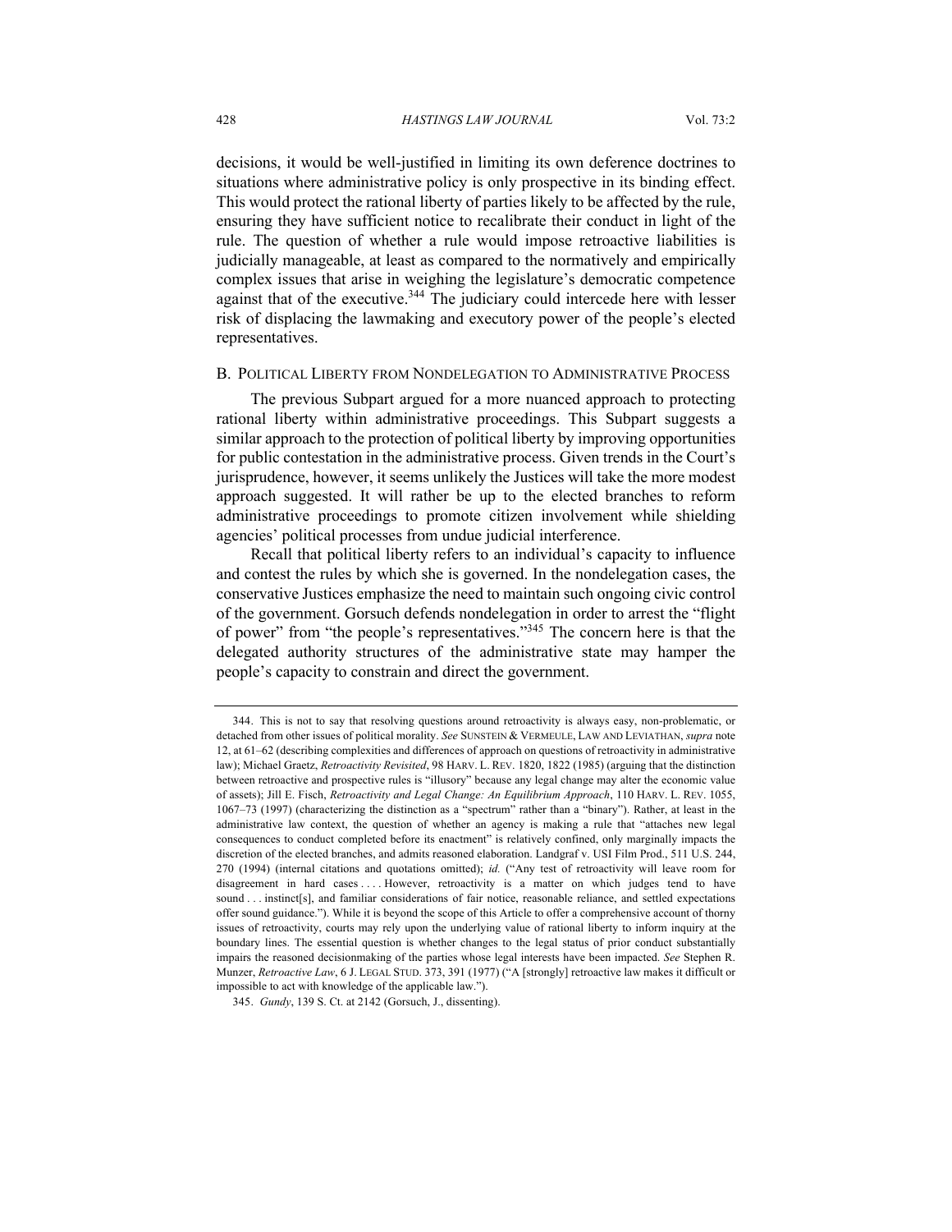decisions, it would be well-justified in limiting its own deference doctrines to situations where administrative policy is only prospective in its binding effect. This would protect the rational liberty of parties likely to be affected by the rule, ensuring they have sufficient notice to recalibrate their conduct in light of the rule. The question of whether a rule would impose retroactive liabilities is judicially manageable, at least as compared to the normatively and empirically complex issues that arise in weighing the legislature's democratic competence against that of the executive.[344] The judiciary could intercede here with lesser risk of displacing the lawmaking and executory power of the people's elected representatives.

### B. Political Liberty from Nondelegation to Administrative Process

The previous Subpart argued for a more nuanced approach to protecting rational liberty within administrative proceedings. This Subpart suggests a similar approach to the protection of political liberty by improving opportunities for public contestation in the administrative process. Given trends in the Court's jurisprudence, however, it seems unlikely the Justices will take the more modest approach suggested. It will rather be up to the elected branches to reform administrative proceedings to promote citizen involvement while shielding agencies' political processes from undue judicial interference.

Recall that political liberty refers to an individual's capacity to influence and contest the rules by which she is governed. In the nondelegation cases, the conservative Justices emphasize the need to maintain such ongoing civic control of the government. Gorsuch defends nondelegation in order to arrest the "flight of power" from "the people's representatives."[345] The concern here is that the delegated authority structures of the administrative state may hamper the people's capacity to constrain and direct the government.

---

344. This is not to say that resolving questions around retroactivity is always easy, non-problematic, or detached from other issues of political morality. *See* SUNSTEIN & VERMEULE, LAW AND LEVIATHAN, *supra* note 12, at 61–62 (describing complexities and differences of approach on questions of retroactivity in administrative law); Michael Graetz, *Retroactivity Revisited*, 98 HARV. L. REV. 1820, 1822 (1985) (arguing that the distinction between retroactive and prospective rules is "illusory" because any legal change may alter the economic value of assets); Jill E. Fisch, *Retroactivity and Legal Change: An Equilibrium Approach*, 110 HARV. L. REV. 1055, 1067–73 (1997) (characterizing the distinction as a "spectrum" rather than a "binary"). Rather, at least in the administrative law context, the question of whether an agency is making a rule that "attaches new legal consequences to conduct completed before its enactment" is relatively confined, only marginally impacts the discretion of the elected branches, and admits reasoned elaboration. Landgraf v. USI Film Prod., 511 U.S. 244, 270 (1994) (internal citations and quotations omitted); *id.* ("Any test of retroactivity will leave room for disagreement in hard cases . . . . However, retroactivity is a matter on which judges tend to have sound . . . instinct[s], and familiar considerations of fair notice, reasonable reliance, and settled expectations offer sound guidance."). While it is beyond the scope of this Article to offer a comprehensive account of thorny issues of retroactivity, courts may rely upon the underlying value of rational liberty to inform inquiry at the boundary lines. The essential question is whether changes to the legal status of prior conduct substantially impairs the reasoned decisionmaking of the parties whose legal interests have been impacted. *See* Stephen R. Munzer, *Retroactive Law*, 6 J. LEGAL STUD. 373, 391 (1977) ("A [strongly] retroactive law makes it difficult or impossible to act with knowledge of the applicable law.").

345. *Gundy*, 139 S. Ct. at 2142 (Gorsuch, J., dissenting).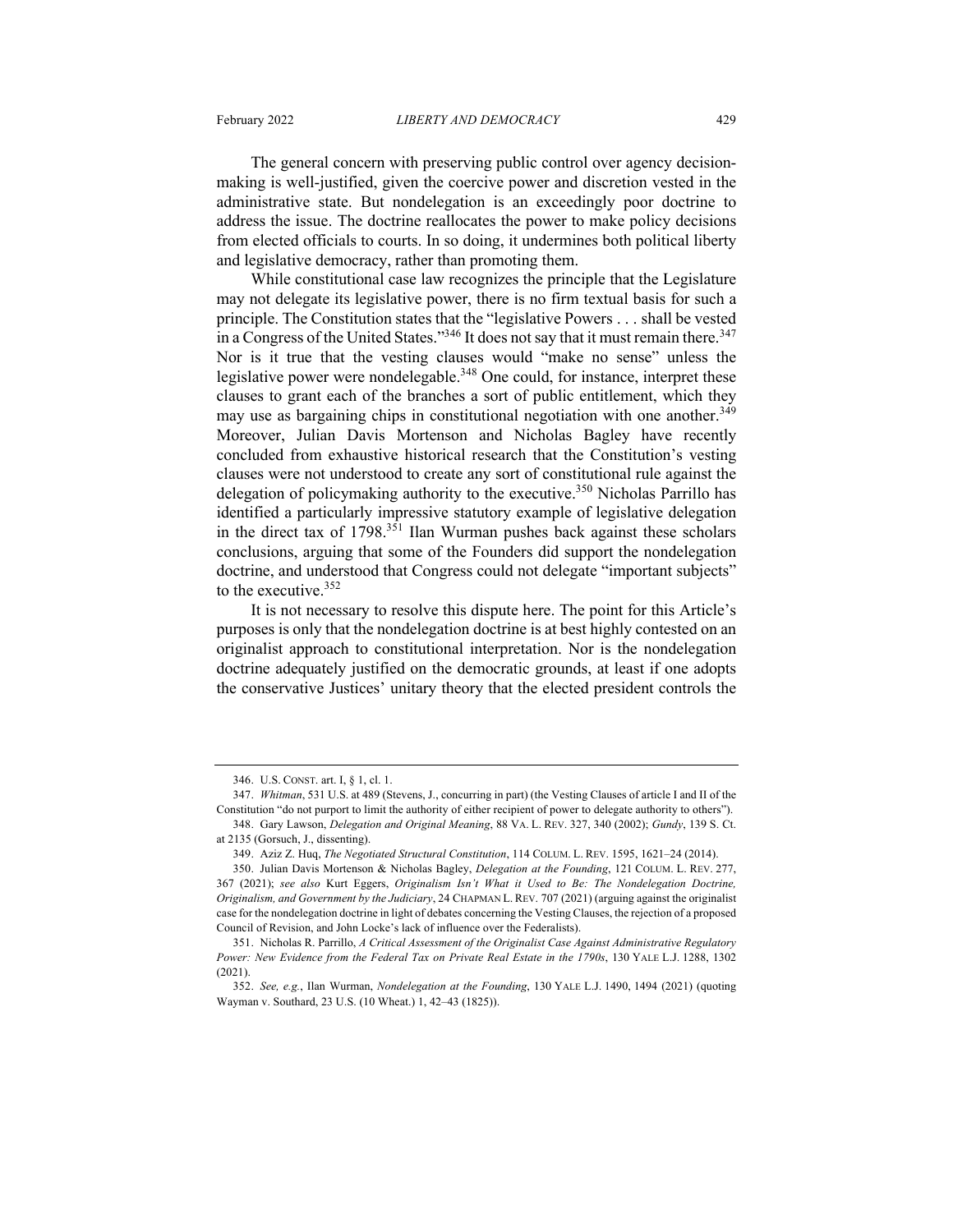The general concern with preserving public control over agency decision-making is well-justified, given the coercive power and discretion vested in the administrative state. But nondelegation is an exceedingly poor doctrine to address the issue. The doctrine reallocates the power to make policy decisions from elected officials to courts. In so doing, it undermines both political liberty and legislative democracy, rather than promoting them.

While constitutional case law recognizes the principle that the Legislature may not delegate its legislative power, there is no firm textual basis for such a principle. The Constitution states that the "legislative Powers . . . shall be vested in a Congress of the United States."[346] It does not say that it must remain there.[347] Nor is it true that the vesting clauses would "make no sense" unless the legislative power were nondelegable.[348] One could, for instance, interpret these clauses to grant each of the branches a sort of public entitlement, which they may use as bargaining chips in constitutional negotiation with one another.[349] Moreover, Julian Davis Mortenson and Nicholas Bagley have recently concluded from exhaustive historical research that the Constitution's vesting clauses were not understood to create any sort of constitutional rule against the delegation of policymaking authority to the executive.[350] Nicholas Parrillo has identified a particularly impressive statutory example of legislative delegation in the direct tax of 1798.[351] Ilan Wurman pushes back against these scholars conclusions, arguing that some of the Founders did support the nondelegation doctrine, and understood that Congress could not delegate "important subjects" to the executive.[352]

It is not necessary to resolve this dispute here. The point for this Article's purposes is only that the nondelegation doctrine is at best highly contested on an originalist approach to constitutional interpretation. Nor is the nondelegation doctrine adequately justified on the democratic grounds, at least if one adopts the conservative Justices' unitary theory that the elected president controls the

---

346. U.S. CONST. art. I, § 1, cl. 1.

347. *Whitman*, 531 U.S. at 489 (Stevens, J., concurring in part) (the Vesting Clauses of article I and II of the Constitution "do not purport to limit the authority of either recipient of power to delegate authority to others").

348. Gary Lawson, *Delegation and Original Meaning*, 88 VA. L. REV. 327, 340 (2002); *Gundy*, 139 S. Ct. at 2135 (Gorsuch, J., dissenting).

349. Aziz Z. Huq, *The Negotiated Structural Constitution*, 114 COLUM. L. REV. 1595, 1621–24 (2014).

350. Julian Davis Mortenson & Nicholas Bagley, *Delegation at the Founding*, 121 COLUM. L. REV. 277, 367 (2021); *see also* Kurt Eggers, *Originalism Isn't What it Used to Be: The Nondelegation Doctrine, Originalism, and Government by the Judiciary*, 24 CHAPMAN L. REV. 707 (2021) (arguing against the originalist case for the nondelegation doctrine in light of debates concerning the Vesting Clauses, the rejection of a proposed Council of Revision, and John Locke's lack of influence over the Federalists).

351. Nicholas R. Parrillo, *A Critical Assessment of the Originalist Case Against Administrative Regulatory Power: New Evidence from the Federal Tax on Private Real Estate in the 1790s*, 130 YALE L.J. 1288, 1302 (2021).

352. *See, e.g.*, Ilan Wurman, *Nondelegation at the Founding*, 130 YALE L.J. 1490, 1494 (2021) (quoting Wayman v. Southard, 23 U.S. (10 Wheat.) 1, 42–43 (1825)).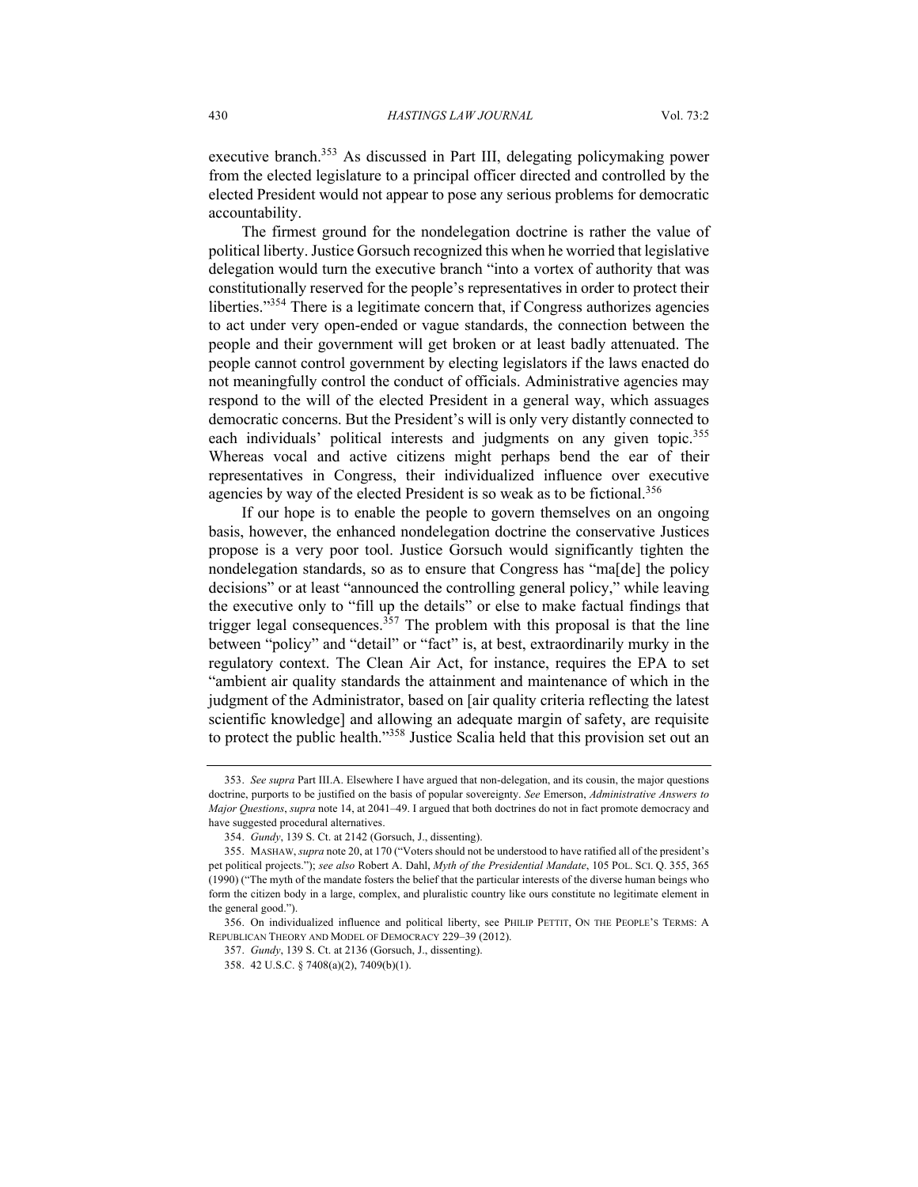executive branch.[353] As discussed in Part III, delegating policymaking power from the elected legislature to a principal officer directed and controlled by the elected President would not appear to pose any serious problems for democratic accountability.

The firmest ground for the nondelegation doctrine is rather the value of political liberty. Justice Gorsuch recognized this when he worried that legislative delegation would turn the executive branch "into a vortex of authority that was constitutionally reserved for the people's representatives in order to protect their liberties."[354] There is a legitimate concern that, if Congress authorizes agencies to act under very open-ended or vague standards, the connection between the people and their government will get broken or at least badly attenuated. The people cannot control government by electing legislators if the laws enacted do not meaningfully control the conduct of officials. Administrative agencies may respond to the will of the elected President in a general way, which assuages democratic concerns. But the President's will is only very distantly connected to each individuals' political interests and judgments on any given topic.[355] Whereas vocal and active citizens might perhaps bend the ear of their representatives in Congress, their individualized influence over executive agencies by way of the elected President is so weak as to be fictional.[356]

If our hope is to enable the people to govern themselves on an ongoing basis, however, the enhanced nondelegation doctrine the conservative Justices propose is a very poor tool. Justice Gorsuch would significantly tighten the nondelegation standards, so as to ensure that Congress has "ma[de] the policy decisions" or at least "announced the controlling general policy," while leaving the executive only to "fill up the details" or else to make factual findings that trigger legal consequences.[357] The problem with this proposal is that the line between "policy" and "detail" or "fact" is, at best, extraordinarily murky in the regulatory context. The Clean Air Act, for instance, requires the EPA to set "ambient air quality standards the attainment and maintenance of which in the judgment of the Administrator, based on [air quality criteria reflecting the latest scientific knowledge] and allowing an adequate margin of safety, are requisite to protect the public health."[358] Justice Scalia held that this provision set out an

---

353. *See supra* Part III.A. Elsewhere I have argued that non-delegation, and its cousin, the major questions doctrine, purports to be justified on the basis of popular sovereignty. *See* Emerson, *Administrative Answers to Major Questions*, *supra* note 14, at 2041–49. I argued that both doctrines do not in fact promote democracy and have suggested procedural alternatives.

354. *Gundy*, 139 S. Ct. at 2142 (Gorsuch, J., dissenting).

355. MASHAW, *supra* note 20, at 170 ("Voters should not be understood to have ratified all of the president's pet political projects."); *see also* Robert A. Dahl, *Myth of the Presidential Mandate*, 105 POL. SCI. Q. 355, 365 (1990) ("The myth of the mandate fosters the belief that the particular interests of the diverse human beings who form the citizen body in a large, complex, and pluralistic country like ours constitute no legitimate element in the general good.").

356. On individualized influence and political liberty, see PHILIP PETTIT, ON THE PEOPLE'S TERMS: A REPUBLICAN THEORY AND MODEL OF DEMOCRACY 229–39 (2012).

357. *Gundy*, 139 S. Ct. at 2136 (Gorsuch, J., dissenting).

358. 42 U.S.C. § 7408(a)(2), 7409(b)(1).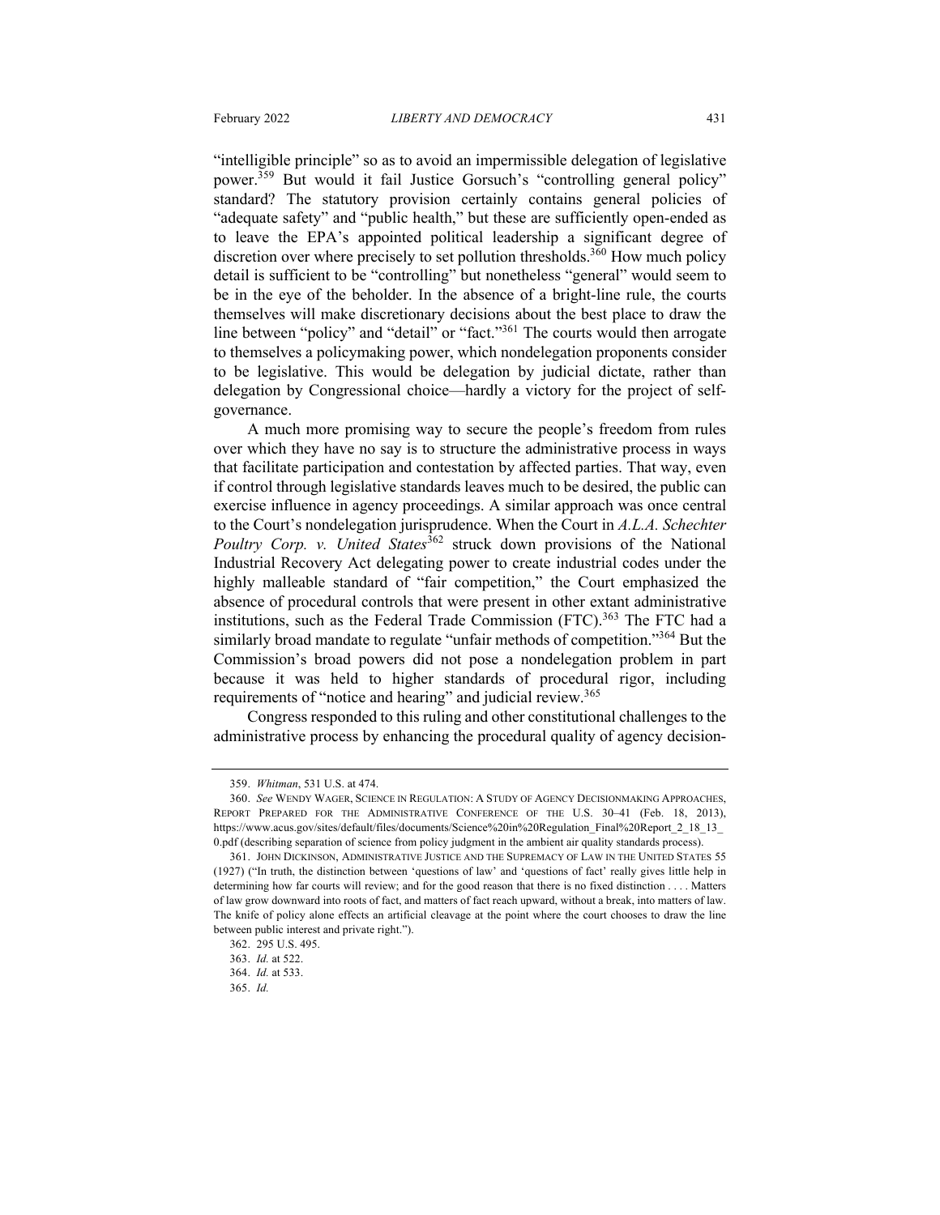"intelligible principle" so as to avoid an impermissible delegation of legislative power.[359] But would it fail Justice Gorsuch's "controlling general policy" standard? The statutory provision certainly contains general policies of "adequate safety" and "public health," but these are sufficiently open-ended as to leave the EPA's appointed political leadership a significant degree of discretion over where precisely to set pollution thresholds.[360] How much policy detail is sufficient to be "controlling" but nonetheless "general" would seem to be in the eye of the beholder. In the absence of a bright-line rule, the courts themselves will make discretionary decisions about the best place to draw the line between "policy" and "detail" or "fact."[361] The courts would then arrogate to themselves a policymaking power, which nondelegation proponents consider to be legislative. This would be delegation by judicial dictate, rather than delegation by Congressional choice—hardly a victory for the project of self-governance.

A much more promising way to secure the people's freedom from rules over which they have no say is to structure the administrative process in ways that facilitate participation and contestation by affected parties. That way, even if control through legislative standards leaves much to be desired, the public can exercise influence in agency proceedings. A similar approach was once central to the Court's nondelegation jurisprudence. When the Court in *A.L.A. Schechter Poultry Corp. v. United States*[362] struck down provisions of the National Industrial Recovery Act delegating power to create industrial codes under the highly malleable standard of "fair competition," the Court emphasized the absence of procedural controls that were present in other extant administrative institutions, such as the Federal Trade Commission (FTC).[363] The FTC had a similarly broad mandate to regulate "unfair methods of competition."[364] But the Commission's broad powers did not pose a nondelegation problem in part because it was held to higher standards of procedural rigor, including requirements of "notice and hearing" and judicial review.[365]

Congress responded to this ruling and other constitutional challenges to the administrative process by enhancing the procedural quality of agency decision-

---

359. *Whitman*, 531 U.S. at 474.

360. *See* WENDY WAGER, SCIENCE IN REGULATION: A STUDY OF AGENCY DECISIONMAKING APPROACHES, REPORT PREPARED FOR THE ADMINISTRATIVE CONFERENCE OF THE U.S. 30–41 (Feb. 18, 2013), https://www.acus.gov/sites/default/files/documents/Science%20in%20Regulation_Final%20Report_2_18_13_0.pdf (describing separation of science from policy judgment in the ambient air quality standards process).

361. JOHN DICKINSON, ADMINISTRATIVE JUSTICE AND THE SUPREMACY OF LAW IN THE UNITED STATES 55 (1927) ("In truth, the distinction between 'questions of law' and 'questions of fact' really gives little help in determining how far courts will review; and for the good reason that there is no fixed distinction . . . . Matters of law grow downward into roots of fact, and matters of fact reach upward, without a break, into matters of law. The knife of policy alone effects an artificial cleavage at the point where the court chooses to draw the line between public interest and private right.").

362. 295 U.S. 495.

363. *Id.* at 522.

364. *Id.* at 533.

365. *Id.*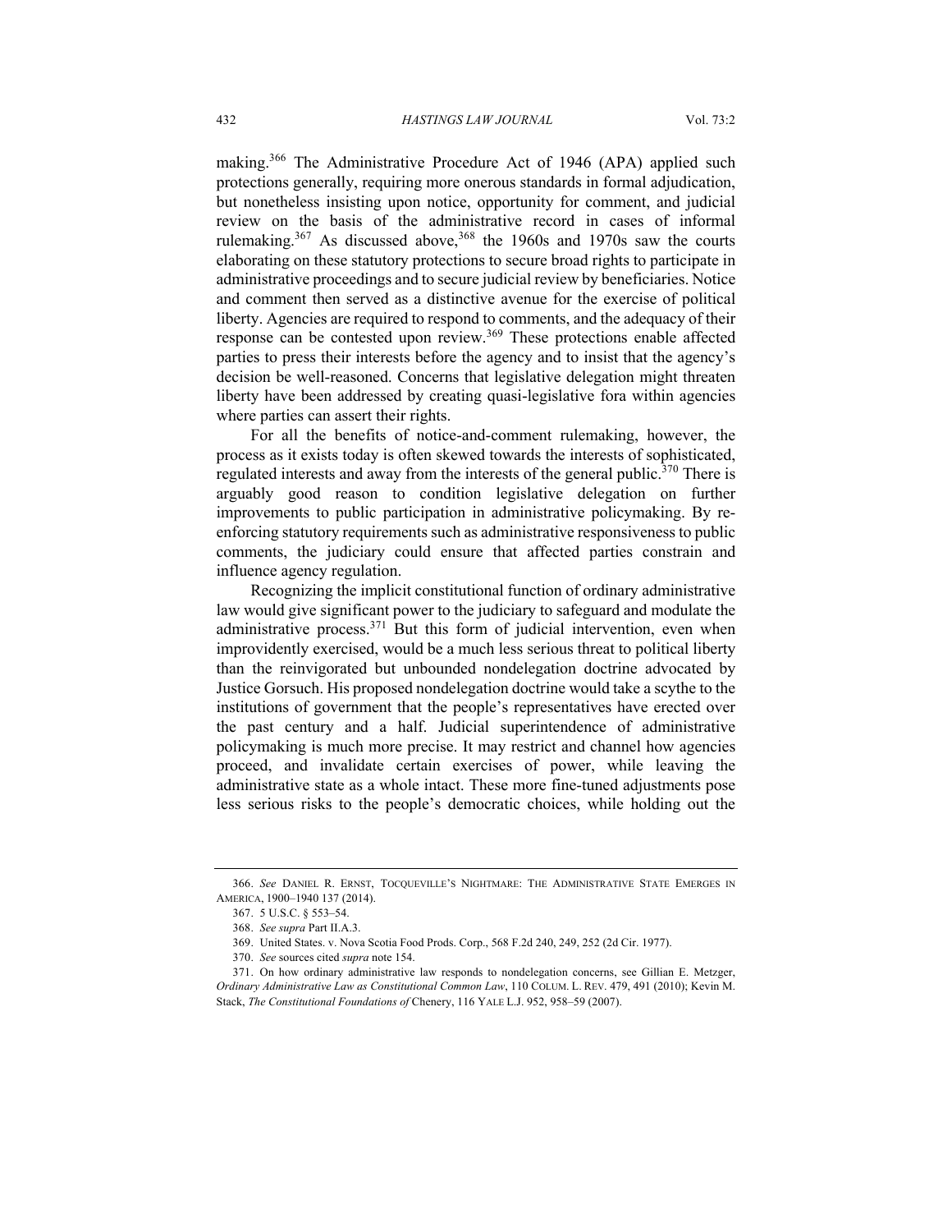making.[366] The Administrative Procedure Act of 1946 (APA) applied such protections generally, requiring more onerous standards in formal adjudication, but nonetheless insisting upon notice, opportunity for comment, and judicial review on the basis of the administrative record in cases of informal rulemaking.[367] As discussed above,[368] the 1960s and 1970s saw the courts elaborating on these statutory protections to secure broad rights to participate in administrative proceedings and to secure judicial review by beneficiaries. Notice and comment then served as a distinctive avenue for the exercise of political liberty. Agencies are required to respond to comments, and the adequacy of their response can be contested upon review.[369] These protections enable affected parties to press their interests before the agency and to insist that the agency's decision be well-reasoned. Concerns that legislative delegation might threaten liberty have been addressed by creating quasi-legislative fora within agencies where parties can assert their rights.

For all the benefits of notice-and-comment rulemaking, however, the process as it exists today is often skewed towards the interests of sophisticated, regulated interests and away from the interests of the general public.[370] There is arguably good reason to condition legislative delegation on further improvements to public participation in administrative policymaking. By re-enforcing statutory requirements such as administrative responsiveness to public comments, the judiciary could ensure that affected parties constrain and influence agency regulation.

Recognizing the implicit constitutional function of ordinary administrative law would give significant power to the judiciary to safeguard and modulate the administrative process.[371] But this form of judicial intervention, even when improvidently exercised, would be a much less serious threat to political liberty than the reinvigorated but unbounded nondelegation doctrine advocated by Justice Gorsuch. His proposed nondelegation doctrine would take a scythe to the institutions of government that the people's representatives have erected over the past century and a half. Judicial superintendence of administrative policymaking is much more precise. It may restrict and channel how agencies proceed, and invalidate certain exercises of power, while leaving the administrative state as a whole intact. These more fine-tuned adjustments pose less serious risks to the people's democratic choices, while holding out the

---

366. *See* DANIEL R. ERNST, TOCQUEVILLE'S NIGHTMARE: THE ADMINISTRATIVE STATE EMERGES IN AMERICA, 1900–1940 137 (2014).

367. 5 U.S.C. § 553–54.

368. *See supra* Part II.A.3.

369. United States. v. Nova Scotia Food Prods. Corp., 568 F.2d 240, 249, 252 (2d Cir. 1977).

370. *See* sources cited *supra* note 154.

371. On how ordinary administrative law responds to nondelegation concerns, see Gillian E. Metzger, *Ordinary Administrative Law as Constitutional Common Law*, 110 COLUM. L. REV. 479, 491 (2010); Kevin M. Stack, *The Constitutional Foundations of* Chenery, 116 YALE L.J. 952, 958–59 (2007).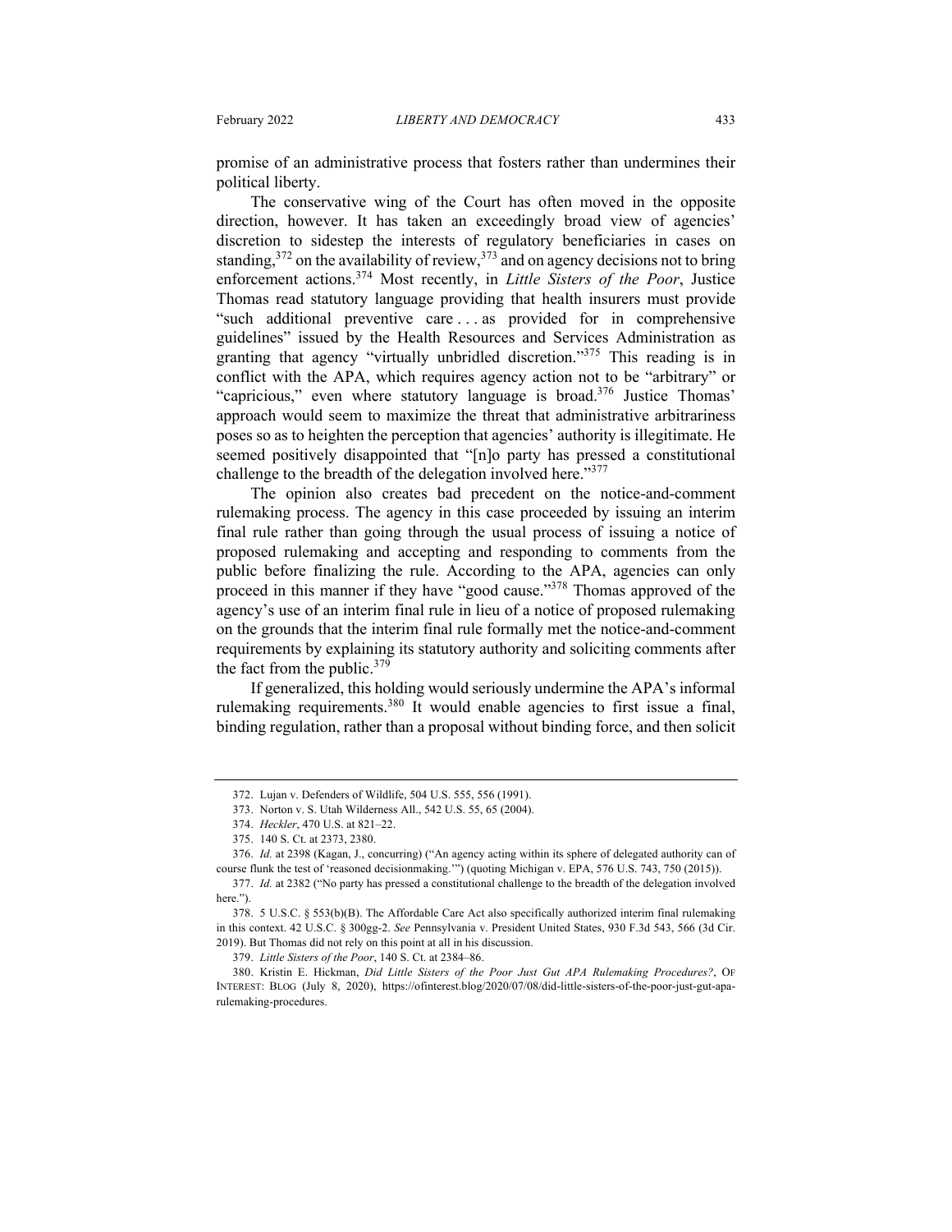promise of an administrative process that fosters rather than undermines their political liberty.

The conservative wing of the Court has often moved in the opposite direction, however. It has taken an exceedingly broad view of agencies' discretion to sidestep the interests of regulatory beneficiaries in cases on standing,[372] on the availability of review,[373] and on agency decisions not to bring enforcement actions.[374] Most recently, in *Little Sisters of the Poor*, Justice Thomas read statutory language providing that health insurers must provide "such additional preventive care . . . as provided for in comprehensive guidelines" issued by the Health Resources and Services Administration as granting that agency "virtually unbridled discretion."[375] This reading is in conflict with the APA, which requires agency action not to be "arbitrary" or "capricious," even where statutory language is broad.[376] Justice Thomas' approach would seem to maximize the threat that administrative arbitrariness poses so as to heighten the perception that agencies' authority is illegitimate. He seemed positively disappointed that "[n]o party has pressed a constitutional challenge to the breadth of the delegation involved here."[377]

The opinion also creates bad precedent on the notice-and-comment rulemaking process. The agency in this case proceeded by issuing an interim final rule rather than going through the usual process of issuing a notice of proposed rulemaking and accepting and responding to comments from the public before finalizing the rule. According to the APA, agencies can only proceed in this manner if they have "good cause."[378] Thomas approved of the agency's use of an interim final rule in lieu of a notice of proposed rulemaking on the grounds that the interim final rule formally met the notice-and-comment requirements by explaining its statutory authority and soliciting comments after the fact from the public.[379]

If generalized, this holding would seriously undermine the APA's informal rulemaking requirements.[380] It would enable agencies to first issue a final, binding regulation, rather than a proposal without binding force, and then solicit

---

372. Lujan v. Defenders of Wildlife, 504 U.S. 555, 556 (1991).

373. Norton v. S. Utah Wilderness All., 542 U.S. 55, 65 (2004).

374. *Heckler*, 470 U.S. at 821–22.

375. 140 S. Ct. at 2373, 2380.

376. *Id.* at 2398 (Kagan, J., concurring) ("An agency acting within its sphere of delegated authority can of course flunk the test of 'reasoned decisionmaking.'") (quoting Michigan v. EPA, 576 U.S. 743, 750 (2015)).

377. *Id.* at 2382 ("No party has pressed a constitutional challenge to the breadth of the delegation involved here.").

378. 5 U.S.C. § 553(b)(B). The Affordable Care Act also specifically authorized interim final rulemaking in this context. 42 U.S.C. § 300gg-2. *See* Pennsylvania v. President United States, 930 F.3d 543, 566 (3d Cir. 2019). But Thomas did not rely on this point at all in his discussion.

379. *Little Sisters of the Poor*, 140 S. Ct. at 2384–86.

380. Kristin E. Hickman, *Did Little Sisters of the Poor Just Gut APA Rulemaking Procedures?*, OF INTEREST: BLOG (July 8, 2020), https://ofinterest.blog/2020/07/08/did-little-sisters-of-the-poor-just-gut-apa-rulemaking-procedures.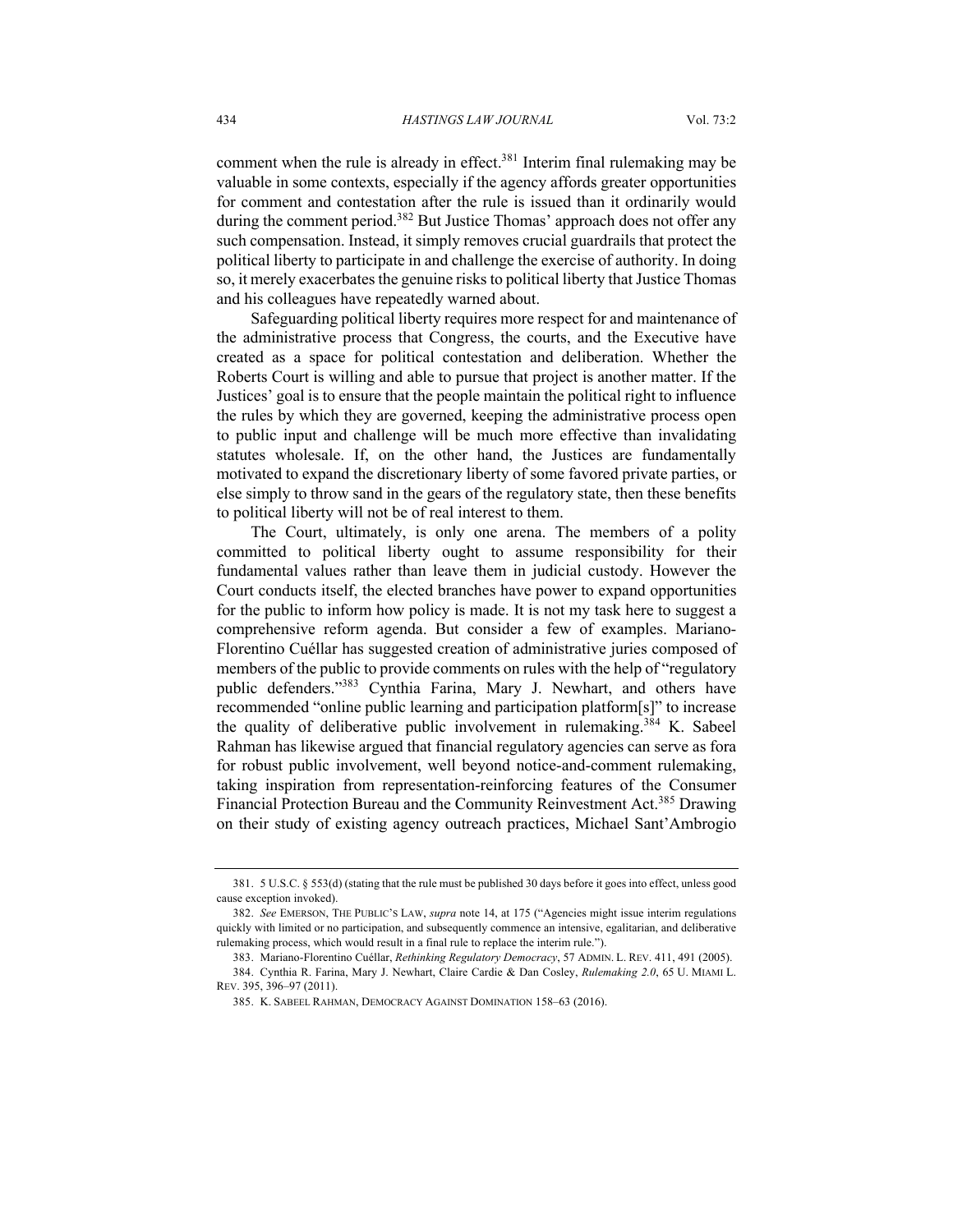comment when the rule is already in effect.[381] Interim final rulemaking may be valuable in some contexts, especially if the agency affords greater opportunities for comment and contestation after the rule is issued than it ordinarily would during the comment period.[382] But Justice Thomas' approach does not offer any such compensation. Instead, it simply removes crucial guardrails that protect the political liberty to participate in and challenge the exercise of authority. In doing so, it merely exacerbates the genuine risks to political liberty that Justice Thomas and his colleagues have repeatedly warned about.

Safeguarding political liberty requires more respect for and maintenance of the administrative process that Congress, the courts, and the Executive have created as a space for political contestation and deliberation. Whether the Roberts Court is willing and able to pursue that project is another matter. If the Justices' goal is to ensure that the people maintain the political right to influence the rules by which they are governed, keeping the administrative process open to public input and challenge will be much more effective than invalidating statutes wholesale. If, on the other hand, the Justices are fundamentally motivated to expand the discretionary liberty of some favored private parties, or else simply to throw sand in the gears of the regulatory state, then these benefits to political liberty will not be of real interest to them.

The Court, ultimately, is only one arena. The members of a polity committed to political liberty ought to assume responsibility for their fundamental values rather than leave them in judicial custody. However the Court conducts itself, the elected branches have power to expand opportunities for the public to inform how policy is made. It is not my task here to suggest a comprehensive reform agenda. But consider a few of examples. Mariano-Florentino Cuéllar has suggested creation of administrative juries composed of members of the public to provide comments on rules with the help of "regulatory public defenders."[383] Cynthia Farina, Mary J. Newhart, and others have recommended "online public learning and participation platform[s]" to increase the quality of deliberative public involvement in rulemaking.[384] K. Sabeel Rahman has likewise argued that financial regulatory agencies can serve as fora for robust public involvement, well beyond notice-and-comment rulemaking, taking inspiration from representation-reinforcing features of the Consumer Financial Protection Bureau and the Community Reinvestment Act.[385] Drawing on their study of existing agency outreach practices, Michael Sant'Ambrogio

---

381. 5 U.S.C. § 553(d) (stating that the rule must be published 30 days before it goes into effect, unless good cause exception invoked).

382. *See* EMERSON, THE PUBLIC'S LAW, *supra* note 14, at 175 ("Agencies might issue interim regulations quickly with limited or no participation, and subsequently commence an intensive, egalitarian, and deliberative rulemaking process, which would result in a final rule to replace the interim rule.").

383. Mariano-Florentino Cuéllar, *Rethinking Regulatory Democracy*, 57 ADMIN. L. REV. 411, 491 (2005).

384. Cynthia R. Farina, Mary J. Newhart, Claire Cardie & Dan Cosley, *Rulemaking 2.0*, 65 U. MIAMI L. REV. 395, 396–97 (2011).

385. K. SABEEL RAHMAN, DEMOCRACY AGAINST DOMINATION 158–63 (2016).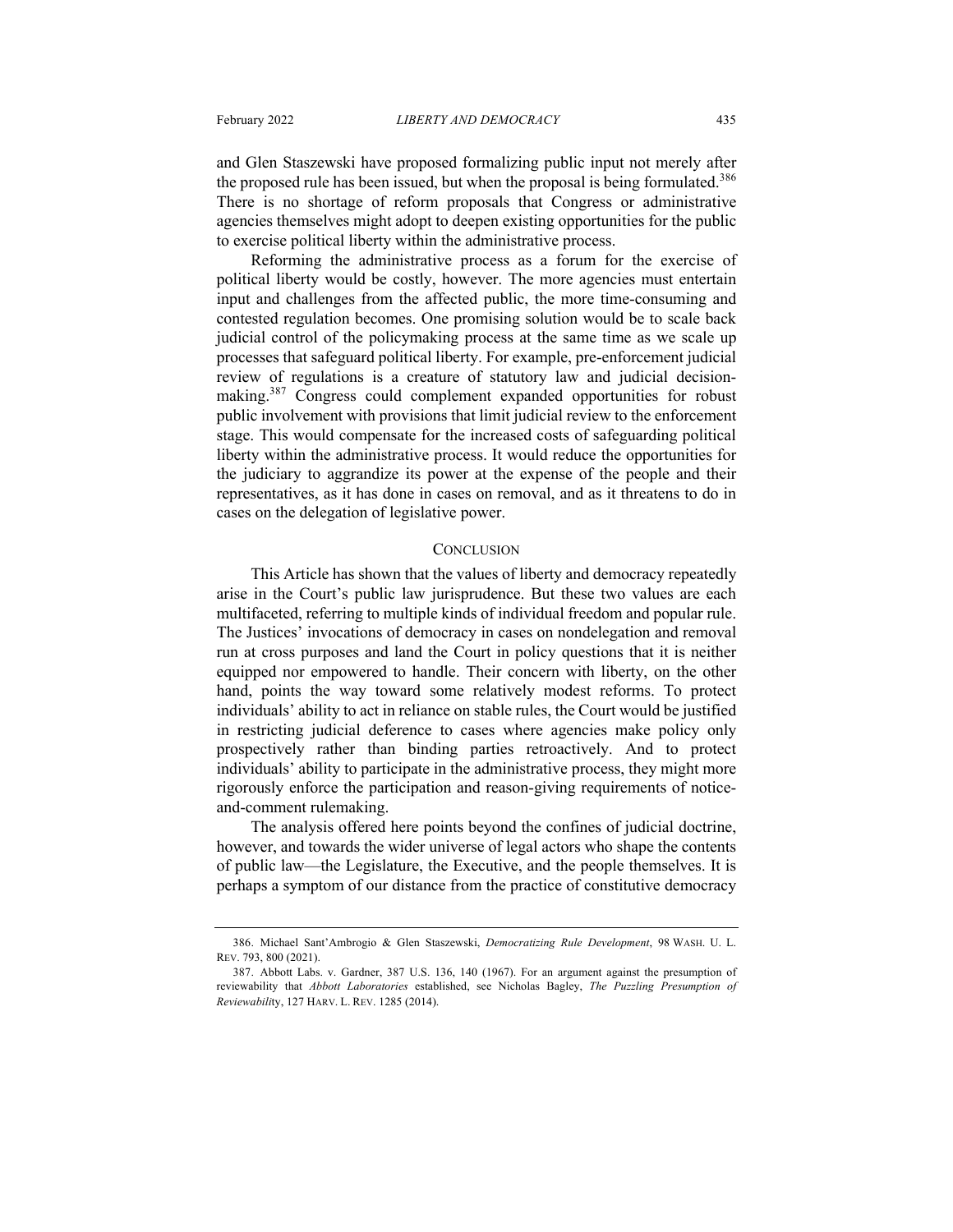and Glen Staszewski have proposed formalizing public input not merely after the proposed rule has been issued, but when the proposal is being formulated.[386] There is no shortage of reform proposals that Congress or administrative agencies themselves might adopt to deepen existing opportunities for the public to exercise political liberty within the administrative process.

Reforming the administrative process as a forum for the exercise of political liberty would be costly, however. The more agencies must entertain input and challenges from the affected public, the more time-consuming and contested regulation becomes. One promising solution would be to scale back judicial control of the policymaking process at the same time as we scale up processes that safeguard political liberty. For example, pre-enforcement judicial review of regulations is a creature of statutory law and judicial decision-making.[387] Congress could complement expanded opportunities for robust public involvement with provisions that limit judicial review to the enforcement stage. This would compensate for the increased costs of safeguarding political liberty within the administrative process. It would reduce the opportunities for the judiciary to aggrandize its power at the expense of the people and their representatives, as it has done in cases on removal, and as it threatens to do in cases on the delegation of legislative power.

## CONCLUSION

This Article has shown that the values of liberty and democracy repeatedly arise in the Court's public law jurisprudence. But these two values are each multifaceted, referring to multiple kinds of individual freedom and popular rule. The Justices' invocations of democracy in cases on nondelegation and removal run at cross purposes and land the Court in policy questions that it is neither equipped nor empowered to handle. Their concern with liberty, on the other hand, points the way toward some relatively modest reforms. To protect individuals' ability to act in reliance on stable rules, the Court would be justified in restricting judicial deference to cases where agencies make policy only prospectively rather than binding parties retroactively. And to protect individuals' ability to participate in the administrative process, they might more rigorously enforce the participation and reason-giving requirements of notice-and-comment rulemaking.

The analysis offered here points beyond the confines of judicial doctrine, however, and towards the wider universe of legal actors who shape the contents of public law—the Legislature, the Executive, and the people themselves. It is perhaps a symptom of our distance from the practice of constitutive democracy

---

386. Michael Sant'Ambrogio & Glen Staszewski, *Democratizing Rule Development*, 98 WASH. U. L. REV. 793, 800 (2021).

387. Abbott Labs. v. Gardner, 387 U.S. 136, 140 (1967). For an argument against the presumption of reviewability that *Abbott Laboratories* established, see Nicholas Bagley, *The Puzzling Presumption of Reviewability*, 127 HARV. L. REV. 1285 (2014).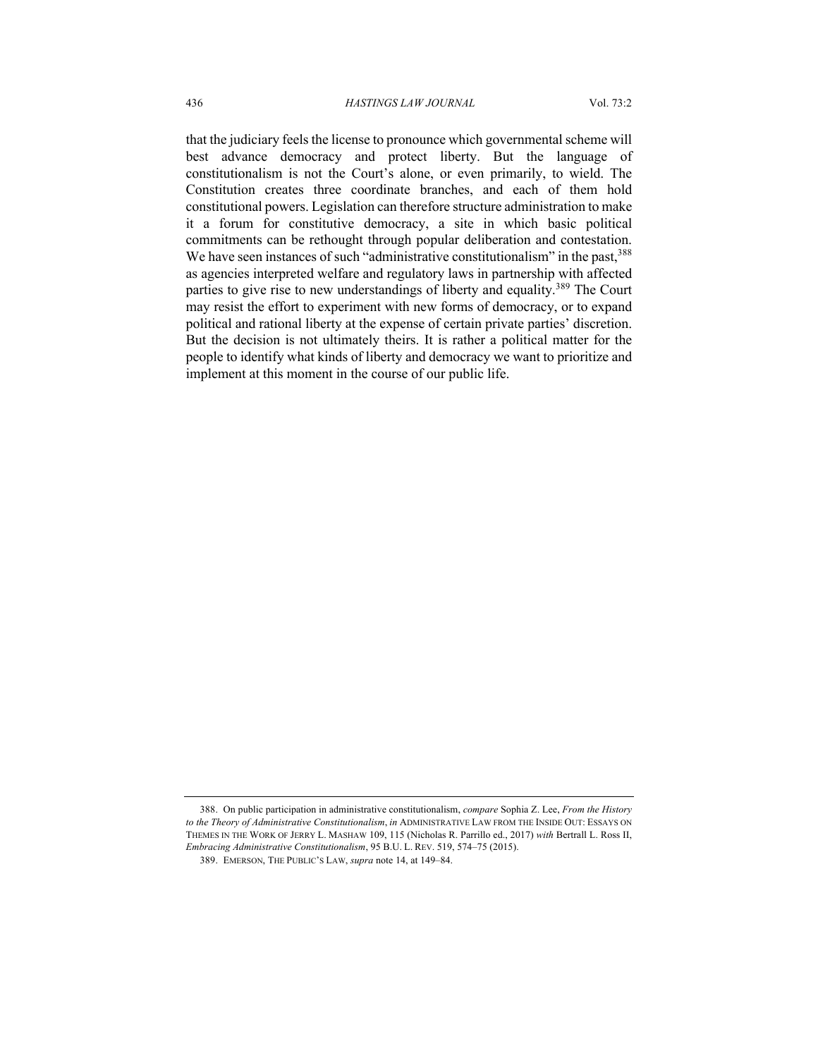that the judiciary feels the license to pronounce which governmental scheme will best advance democracy and protect liberty. But the language of constitutionalism is not the Court's alone, or even primarily, to wield. The Constitution creates three coordinate branches, and each of them hold constitutional powers. Legislation can therefore structure administration to make it a forum for constitutive democracy, a site in which basic political commitments can be rethought through popular deliberation and contestation. We have seen instances of such "administrative constitutionalism" in the past,[388] as agencies interpreted welfare and regulatory laws in partnership with affected parties to give rise to new understandings of liberty and equality.[389] The Court may resist the effort to experiment with new forms of democracy, or to expand political and rational liberty at the expense of certain private parties' discretion. But the decision is not ultimately theirs. It is rather a political matter for the people to identify what kinds of liberty and democracy we want to prioritize and implement at this moment in the course of our public life.

---

388. On public participation in administrative constitutionalism, *compare* Sophia Z. Lee, *From the History to the Theory of Administrative Constitutionalism*, *in* ADMINISTRATIVE LAW FROM THE INSIDE OUT: ESSAYS ON THEMES IN THE WORK OF JERRY L. MASHAW 109, 115 (Nicholas R. Parrillo ed., 2017) *with* Bertrall L. Ross II, *Embracing Administrative Constitutionalism*, 95 B.U. L. REV. 519, 574–75 (2015).

389. EMERSON, THE PUBLIC'S LAW, *supra* note 14, at 149–84.